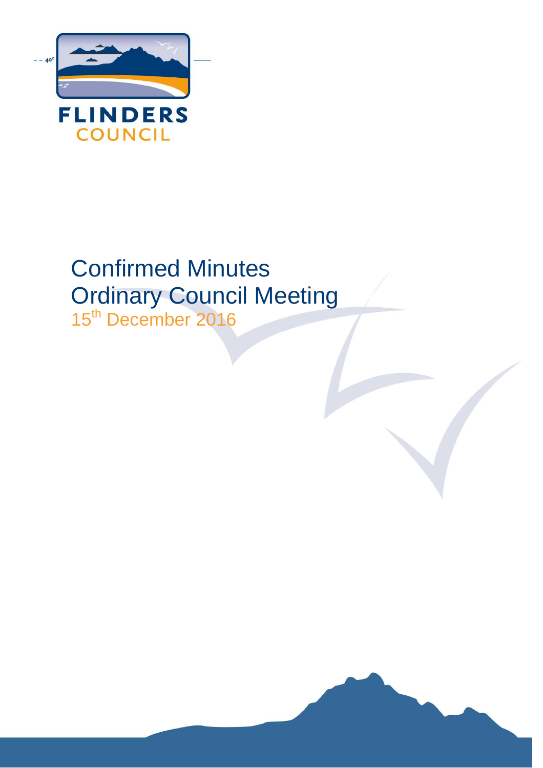FLINDERS
COUNCIL

# Confirmed Minutes
# Ordinary Council Meeting
15th December 2016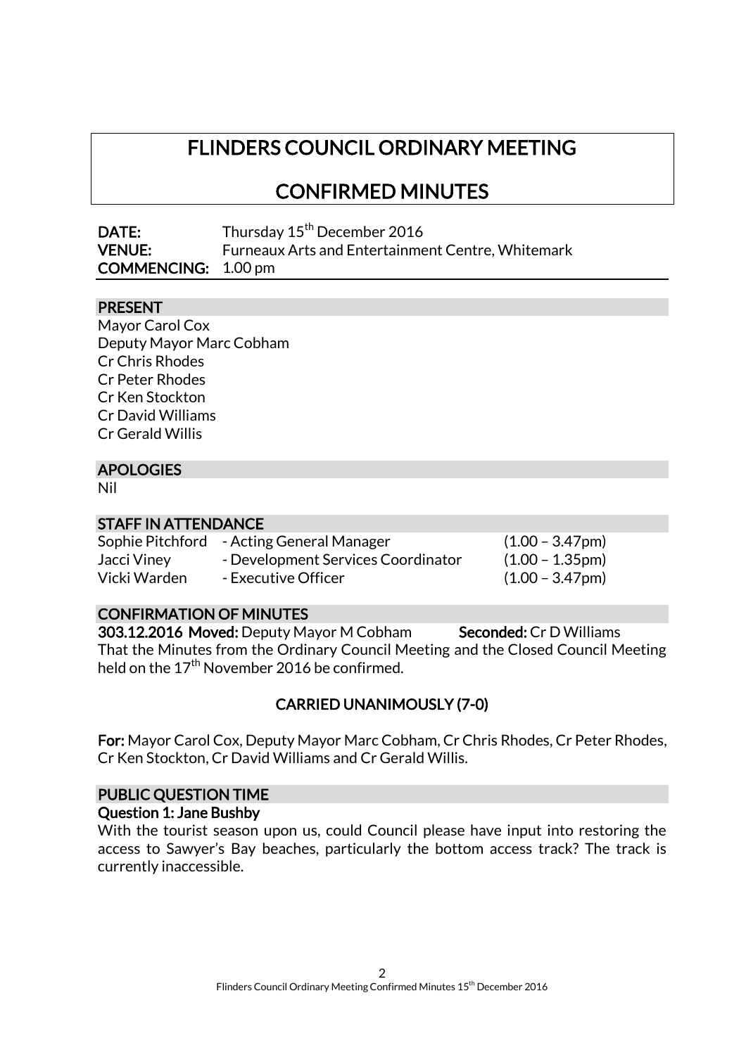# FLINDERS COUNCIL ORDINARY MEETING

## CONFIRMED MINUTES

**DATE:** Thursday 15th December 2016
**VENUE:** Furneaux Arts and Entertainment Centre, Whitemark
**COMMENCING:** 1.00 pm

### PRESENT

Mayor Carol Cox
Deputy Mayor Marc Cobham
Cr Chris Rhodes
Cr Peter Rhodes
Cr Ken Stockton
Cr David Williams
Cr Gerald Willis

### APOLOGIES

Nil

### STAFF IN ATTENDANCE

| | | |
|---|---|---|
| Sophie Pitchford | - Acting General Manager | (1.00 – 3.47pm) |
| Jacci Viney | - Development Services Coordinator | (1.00 – 1.35pm) |
| Vicki Warden | - Executive Officer | (1.00 – 3.47pm) |

### CONFIRMATION OF MINUTES

**303.12.2016 Moved:** Deputy Mayor M Cobham **Seconded:** Cr D Williams

That the Minutes from the Ordinary Council Meeting and the Closed Council Meeting held on the 17th November 2016 be confirmed.

**CARRIED UNANIMOUSLY (7-0)**

**For:** Mayor Carol Cox, Deputy Mayor Marc Cobham, Cr Chris Rhodes, Cr Peter Rhodes, Cr Ken Stockton, Cr David Williams and Cr Gerald Willis.

### PUBLIC QUESTION TIME

**Question 1: Jane Bushby**

With the tourist season upon us, could Council please have input into restoring the access to Sawyer's Bay beaches, particularly the bottom access track? The track is currently inaccessible.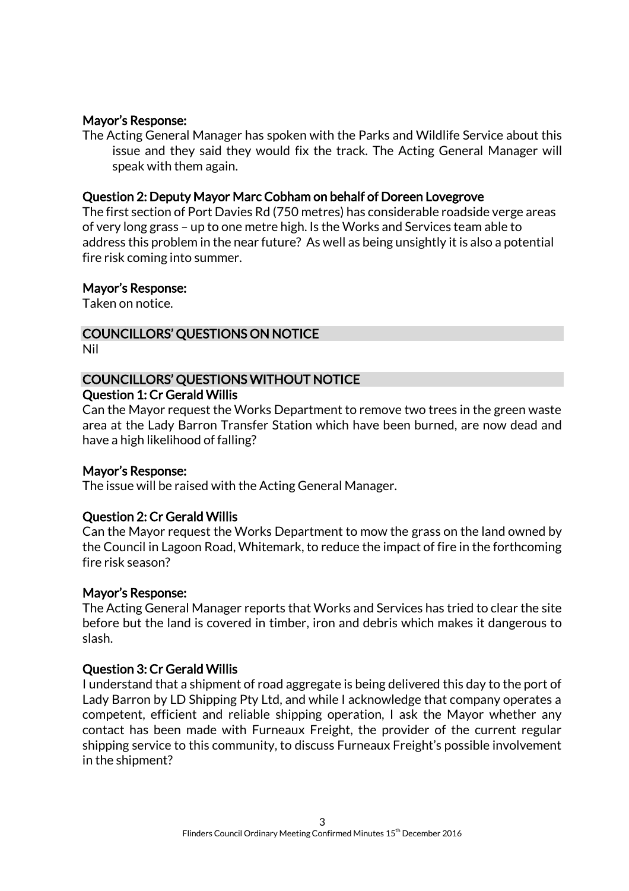**Mayor's Response:**

The Acting General Manager has spoken with the Parks and Wildlife Service about this issue and they said they would fix the track. The Acting General Manager will speak with them again.

**Question 2: Deputy Mayor Marc Cobham on behalf of Doreen Lovegrove**

The first section of Port Davies Rd (750 metres) has considerable roadside verge areas of very long grass – up to one metre high. Is the Works and Services team able to address this problem in the near future? As well as being unsightly it is also a potential fire risk coming into summer.

**Mayor's Response:**

Taken on notice.

## COUNCILLORS' QUESTIONS ON NOTICE

Nil

## COUNCILLORS' QUESTIONS WITHOUT NOTICE

**Question 1: Cr Gerald Willis**

Can the Mayor request the Works Department to remove two trees in the green waste area at the Lady Barron Transfer Station which have been burned, are now dead and have a high likelihood of falling?

**Mayor's Response:**

The issue will be raised with the Acting General Manager.

**Question 2: Cr Gerald Willis**

Can the Mayor request the Works Department to mow the grass on the land owned by the Council in Lagoon Road, Whitemark, to reduce the impact of fire in the forthcoming fire risk season?

**Mayor's Response:**

The Acting General Manager reports that Works and Services has tried to clear the site before but the land is covered in timber, iron and debris which makes it dangerous to slash.

**Question 3: Cr Gerald Willis**

I understand that a shipment of road aggregate is being delivered this day to the port of Lady Barron by LD Shipping Pty Ltd, and while I acknowledge that company operates a competent, efficient and reliable shipping operation, I ask the Mayor whether any contact has been made with Furneaux Freight, the provider of the current regular shipping service to this community, to discuss Furneaux Freight's possible involvement in the shipment?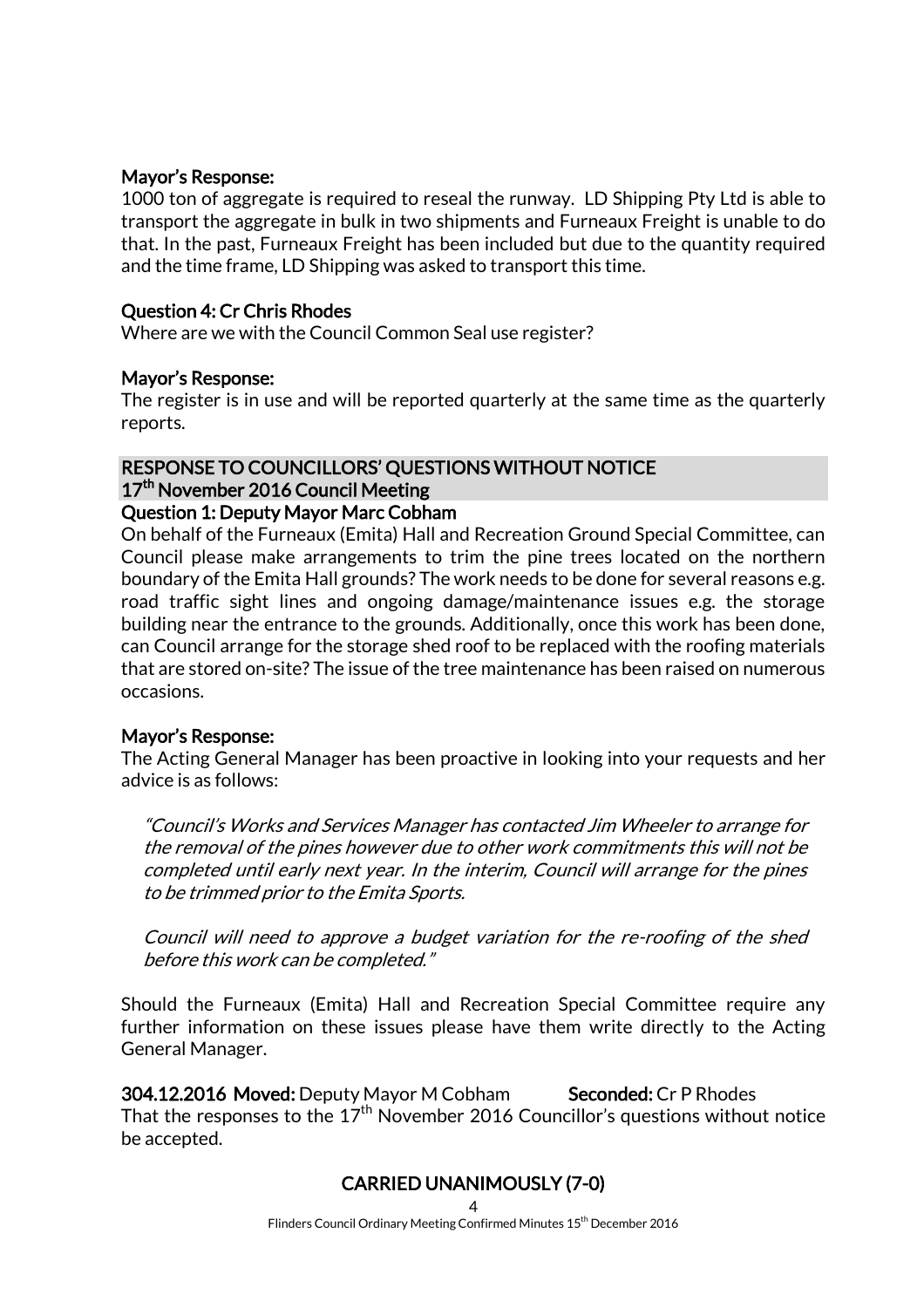**Mayor's Response:**
1000 ton of aggregate is required to reseal the runway. LD Shipping Pty Ltd is able to transport the aggregate in bulk in two shipments and Furneaux Freight is unable to do that. In the past, Furneaux Freight has been included but due to the quantity required and the time frame, LD Shipping was asked to transport this time.

**Question 4: Cr Chris Rhodes**
Where are we with the Council Common Seal use register?

**Mayor's Response:**
The register is in use and will be reported quarterly at the same time as the quarterly reports.

## RESPONSE TO COUNCILLORS' QUESTIONS WITHOUT NOTICE 17th November 2016 Council Meeting

**Question 1: Deputy Mayor Marc Cobham**
On behalf of the Furneaux (Emita) Hall and Recreation Ground Special Committee, can Council please make arrangements to trim the pine trees located on the northern boundary of the Emita Hall grounds? The work needs to be done for several reasons e.g. road traffic sight lines and ongoing damage/maintenance issues e.g. the storage building near the entrance to the grounds. Additionally, once this work has been done, can Council arrange for the storage shed roof to be replaced with the roofing materials that are stored on-site? The issue of the tree maintenance has been raised on numerous occasions.

**Mayor's Response:**
The Acting General Manager has been proactive in looking into your requests and her advice is as follows:

> *"Council's Works and Services Manager has contacted Jim Wheeler to arrange for the removal of the pines however due to other work commitments this will not be completed until early next year. In the interim, Council will arrange for the pines to be trimmed prior to the Emita Sports.*
>
> *Council will need to approve a budget variation for the re-roofing of the shed before this work can be completed."*

Should the Furneaux (Emita) Hall and Recreation Special Committee require any further information on these issues please have them write directly to the Acting General Manager.

**304.12.2016 Moved:** Deputy Mayor M Cobham **Seconded:** Cr P Rhodes
That the responses to the 17th November 2016 Councillor's questions without notice be accepted.

**CARRIED UNANIMOUSLY (7-0)**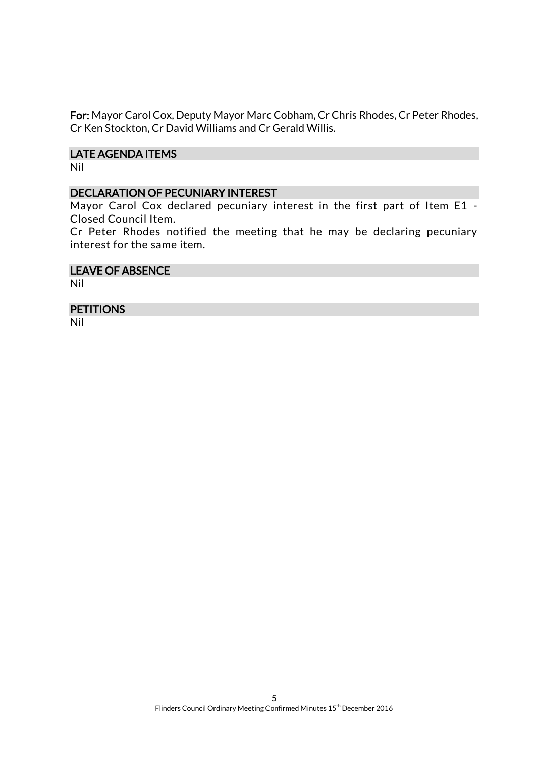**For:** Mayor Carol Cox, Deputy Mayor Marc Cobham, Cr Chris Rhodes, Cr Peter Rhodes, Cr Ken Stockton, Cr David Williams and Cr Gerald Willis.

## LATE AGENDA ITEMS

Nil

## DECLARATION OF PECUNIARY INTEREST

Mayor Carol Cox declared pecuniary interest in the first part of Item E1 - Closed Council Item.

Cr Peter Rhodes notified the meeting that he may be declaring pecuniary interest for the same item.

## LEAVE OF ABSENCE

Nil

## PETITIONS

Nil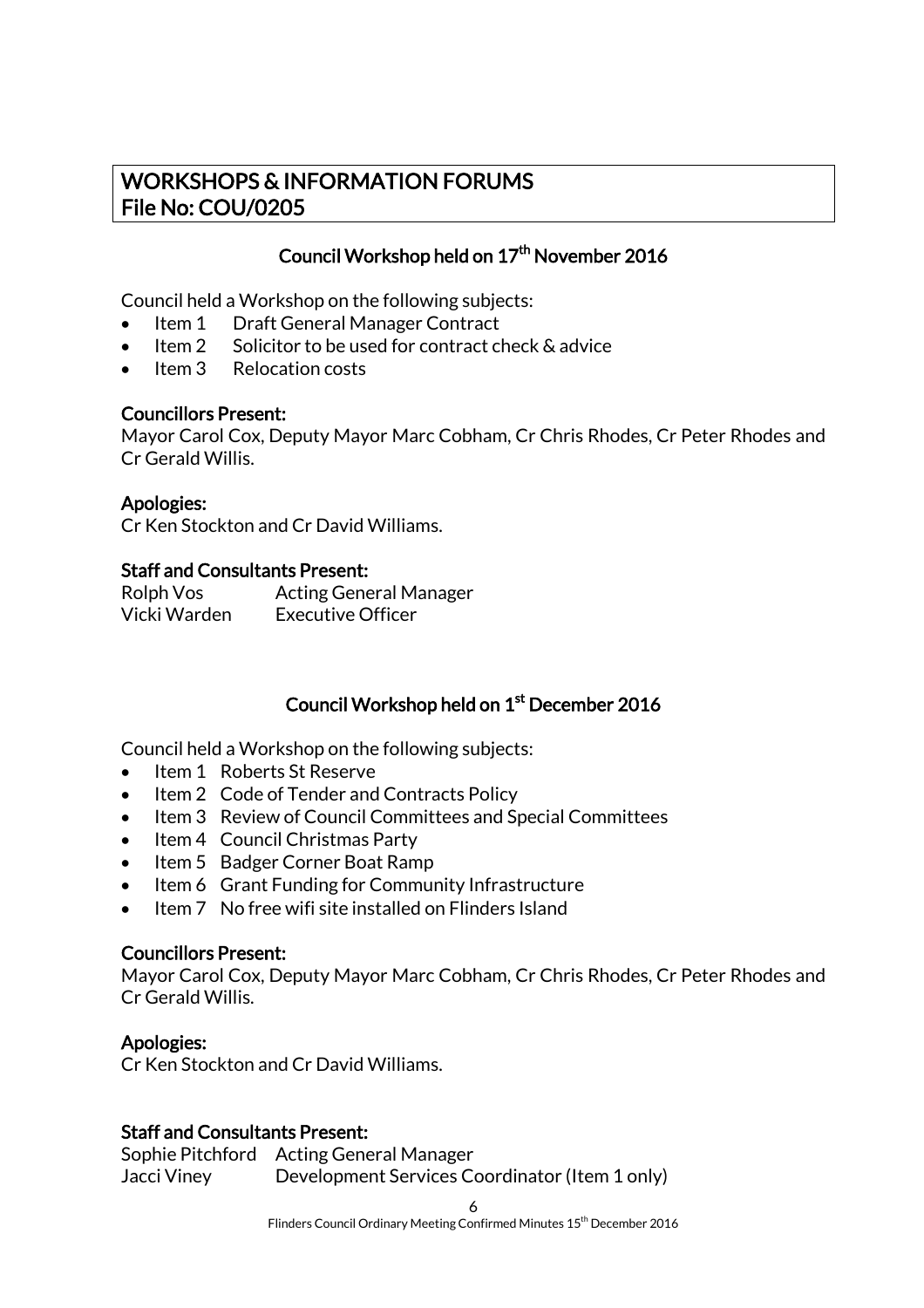# WORKSHOPS & INFORMATION FORUMS
# File No: COU/0205

## Council Workshop held on 17th November 2016

Council held a Workshop on the following subjects:

- Item 1 Draft General Manager Contract
- Item 2 Solicitor to be used for contract check & advice
- Item 3 Relocation costs

**Councillors Present:**
Mayor Carol Cox, Deputy Mayor Marc Cobham, Cr Chris Rhodes, Cr Peter Rhodes and Cr Gerald Willis.

**Apologies:**
Cr Ken Stockton and Cr David Williams.

**Staff and Consultants Present:**

| | |
|---|---|
| Rolph Vos | Acting General Manager |
| Vicki Warden | Executive Officer |

## Council Workshop held on 1st December 2016

Council held a Workshop on the following subjects:

- Item 1 Roberts St Reserve
- Item 2 Code of Tender and Contracts Policy
- Item 3 Review of Council Committees and Special Committees
- Item 4 Council Christmas Party
- Item 5 Badger Corner Boat Ramp
- Item 6 Grant Funding for Community Infrastructure
- Item 7 No free wifi site installed on Flinders Island

**Councillors Present:**
Mayor Carol Cox, Deputy Mayor Marc Cobham, Cr Chris Rhodes, Cr Peter Rhodes and Cr Gerald Willis.

**Apologies:**
Cr Ken Stockton and Cr David Williams.

**Staff and Consultants Present:**

| | |
|---|---|
| Sophie Pitchford | Acting General Manager |
| Jacci Viney | Development Services Coordinator (Item 1 only) |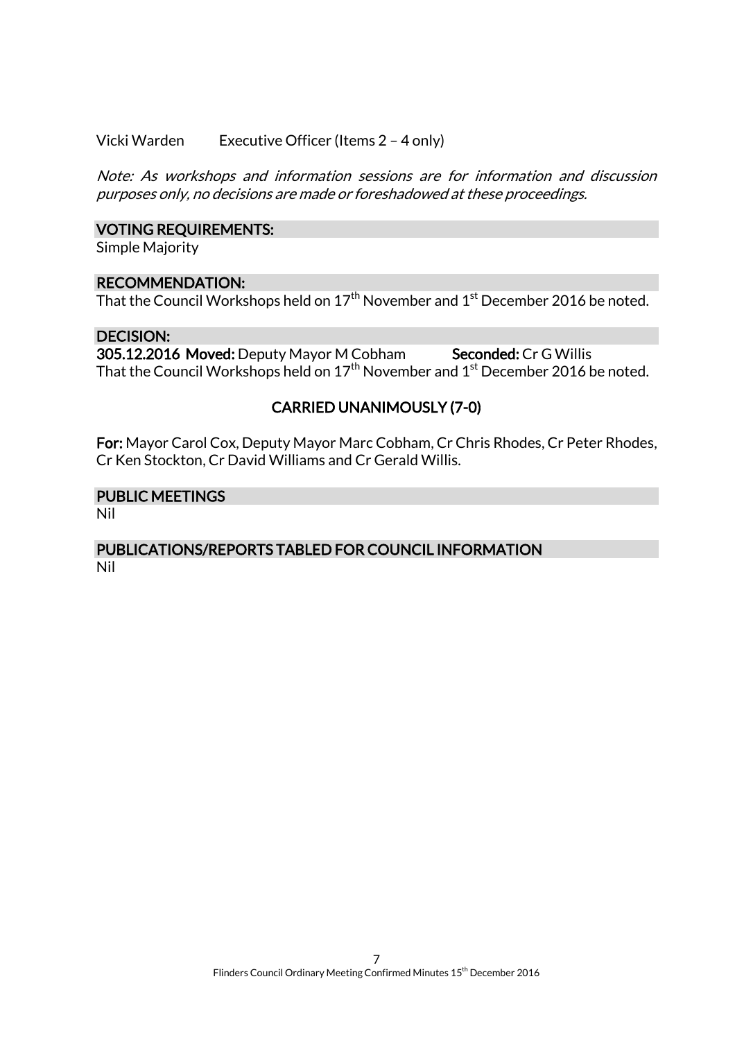Vicki Warden Executive Officer (Items 2 – 4 only)

*Note: As workshops and information sessions are for information and discussion purposes only, no decisions are made or foreshadowed at these proceedings.*

### VOTING REQUIREMENTS:

Simple Majority

### RECOMMENDATION:

That the Council Workshops held on 17th November and 1st December 2016 be noted.

### DECISION:

**305.12.2016 Moved:** Deputy Mayor M Cobham **Seconded:** Cr G Willis

That the Council Workshops held on 17th November and 1st December 2016 be noted.

**CARRIED UNANIMOUSLY (7-0)**

**For:** Mayor Carol Cox, Deputy Mayor Marc Cobham, Cr Chris Rhodes, Cr Peter Rhodes, Cr Ken Stockton, Cr David Williams and Cr Gerald Willis.

### PUBLIC MEETINGS

Nil

### PUBLICATIONS/REPORTS TABLED FOR COUNCIL INFORMATION

Nil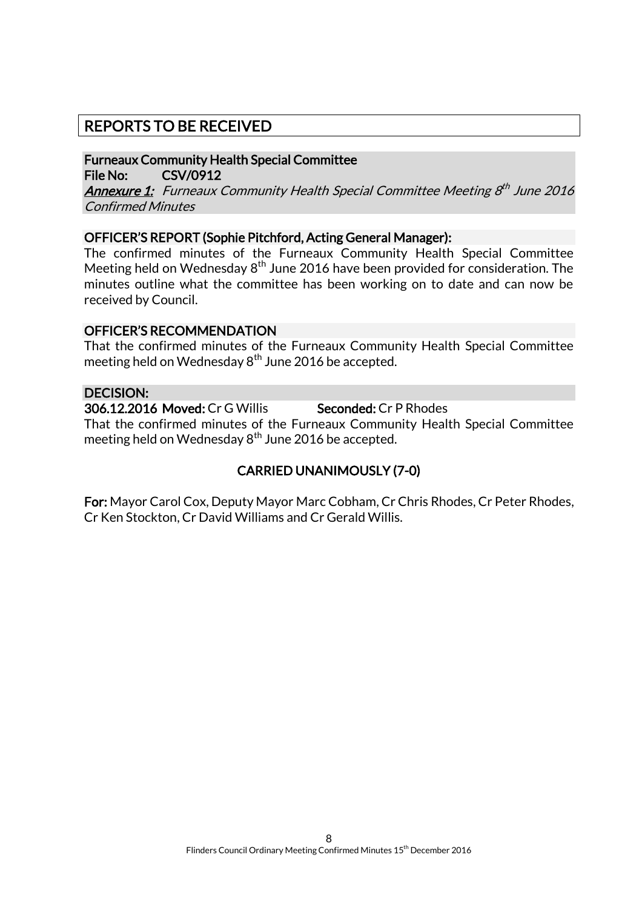# REPORTS TO BE RECEIVED

**Furneaux Community Health Special Committee**
**File No: CSV/0912**
***Annexure 1:*** *Furneaux Community Health Special Committee Meeting 8th June 2016 Confirmed Minutes*

**OFFICER'S REPORT (Sophie Pitchford, Acting General Manager):**

The confirmed minutes of the Furneaux Community Health Special Committee Meeting held on Wednesday 8th June 2016 have been provided for consideration. The minutes outline what the committee has been working on to date and can now be received by Council.

**OFFICER'S RECOMMENDATION**

That the confirmed minutes of the Furneaux Community Health Special Committee meeting held on Wednesday 8th June 2016 be accepted.

**DECISION:**

**306.12.2016 Moved:** Cr G Willis **Seconded:** Cr P Rhodes

That the confirmed minutes of the Furneaux Community Health Special Committee meeting held on Wednesday 8th June 2016 be accepted.

**CARRIED UNANIMOUSLY (7-0)**

**For:** Mayor Carol Cox, Deputy Mayor Marc Cobham, Cr Chris Rhodes, Cr Peter Rhodes, Cr Ken Stockton, Cr David Williams and Cr Gerald Willis.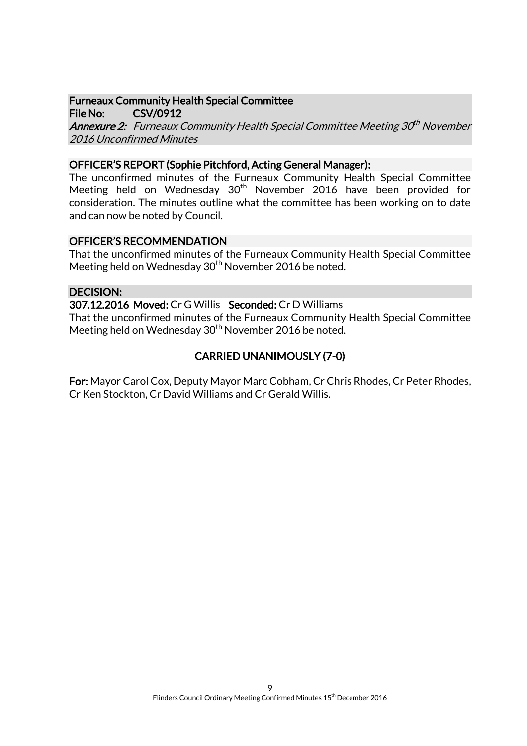**Furneaux Community Health Special Committee**
**File No: CSV/0912**
***Annexure 2:*** *Furneaux Community Health Special Committee Meeting 30th November 2016 Unconfirmed Minutes*

**OFFICER'S REPORT (Sophie Pitchford, Acting General Manager):**

The unconfirmed minutes of the Furneaux Community Health Special Committee Meeting held on Wednesday 30th November 2016 have been provided for consideration. The minutes outline what the committee has been working on to date and can now be noted by Council.

**OFFICER'S RECOMMENDATION**

That the unconfirmed minutes of the Furneaux Community Health Special Committee Meeting held on Wednesday 30th November 2016 be noted.

**DECISION:**

**307.12.2016 Moved:** Cr G Willis **Seconded:** Cr D Williams

That the unconfirmed minutes of the Furneaux Community Health Special Committee Meeting held on Wednesday 30th November 2016 be noted.

**CARRIED UNANIMOUSLY (7-0)**

**For:** Mayor Carol Cox, Deputy Mayor Marc Cobham, Cr Chris Rhodes, Cr Peter Rhodes, Cr Ken Stockton, Cr David Williams and Cr Gerald Willis.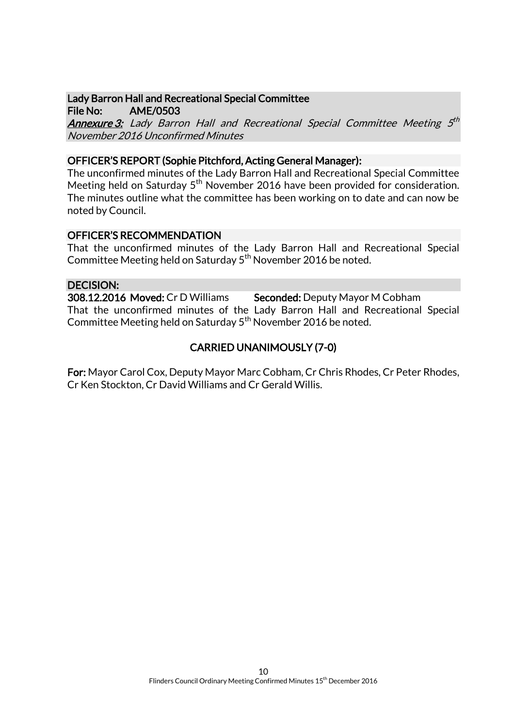**Lady Barron Hall and Recreational Special Committee**
**File No: AME/0503**
***Annexure 3:*** *Lady Barron Hall and Recreational Special Committee Meeting 5th November 2016 Unconfirmed Minutes*

**OFFICER'S REPORT (Sophie Pitchford, Acting General Manager):**

The unconfirmed minutes of the Lady Barron Hall and Recreational Special Committee Meeting held on Saturday 5th November 2016 have been provided for consideration. The minutes outline what the committee has been working on to date and can now be noted by Council.

**OFFICER'S RECOMMENDATION**

That the unconfirmed minutes of the Lady Barron Hall and Recreational Special Committee Meeting held on Saturday 5th November 2016 be noted.

**DECISION:**

**308.12.2016 Moved:** Cr D Williams **Seconded:** Deputy Mayor M Cobham

That the unconfirmed minutes of the Lady Barron Hall and Recreational Special Committee Meeting held on Saturday 5th November 2016 be noted.

**CARRIED UNANIMOUSLY (7-0)**

**For:** Mayor Carol Cox, Deputy Mayor Marc Cobham, Cr Chris Rhodes, Cr Peter Rhodes, Cr Ken Stockton, Cr David Williams and Cr Gerald Willis.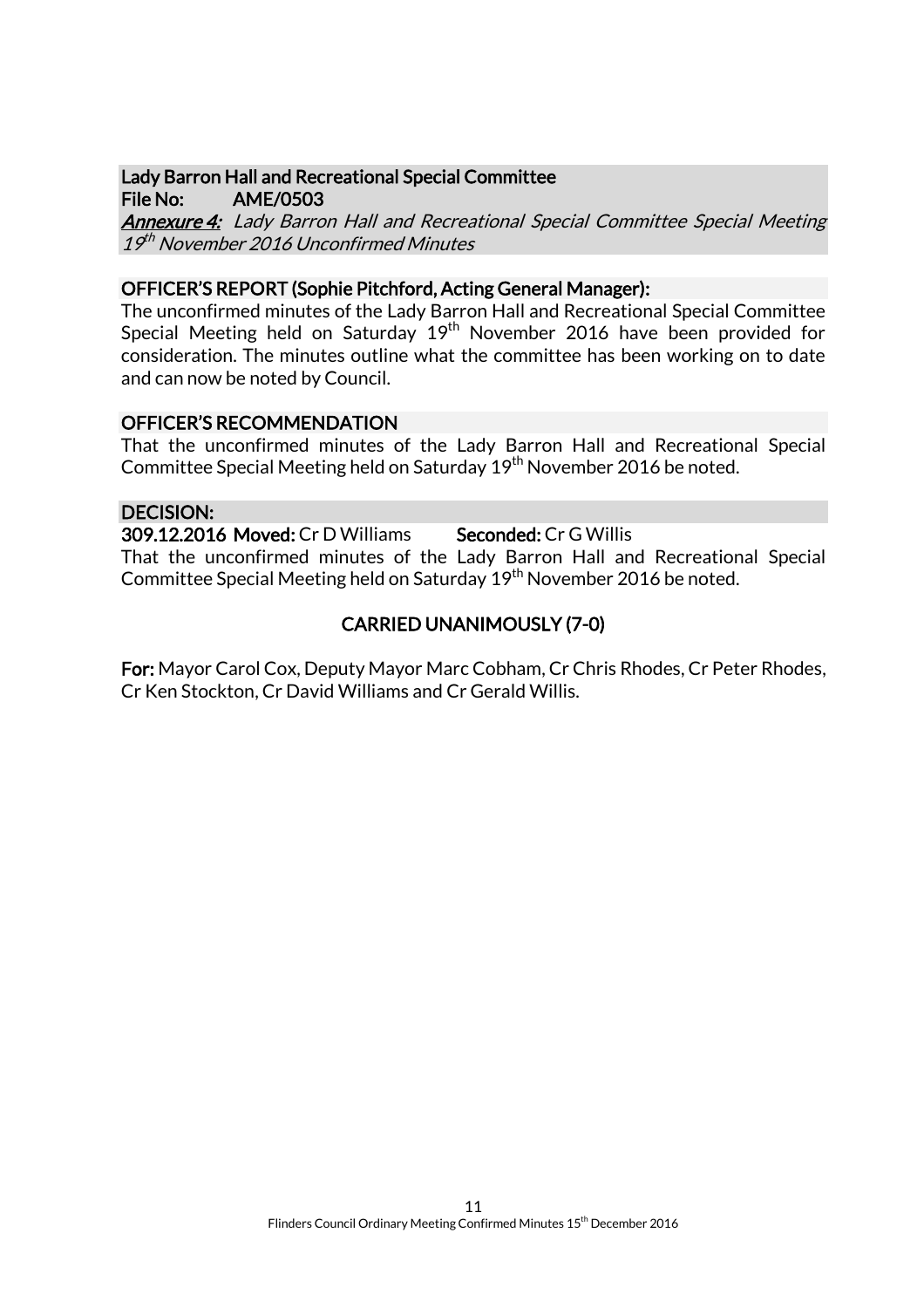**Lady Barron Hall and Recreational Special Committee**
**File No: AME/0503**
***Annexure 4:*** *Lady Barron Hall and Recreational Special Committee Special Meeting 19th November 2016 Unconfirmed Minutes*

**OFFICER'S REPORT (Sophie Pitchford, Acting General Manager):**

The unconfirmed minutes of the Lady Barron Hall and Recreational Special Committee Special Meeting held on Saturday 19th November 2016 have been provided for consideration. The minutes outline what the committee has been working on to date and can now be noted by Council.

**OFFICER'S RECOMMENDATION**

That the unconfirmed minutes of the Lady Barron Hall and Recreational Special Committee Special Meeting held on Saturday 19th November 2016 be noted.

**DECISION:**

**309.12.2016 Moved:** Cr D Williams **Seconded:** Cr G Willis

That the unconfirmed minutes of the Lady Barron Hall and Recreational Special Committee Special Meeting held on Saturday 19th November 2016 be noted.

**CARRIED UNANIMOUSLY (7-0)**

**For:** Mayor Carol Cox, Deputy Mayor Marc Cobham, Cr Chris Rhodes, Cr Peter Rhodes, Cr Ken Stockton, Cr David Williams and Cr Gerald Willis.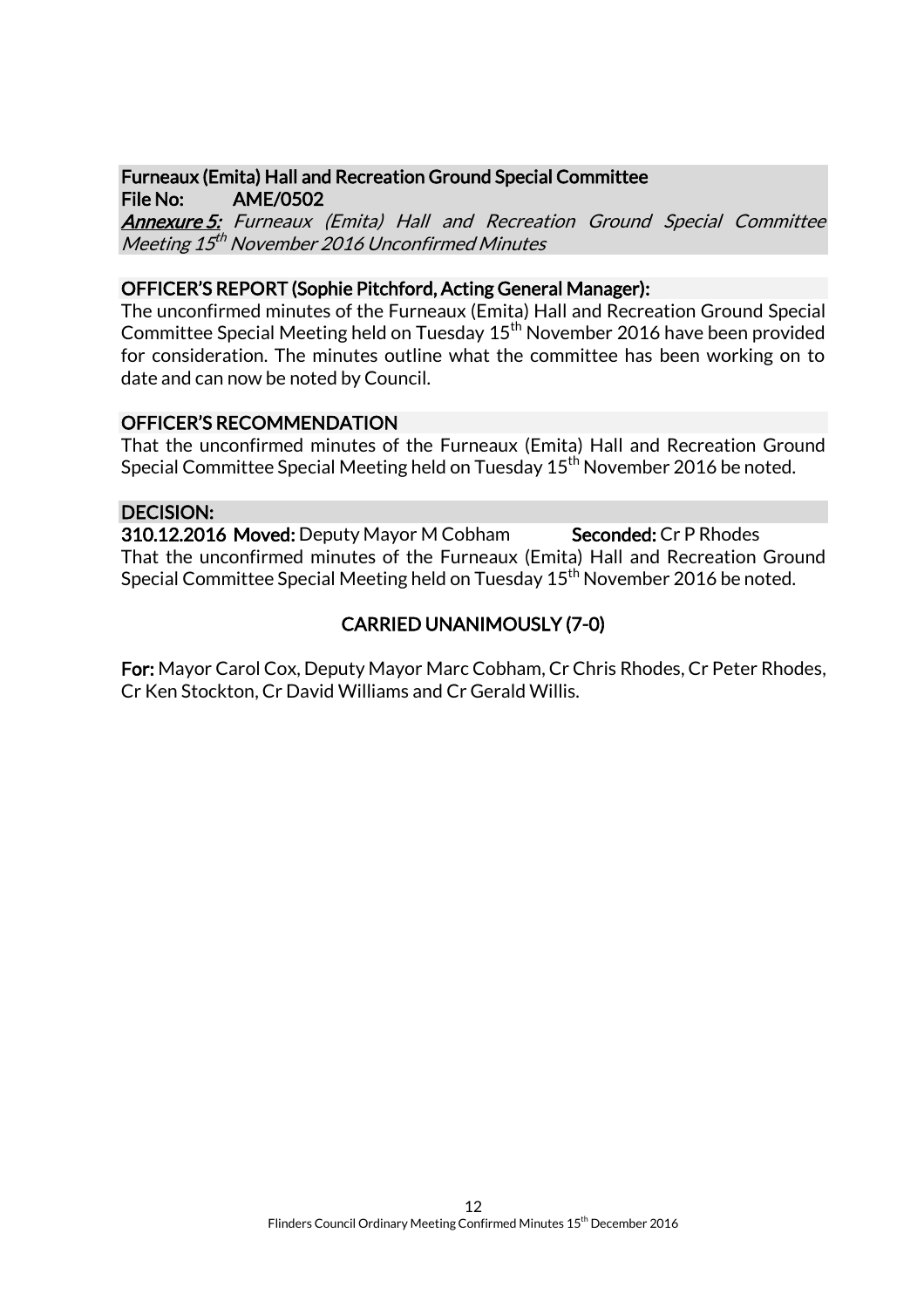**Furneaux (Emita) Hall and Recreation Ground Special Committee**
**File No: AME/0502**
***Annexure 5:*** *Furneaux (Emita) Hall and Recreation Ground Special Committee Meeting 15th November 2016 Unconfirmed Minutes*

**OFFICER'S REPORT (Sophie Pitchford, Acting General Manager):**
The unconfirmed minutes of the Furneaux (Emita) Hall and Recreation Ground Special Committee Special Meeting held on Tuesday 15th November 2016 have been provided for consideration. The minutes outline what the committee has been working on to date and can now be noted by Council.

**OFFICER'S RECOMMENDATION**
That the unconfirmed minutes of the Furneaux (Emita) Hall and Recreation Ground Special Committee Special Meeting held on Tuesday 15th November 2016 be noted.

**DECISION:**
**310.12.2016 Moved:** Deputy Mayor M Cobham **Seconded:** Cr P Rhodes
That the unconfirmed minutes of the Furneaux (Emita) Hall and Recreation Ground Special Committee Special Meeting held on Tuesday 15th November 2016 be noted.

**CARRIED UNANIMOUSLY (7-0)**

**For:** Mayor Carol Cox, Deputy Mayor Marc Cobham, Cr Chris Rhodes, Cr Peter Rhodes, Cr Ken Stockton, Cr David Williams and Cr Gerald Willis.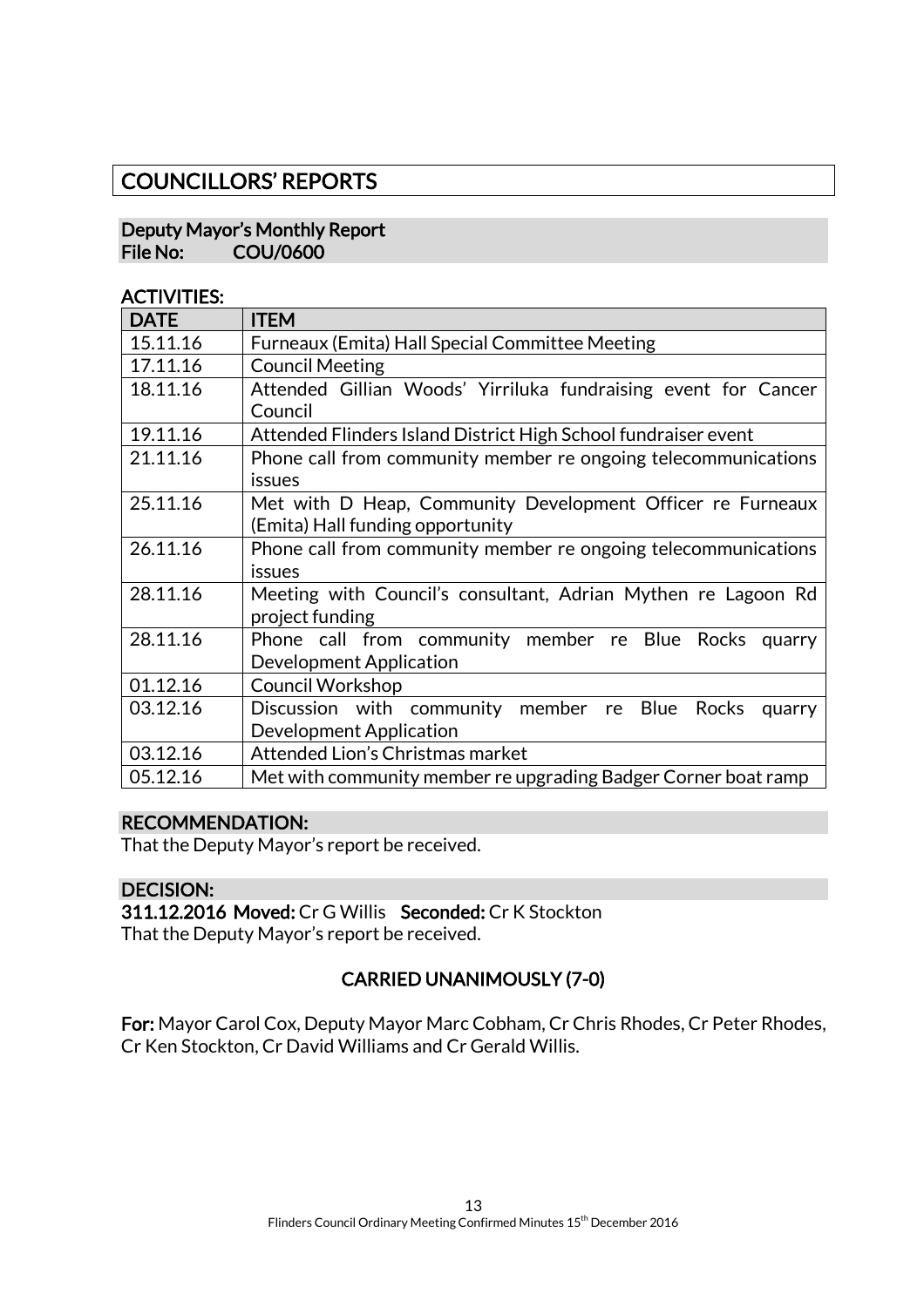# COUNCILLORS' REPORTS

## Deputy Mayor's Monthly Report
**File No: COU/0600**

### ACTIVITIES:

| DATE | ITEM |
| --- | --- |
| 15.11.16 | Furneaux (Emita) Hall Special Committee Meeting |
| 17.11.16 | Council Meeting |
| 18.11.16 | Attended Gillian Woods' Yirriluka fundraising event for Cancer Council |
| 19.11.16 | Attended Flinders Island District High School fundraiser event |
| 21.11.16 | Phone call from community member re ongoing telecommunications issues |
| 25.11.16 | Met with D Heap, Community Development Officer re Furneaux (Emita) Hall funding opportunity |
| 26.11.16 | Phone call from community member re ongoing telecommunications issues |
| 28.11.16 | Meeting with Council's consultant, Adrian Mythen re Lagoon Rd project funding |
| 28.11.16 | Phone call from community member re Blue Rocks quarry Development Application |
| 01.12.16 | Council Workshop |
| 03.12.16 | Discussion with community member re Blue Rocks quarry Development Application |
| 03.12.16 | Attended Lion's Christmas market |
| 05.12.16 | Met with community member re upgrading Badger Corner boat ramp |

### RECOMMENDATION:
That the Deputy Mayor's report be received.

### DECISION:
**311.12.2016 Moved:** Cr G Willis **Seconded:** Cr K Stockton
That the Deputy Mayor's report be received.

**CARRIED UNANIMOUSLY (7-0)**

**For:** Mayor Carol Cox, Deputy Mayor Marc Cobham, Cr Chris Rhodes, Cr Peter Rhodes, Cr Ken Stockton, Cr David Williams and Cr Gerald Willis.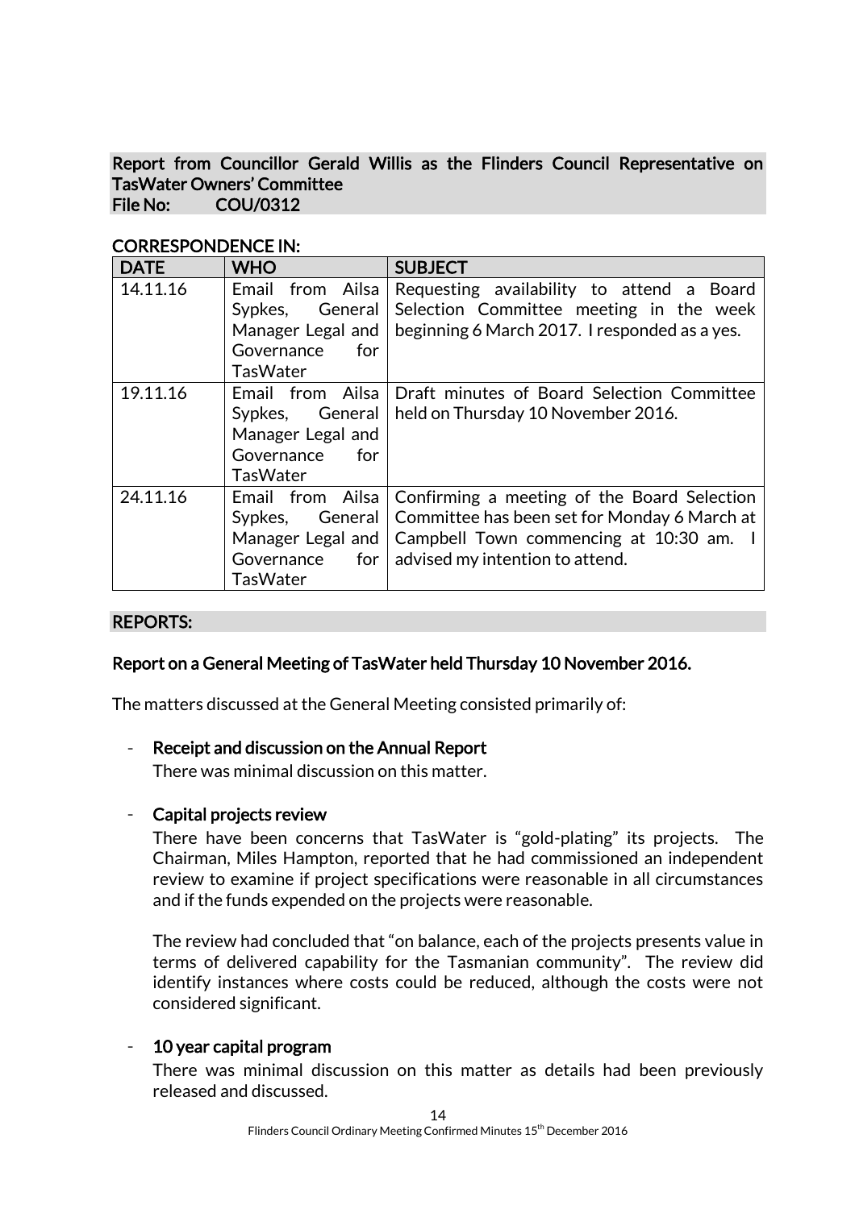## Report from Councillor Gerald Willis as the Flinders Council Representative on TasWater Owners' Committee

**File No: COU/0312**

### CORRESPONDENCE IN:

| DATE | WHO | SUBJECT |
|---|---|---|
| 14.11.16 | Email from Ailsa Sypkes, General Manager Legal and Governance for TasWater | Requesting availability to attend a Board Selection Committee meeting in the week beginning 6 March 2017. I responded as a yes. |
| 19.11.16 | Email from Ailsa Sypkes, General Manager Legal and Governance for TasWater | Draft minutes of Board Selection Committee held on Thursday 10 November 2016. |
| 24.11.16 | Email from Ailsa Sypkes, General Manager Legal and Governance for TasWater | Confirming a meeting of the Board Selection Committee has been set for Monday 6 March at Campbell Town commencing at 10:30 am. I advised my intention to attend. |

### REPORTS:

**Report on a General Meeting of TasWater held Thursday 10 November 2016.**

The matters discussed at the General Meeting consisted primarily of:

- **Receipt and discussion on the Annual Report**

  There was minimal discussion on this matter.

- **Capital projects review**

  There have been concerns that TasWater is "gold-plating" its projects. The Chairman, Miles Hampton, reported that he had commissioned an independent review to examine if project specifications were reasonable in all circumstances and if the funds expended on the projects were reasonable.

  The review had concluded that "on balance, each of the projects presents value in terms of delivered capability for the Tasmanian community". The review did identify instances where costs could be reduced, although the costs were not considered significant.

- **10 year capital program**

  There was minimal discussion on this matter as details had been previously released and discussed.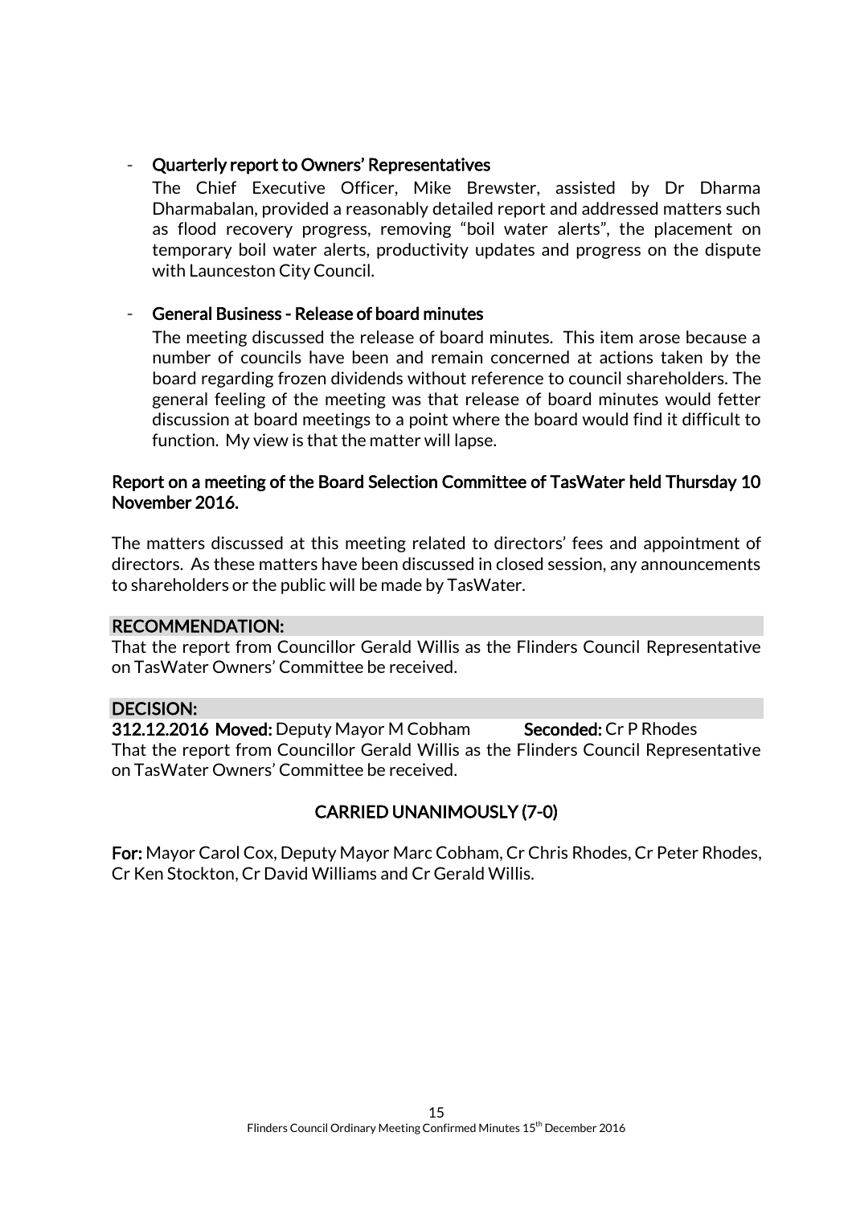- **Quarterly report to Owners' Representatives**

  The Chief Executive Officer, Mike Brewster, assisted by Dr Dharma Dharmabalan, provided a reasonably detailed report and addressed matters such as flood recovery progress, removing "boil water alerts", the placement on temporary boil water alerts, productivity updates and progress on the dispute with Launceston City Council.

- **General Business - Release of board minutes**

  The meeting discussed the release of board minutes. This item arose because a number of councils have been and remain concerned at actions taken by the board regarding frozen dividends without reference to council shareholders. The general feeling of the meeting was that release of board minutes would fetter discussion at board meetings to a point where the board would find it difficult to function. My view is that the matter will lapse.

**Report on a meeting of the Board Selection Committee of TasWater held Thursday 10 November 2016.**

The matters discussed at this meeting related to directors' fees and appointment of directors. As these matters have been discussed in closed session, any announcements to shareholders or the public will be made by TasWater.

**RECOMMENDATION:**

That the report from Councillor Gerald Willis as the Flinders Council Representative on TasWater Owners' Committee be received.

**DECISION:**

**312.12.2016 Moved:** Deputy Mayor M Cobham **Seconded:** Cr P Rhodes

That the report from Councillor Gerald Willis as the Flinders Council Representative on TasWater Owners' Committee be received.

**CARRIED UNANIMOUSLY (7-0)**

**For:** Mayor Carol Cox, Deputy Mayor Marc Cobham, Cr Chris Rhodes, Cr Peter Rhodes, Cr Ken Stockton, Cr David Williams and Cr Gerald Willis.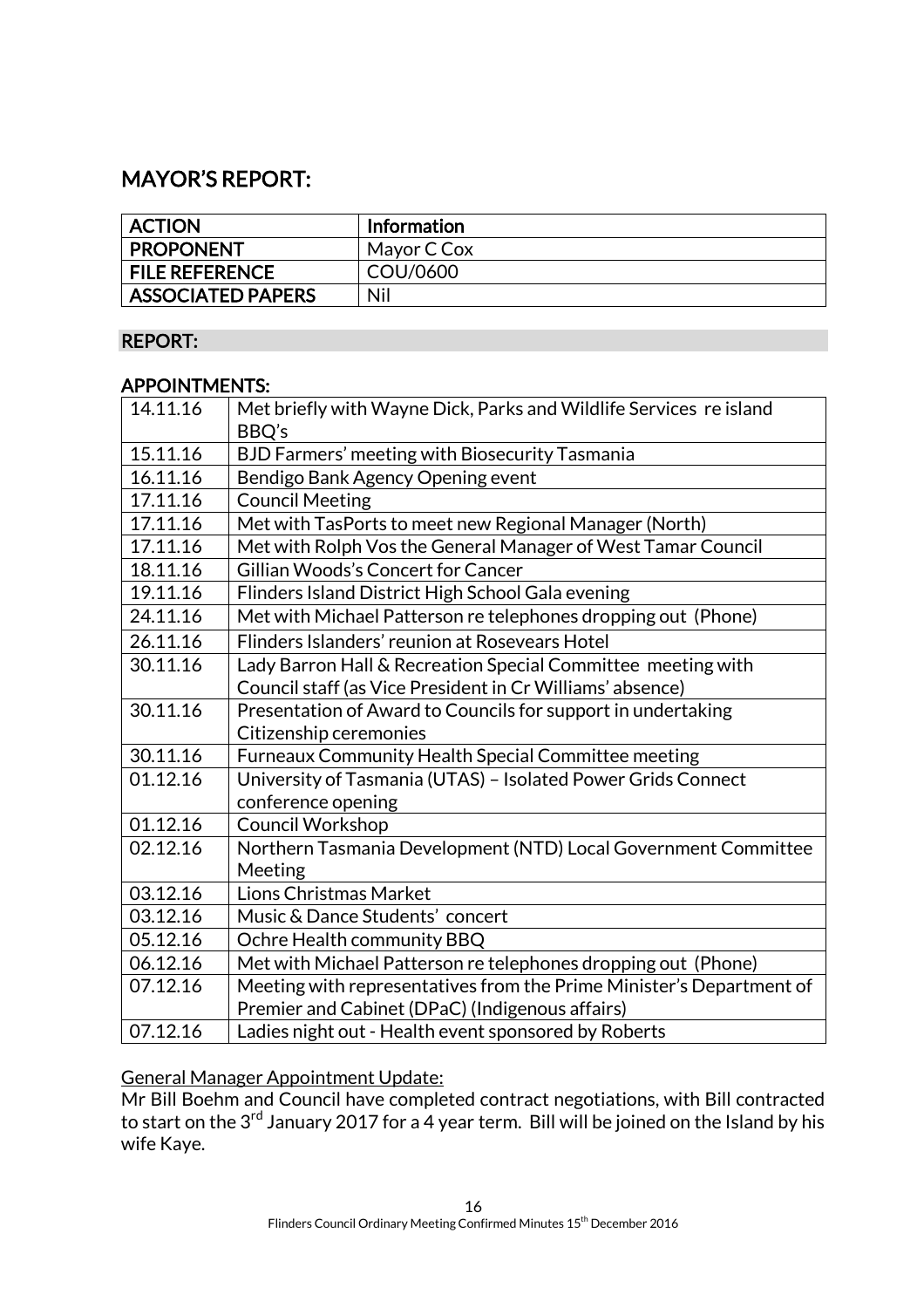## MAYOR'S REPORT:

| ACTION | Information |
|---|---|
| PROPONENT | Mayor C Cox |
| FILE REFERENCE | COU/0600 |
| ASSOCIATED PAPERS | Nil |

### REPORT:

### APPOINTMENTS:

| | |
|---|---|
| 14.11.16 | Met briefly with Wayne Dick, Parks and Wildlife Services re island BBQ's |
| 15.11.16 | BJD Farmers' meeting with Biosecurity Tasmania |
| 16.11.16 | Bendigo Bank Agency Opening event |
| 17.11.16 | Council Meeting |
| 17.11.16 | Met with TasPorts to meet new Regional Manager (North) |
| 17.11.16 | Met with Rolph Vos the General Manager of West Tamar Council |
| 18.11.16 | Gillian Woods's Concert for Cancer |
| 19.11.16 | Flinders Island District High School Gala evening |
| 24.11.16 | Met with Michael Patterson re telephones dropping out (Phone) |
| 26.11.16 | Flinders Islanders' reunion at Rosevears Hotel |
| 30.11.16 | Lady Barron Hall & Recreation Special Committee meeting with Council staff (as Vice President in Cr Williams' absence) |
| 30.11.16 | Presentation of Award to Councils for support in undertaking Citizenship ceremonies |
| 30.11.16 | Furneaux Community Health Special Committee meeting |
| 01.12.16 | University of Tasmania (UTAS) – Isolated Power Grids Connect conference opening |
| 01.12.16 | Council Workshop |
| 02.12.16 | Northern Tasmania Development (NTD) Local Government Committee Meeting |
| 03.12.16 | Lions Christmas Market |
| 03.12.16 | Music & Dance Students' concert |
| 05.12.16 | Ochre Health community BBQ |
| 06.12.16 | Met with Michael Patterson re telephones dropping out (Phone) |
| 07.12.16 | Meeting with representatives from the Prime Minister's Department of Premier and Cabinet (DPaC) (Indigenous affairs) |
| 07.12.16 | Ladies night out - Health event sponsored by Roberts |

General Manager Appointment Update:

Mr Bill Boehm and Council have completed contract negotiations, with Bill contracted to start on the 3rd January 2017 for a 4 year term. Bill will be joined on the Island by his wife Kaye.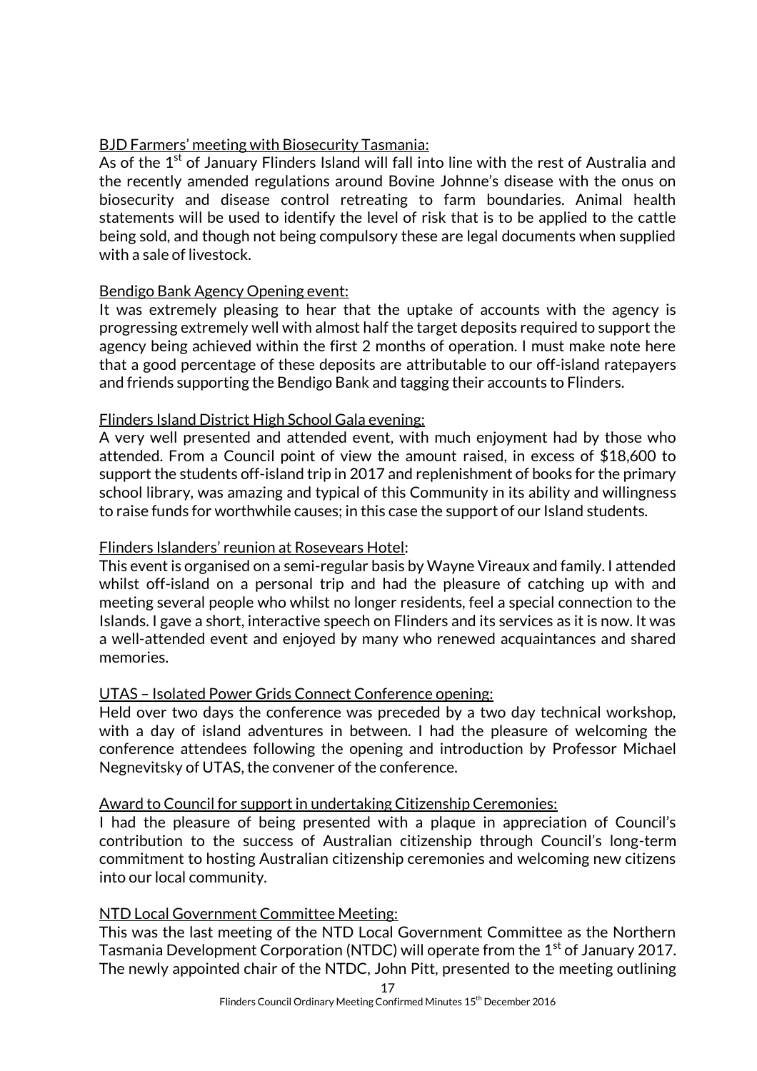<u>BJD Farmers' meeting with Biosecurity Tasmania:</u>
As of the 1st of January Flinders Island will fall into line with the rest of Australia and the recently amended regulations around Bovine Johnne's disease with the onus on biosecurity and disease control retreating to farm boundaries. Animal health statements will be used to identify the level of risk that is to be applied to the cattle being sold, and though not being compulsory these are legal documents when supplied with a sale of livestock.

<u>Bendigo Bank Agency Opening event:</u>
It was extremely pleasing to hear that the uptake of accounts with the agency is progressing extremely well with almost half the target deposits required to support the agency being achieved within the first 2 months of operation. I must make note here that a good percentage of these deposits are attributable to our off-island ratepayers and friends supporting the Bendigo Bank and tagging their accounts to Flinders.

<u>Flinders Island District High School Gala evening:</u>
A very well presented and attended event, with much enjoyment had by those who attended. From a Council point of view the amount raised, in excess of $18,600 to support the students off-island trip in 2017 and replenishment of books for the primary school library, was amazing and typical of this Community in its ability and willingness to raise funds for worthwhile causes; in this case the support of our Island students.

<u>Flinders Islanders' reunion at Rosevears Hotel:</u>
This event is organised on a semi-regular basis by Wayne Vireaux and family. I attended whilst off-island on a personal trip and had the pleasure of catching up with and meeting several people who whilst no longer residents, feel a special connection to the Islands. I gave a short, interactive speech on Flinders and its services as it is now. It was a well-attended event and enjoyed by many who renewed acquaintances and shared memories.

<u>UTAS – Isolated Power Grids Connect Conference opening:</u>
Held over two days the conference was preceded by a two day technical workshop, with a day of island adventures in between. I had the pleasure of welcoming the conference attendees following the opening and introduction by Professor Michael Negnevitsky of UTAS, the convener of the conference.

<u>Award to Council for support in undertaking Citizenship Ceremonies:</u>
I had the pleasure of being presented with a plaque in appreciation of Council's contribution to the success of Australian citizenship through Council's long-term commitment to hosting Australian citizenship ceremonies and welcoming new citizens into our local community.

<u>NTD Local Government Committee Meeting:</u>
This was the last meeting of the NTD Local Government Committee as the Northern Tasmania Development Corporation (NTDC) will operate from the 1st of January 2017. The newly appointed chair of the NTDC, John Pitt, presented to the meeting outlining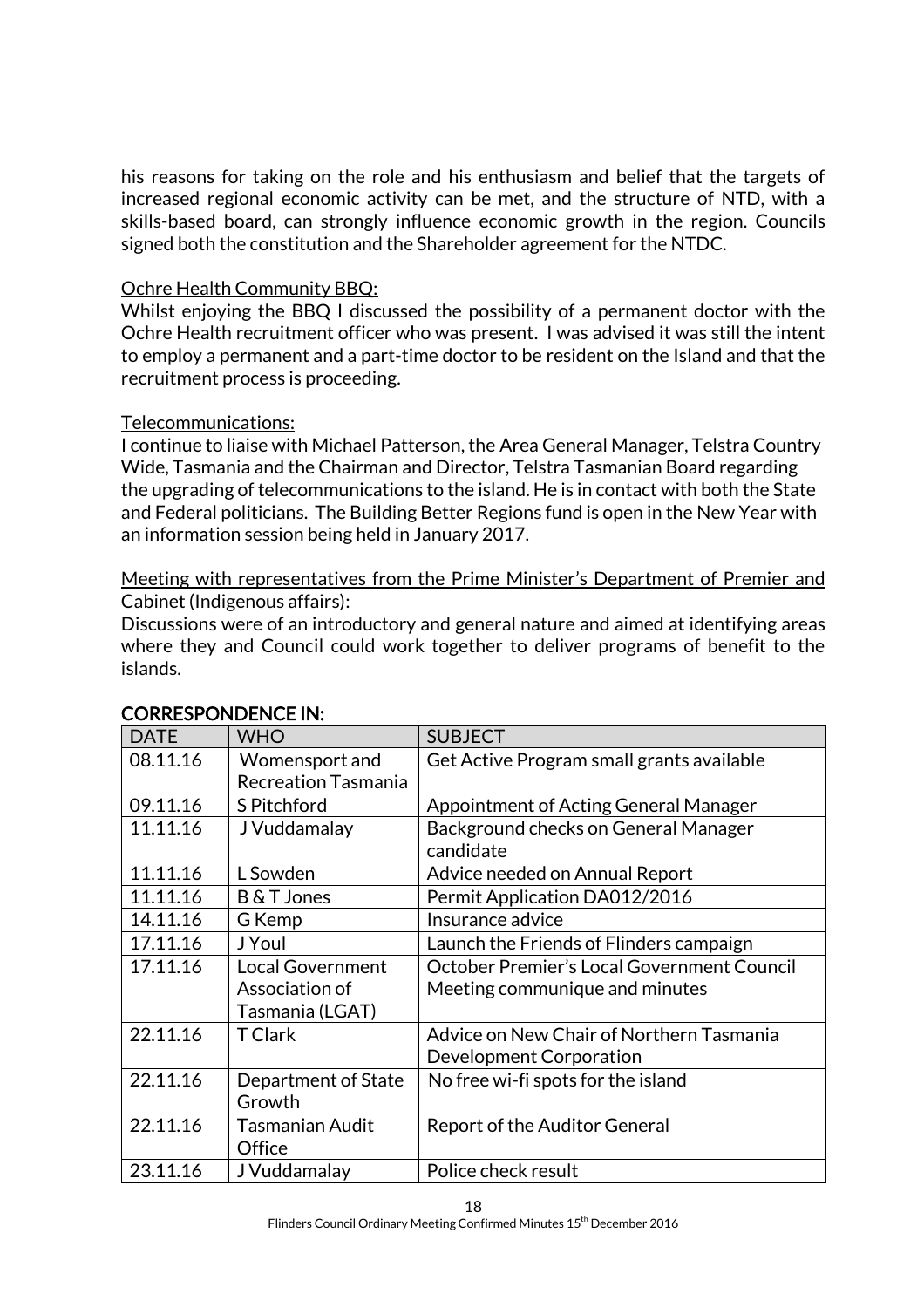his reasons for taking on the role and his enthusiasm and belief that the targets of increased regional economic activity can be met, and the structure of NTD, with a skills-based board, can strongly influence economic growth in the region. Councils signed both the constitution and the Shareholder agreement for the NTDC.

Ochre Health Community BBQ:
Whilst enjoying the BBQ I discussed the possibility of a permanent doctor with the Ochre Health recruitment officer who was present. I was advised it was still the intent to employ a permanent and a part-time doctor to be resident on the Island and that the recruitment process is proceeding.

Telecommunications:
I continue to liaise with Michael Patterson, the Area General Manager, Telstra Country Wide, Tasmania and the Chairman and Director, Telstra Tasmanian Board regarding the upgrading of telecommunications to the island. He is in contact with both the State and Federal politicians. The Building Better Regions fund is open in the New Year with an information session being held in January 2017.

Meeting with representatives from the Prime Minister's Department of Premier and Cabinet (Indigenous affairs):
Discussions were of an introductory and general nature and aimed at identifying areas where they and Council could work together to deliver programs of benefit to the islands.

## CORRESPONDENCE IN:

| DATE | WHO | SUBJECT |
|---|---|---|
| 08.11.16 | Womensport and Recreation Tasmania | Get Active Program small grants available |
| 09.11.16 | S Pitchford | Appointment of Acting General Manager |
| 11.11.16 | J Vuddamalay | Background checks on General Manager candidate |
| 11.11.16 | L Sowden | Advice needed on Annual Report |
| 11.11.16 | B & T Jones | Permit Application DA012/2016 |
| 14.11.16 | G Kemp | Insurance advice |
| 17.11.16 | J Youl | Launch the Friends of Flinders campaign |
| 17.11.16 | Local Government Association of Tasmania (LGAT) | October Premier's Local Government Council Meeting communique and minutes |
| 22.11.16 | T Clark | Advice on New Chair of Northern Tasmania Development Corporation |
| 22.11.16 | Department of State Growth | No free wi-fi spots for the island |
| 22.11.16 | Tasmanian Audit Office | Report of the Auditor General |
| 23.11.16 | J Vuddamalay | Police check result |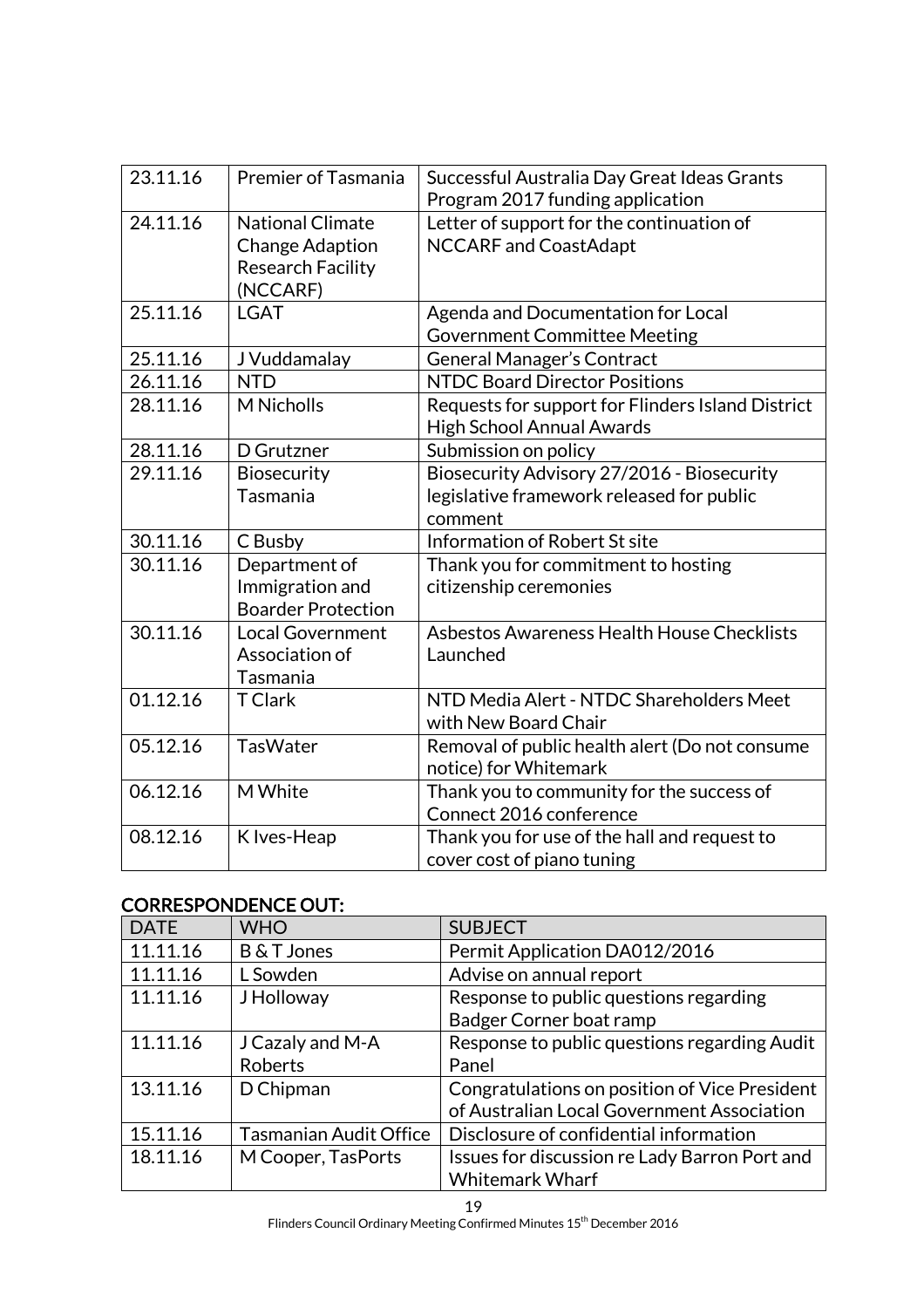| | | |
|---|---|---|
| 23.11.16 | Premier of Tasmania | Successful Australia Day Great Ideas Grants Program 2017 funding application |
| 24.11.16 | National Climate Change Adaption Research Facility (NCCARF) | Letter of support for the continuation of NCCARF and CoastAdapt |
| 25.11.16 | LGAT | Agenda and Documentation for Local Government Committee Meeting |
| 25.11.16 | J Vuddamalay | General Manager's Contract |
| 26.11.16 | NTD | NTDC Board Director Positions |
| 28.11.16 | M Nicholls | Requests for support for Flinders Island District High School Annual Awards |
| 28.11.16 | D Grutzner | Submission on policy |
| 29.11.16 | Biosecurity Tasmania | Biosecurity Advisory 27/2016 - Biosecurity legislative framework released for public comment |
| 30.11.16 | C Busby | Information of Robert St site |
| 30.11.16 | Department of Immigration and Boarder Protection | Thank you for commitment to hosting citizenship ceremonies |
| 30.11.16 | Local Government Association of Tasmania | Asbestos Awareness Health House Checklists Launched |
| 01.12.16 | T Clark | NTD Media Alert - NTDC Shareholders Meet with New Board Chair |
| 05.12.16 | TasWater | Removal of public health alert (Do not consume notice) for Whitemark |
| 06.12.16 | M White | Thank you to community for the success of Connect 2016 conference |
| 08.12.16 | K Ives-Heap | Thank you for use of the hall and request to cover cost of piano tuning |

## CORRESPONDENCE OUT:

| DATE | WHO | SUBJECT |
|---|---|---|
| 11.11.16 | B & T Jones | Permit Application DA012/2016 |
| 11.11.16 | L Sowden | Advise on annual report |
| 11.11.16 | J Holloway | Response to public questions regarding Badger Corner boat ramp |
| 11.11.16 | J Cazaly and M-A Roberts | Response to public questions regarding Audit Panel |
| 13.11.16 | D Chipman | Congratulations on position of Vice President of Australian Local Government Association |
| 15.11.16 | Tasmanian Audit Office | Disclosure of confidential information |
| 18.11.16 | M Cooper, TasPorts | Issues for discussion re Lady Barron Port and Whitemark Wharf |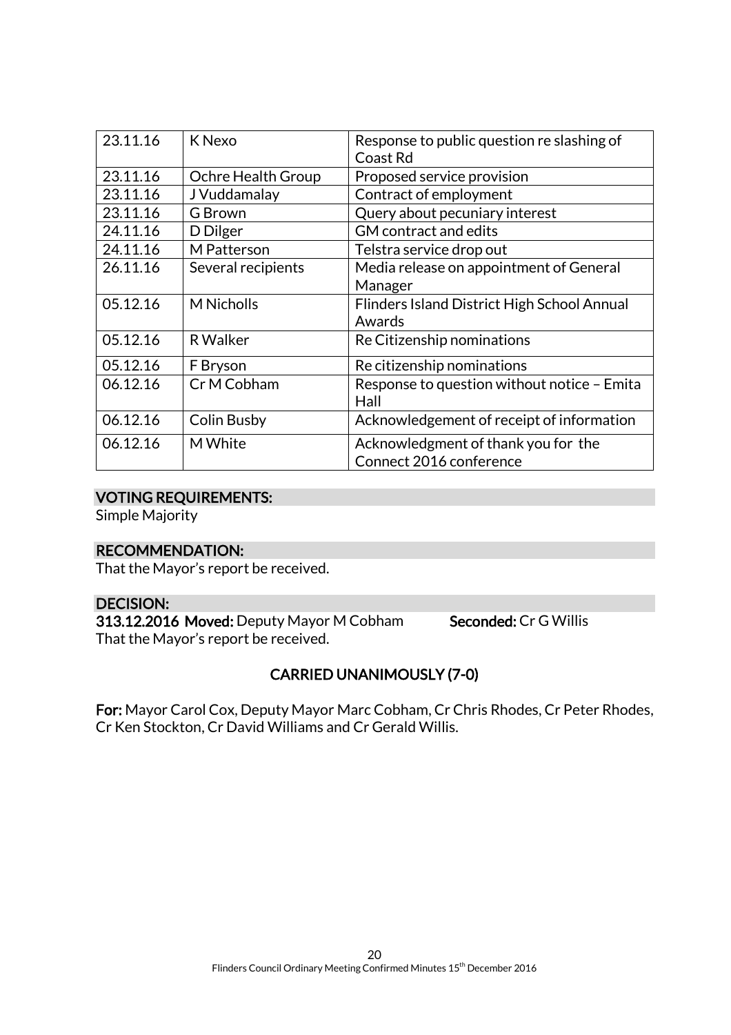| 23.11.16 | K Nexo | Response to public question re slashing of Coast Rd |
|---|---|---|
| 23.11.16 | Ochre Health Group | Proposed service provision |
| 23.11.16 | J Vuddamalay | Contract of employment |
| 23.11.16 | G Brown | Query about pecuniary interest |
| 24.11.16 | D Dilger | GM contract and edits |
| 24.11.16 | M Patterson | Telstra service drop out |
| 26.11.16 | Several recipients | Media release on appointment of General Manager |
| 05.12.16 | M Nicholls | Flinders Island District High School Annual Awards |
| 05.12.16 | R Walker | Re Citizenship nominations |
| 05.12.16 | F Bryson | Re citizenship nominations |
| 06.12.16 | Cr M Cobham | Response to question without notice – Emita Hall |
| 06.12.16 | Colin Busby | Acknowledgement of receipt of information |
| 06.12.16 | M White | Acknowledgment of thank you for the Connect 2016 conference |

**VOTING REQUIREMENTS:**

Simple Majority

**RECOMMENDATION:**

That the Mayor's report be received.

**DECISION:**

**313.12.2016 Moved:** Deputy Mayor M Cobham **Seconded:** Cr G Willis

That the Mayor's report be received.

**CARRIED UNANIMOUSLY (7-0)**

**For:** Mayor Carol Cox, Deputy Mayor Marc Cobham, Cr Chris Rhodes, Cr Peter Rhodes, Cr Ken Stockton, Cr David Williams and Cr Gerald Willis.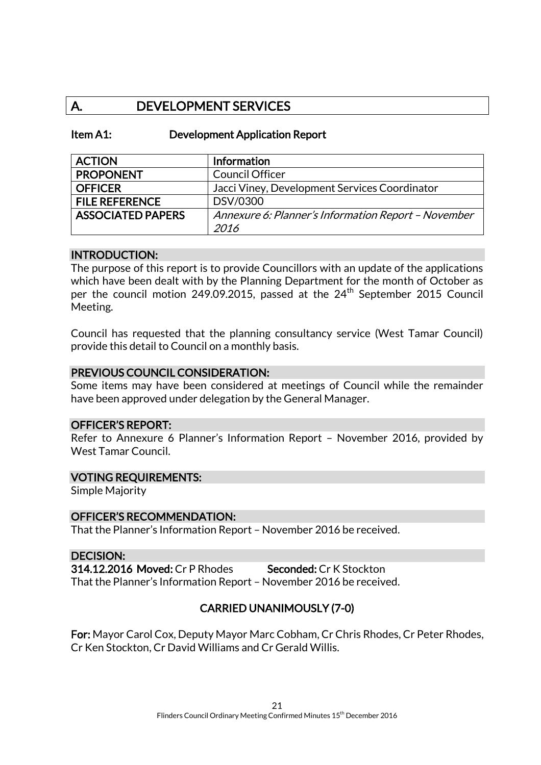# A. DEVELOPMENT SERVICES

## Item A1: Development Application Report

| ACTION | Information |
|---|---|
| PROPONENT | Council Officer |
| OFFICER | Jacci Viney, Development Services Coordinator |
| FILE REFERENCE | DSV/0300 |
| ASSOCIATED PAPERS | *Annexure 6: Planner's Information Report – November 2016* |

### INTRODUCTION:

The purpose of this report is to provide Councillors with an update of the applications which have been dealt with by the Planning Department for the month of October as per the council motion 249.09.2015, passed at the 24th September 2015 Council Meeting.

Council has requested that the planning consultancy service (West Tamar Council) provide this detail to Council on a monthly basis.

### PREVIOUS COUNCIL CONSIDERATION:

Some items may have been considered at meetings of Council while the remainder have been approved under delegation by the General Manager.

### OFFICER'S REPORT:

Refer to Annexure 6 Planner's Information Report – November 2016, provided by West Tamar Council.

### VOTING REQUIREMENTS:

Simple Majority

### OFFICER'S RECOMMENDATION:

That the Planner's Information Report – November 2016 be received.

### DECISION:

**314.12.2016 Moved:** Cr P Rhodes **Seconded:** Cr K Stockton

That the Planner's Information Report – November 2016 be received.

**CARRIED UNANIMOUSLY (7-0)**

**For:** Mayor Carol Cox, Deputy Mayor Marc Cobham, Cr Chris Rhodes, Cr Peter Rhodes, Cr Ken Stockton, Cr David Williams and Cr Gerald Willis.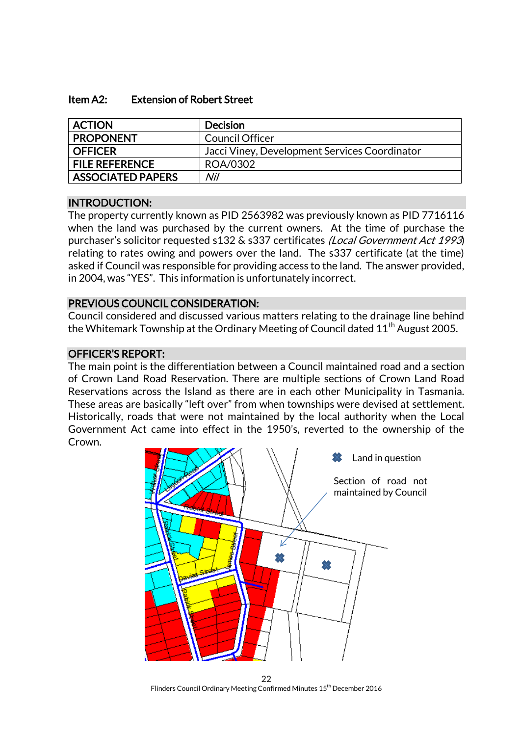## Item A2: Extension of Robert Street

| ACTION | Decision |
|---|---|
| PROPONENT | Council Officer |
| OFFICER | Jacci Viney, Development Services Coordinator |
| FILE REFERENCE | ROA/0302 |
| ASSOCIATED PAPERS | *Nil* |

### INTRODUCTION:

The property currently known as PID 2563982 was previously known as PID 7716116 when the land was purchased by the current owners. At the time of purchase the purchaser's solicitor requested s132 & s337 certificates *(Local Government Act 1993*) relating to rates owing and powers over the land. The s337 certificate (at the time) asked if Council was responsible for providing access to the land. The answer provided, in 2004, was "YES". This information is unfortunately incorrect.

### PREVIOUS COUNCIL CONSIDERATION:

Council considered and discussed various matters relating to the drainage line behind the Whitemark Township at the Ordinary Meeting of Council dated 11th August 2005.

### OFFICER'S REPORT:

The main point is the differentiation between a Council maintained road and a section of Crown Land Road Reservation. There are multiple sections of Crown Land Road Reservations across the Island as there are in each other Municipality in Tasmania. These areas are basically "left over" from when townships were devised at settlement. Historically, roads that were not maintained by the local authority when the Local Government Act came into effect in the 1950's, reverted to the ownership of the Crown.

✖ Land in question

Section of road not maintained by Council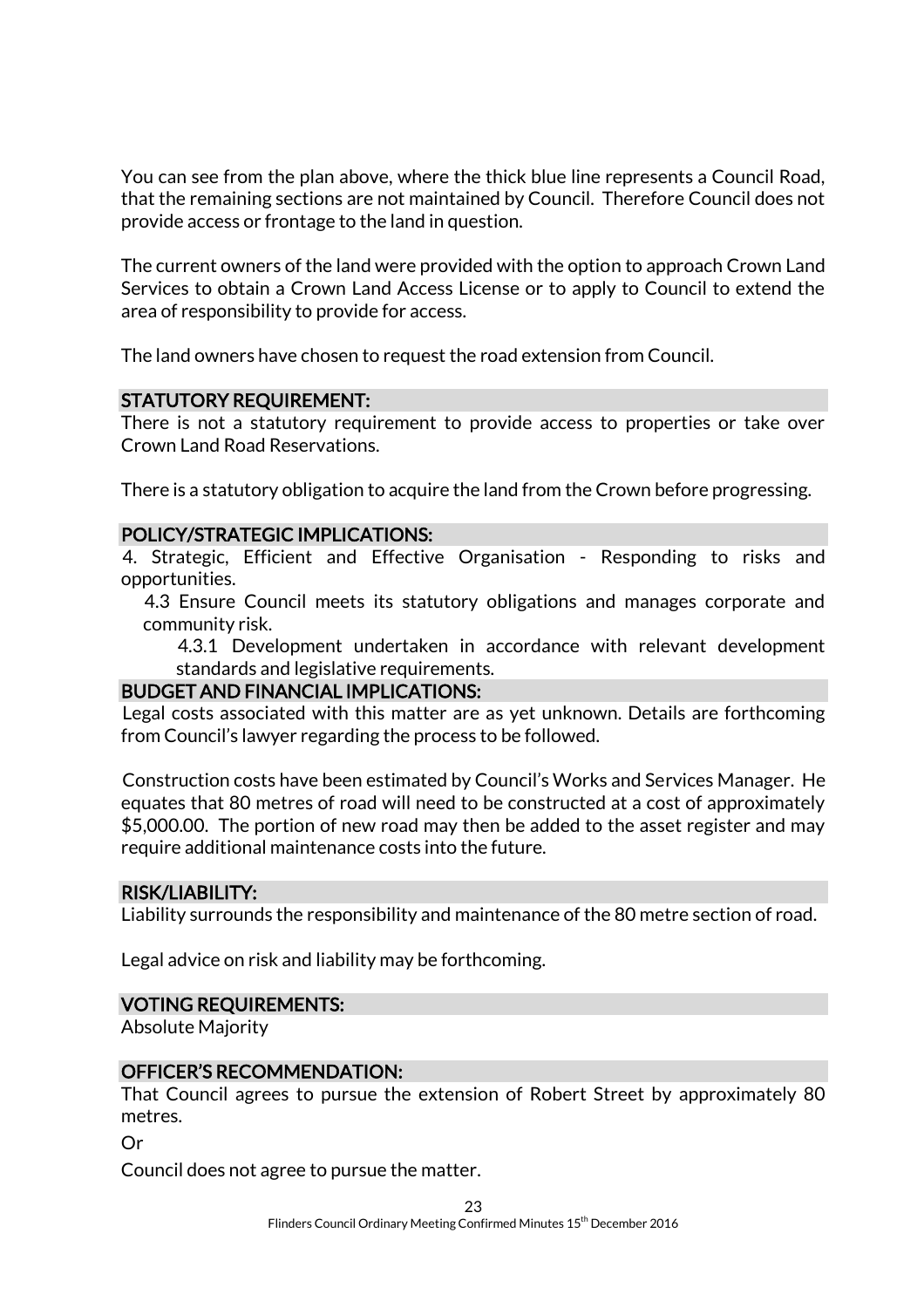You can see from the plan above, where the thick blue line represents a Council Road, that the remaining sections are not maintained by Council. Therefore Council does not provide access or frontage to the land in question.

The current owners of the land were provided with the option to approach Crown Land Services to obtain a Crown Land Access License or to apply to Council to extend the area of responsibility to provide for access.

The land owners have chosen to request the road extension from Council.

## STATUTORY REQUIREMENT:

There is not a statutory requirement to provide access to properties or take over Crown Land Road Reservations.

There is a statutory obligation to acquire the land from the Crown before progressing.

## POLICY/STRATEGIC IMPLICATIONS:

4. Strategic, Efficient and Effective Organisation - Responding to risks and opportunities.
   - 4.3 Ensure Council meets its statutory obligations and manages corporate and community risk.
     - 4.3.1 Development undertaken in accordance with relevant development standards and legislative requirements.

## BUDGET AND FINANCIAL IMPLICATIONS:

Legal costs associated with this matter are as yet unknown. Details are forthcoming from Council's lawyer regarding the process to be followed.

Construction costs have been estimated by Council's Works and Services Manager. He equates that 80 metres of road will need to be constructed at a cost of approximately $5,000.00. The portion of new road may then be added to the asset register and may require additional maintenance costs into the future.

## RISK/LIABILITY:

Liability surrounds the responsibility and maintenance of the 80 metre section of road.

Legal advice on risk and liability may be forthcoming.

## VOTING REQUIREMENTS:

Absolute Majority

## OFFICER'S RECOMMENDATION:

That Council agrees to pursue the extension of Robert Street by approximately 80 metres.

Or

Council does not agree to pursue the matter.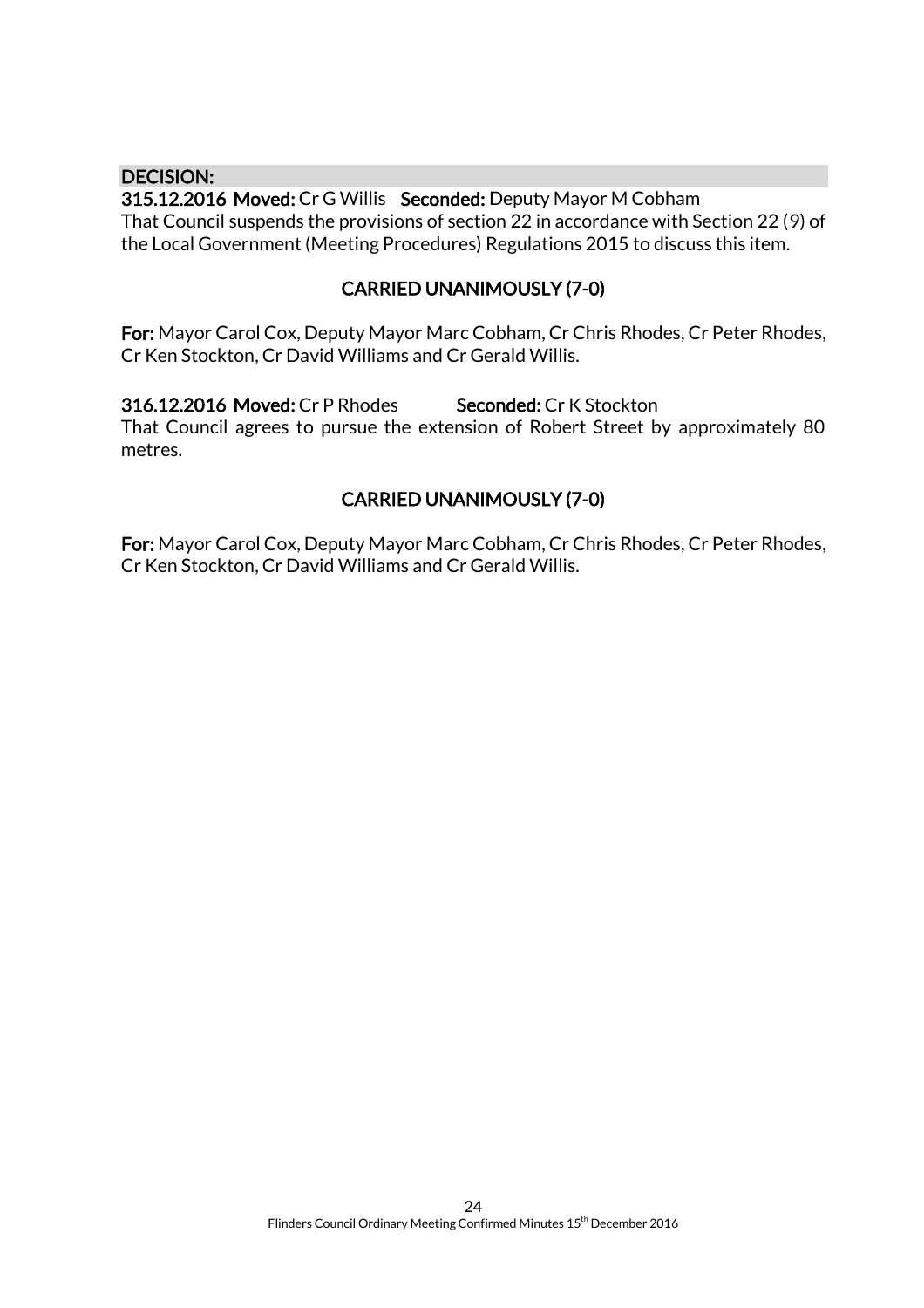**DECISION:**

**315.12.2016 Moved:** Cr G Willis **Seconded:** Deputy Mayor M Cobham
That Council suspends the provisions of section 22 in accordance with Section 22 (9) of the Local Government (Meeting Procedures) Regulations 2015 to discuss this item.

**CARRIED UNANIMOUSLY (7-0)**

**For:** Mayor Carol Cox, Deputy Mayor Marc Cobham, Cr Chris Rhodes, Cr Peter Rhodes, Cr Ken Stockton, Cr David Williams and Cr Gerald Willis.

**316.12.2016 Moved:** Cr P Rhodes **Seconded:** Cr K Stockton
That Council agrees to pursue the extension of Robert Street by approximately 80 metres.

**CARRIED UNANIMOUSLY (7-0)**

**For:** Mayor Carol Cox, Deputy Mayor Marc Cobham, Cr Chris Rhodes, Cr Peter Rhodes, Cr Ken Stockton, Cr David Williams and Cr Gerald Willis.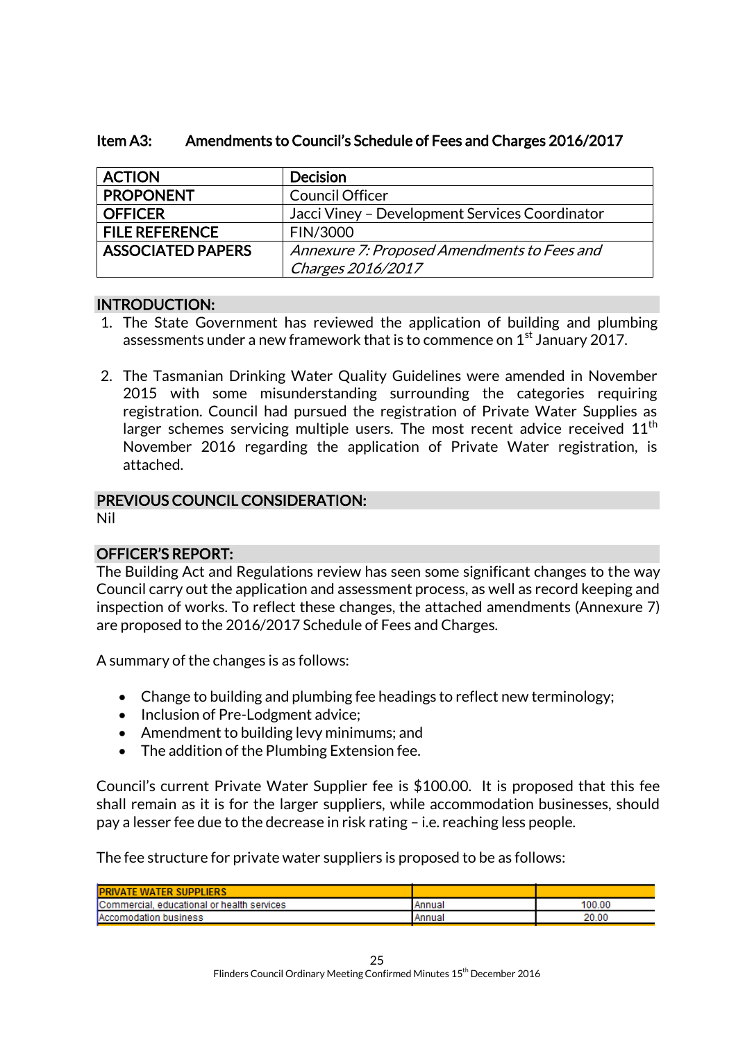### Item A3: Amendments to Council's Schedule of Fees and Charges 2016/2017

| ACTION | Decision |
|---|---|
| PROPONENT | Council Officer |
| OFFICER | Jacci Viney – Development Services Coordinator |
| FILE REFERENCE | FIN/3000 |
| ASSOCIATED PAPERS | *Annexure 7: Proposed Amendments to Fees and Charges 2016/2017* |

#### INTRODUCTION:

1. The State Government has reviewed the application of building and plumbing assessments under a new framework that is to commence on 1st January 2017.

2. The Tasmanian Drinking Water Quality Guidelines were amended in November 2015 with some misunderstanding surrounding the categories requiring registration. Council had pursued the registration of Private Water Supplies as larger schemes servicing multiple users. The most recent advice received 11th November 2016 regarding the application of Private Water registration, is attached.

#### PREVIOUS COUNCIL CONSIDERATION:

Nil

#### OFFICER'S REPORT:

The Building Act and Regulations review has seen some significant changes to the way Council carry out the application and assessment process, as well as record keeping and inspection of works. To reflect these changes, the attached amendments (Annexure 7) are proposed to the 2016/2017 Schedule of Fees and Charges.

A summary of the changes is as follows:

- Change to building and plumbing fee headings to reflect new terminology;
- Inclusion of Pre-Lodgment advice;
- Amendment to building levy minimums; and
- The addition of the Plumbing Extension fee.

Council's current Private Water Supplier fee is $100.00. It is proposed that this fee shall remain as it is for the larger suppliers, while accommodation businesses, should pay a lesser fee due to the decrease in risk rating – i.e. reaching less people.

The fee structure for private water suppliers is proposed to be as follows:

| PRIVATE WATER SUPPLIERS | | |
|---|---|---|
| Commercial, educational or health services | Annual | 100.00 |
| Accomodation business | Annual | 20.00 |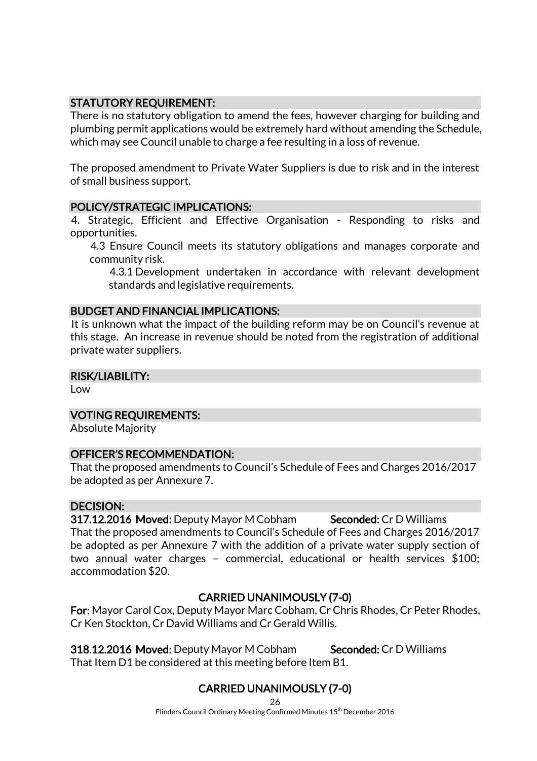## STATUTORY REQUIREMENT:

There is no statutory obligation to amend the fees, however charging for building and plumbing permit applications would be extremely hard without amending the Schedule, which may see Council unable to charge a fee resulting in a loss of revenue.

The proposed amendment to Private Water Suppliers is due to risk and in the interest of small business support.

## POLICY/STRATEGIC IMPLICATIONS:

4. Strategic, Efficient and Effective Organisation - Responding to risks and opportunities.
   - 4.3 Ensure Council meets its statutory obligations and manages corporate and community risk.
     - 4.3.1 Development undertaken in accordance with relevant development standards and legislative requirements.

## BUDGET AND FINANCIAL IMPLICATIONS:

It is unknown what the impact of the building reform may be on Council's revenue at this stage. An increase in revenue should be noted from the registration of additional private water suppliers.

## RISK/LIABILITY:

Low

## VOTING REQUIREMENTS:

Absolute Majority

## OFFICER'S RECOMMENDATION:

That the proposed amendments to Council's Schedule of Fees and Charges 2016/2017 be adopted as per Annexure 7.

## DECISION:

**317.12.2016 Moved:** Deputy Mayor M Cobham **Seconded:** Cr D Williams

That the proposed amendments to Council's Schedule of Fees and Charges 2016/2017 be adopted as per Annexure 7 with the addition of a private water supply section of two annual water charges – commercial, educational or health services $100; accommodation $20.

**CARRIED UNANIMOUSLY (7-0)**

**For:** Mayor Carol Cox, Deputy Mayor Marc Cobham, Cr Chris Rhodes, Cr Peter Rhodes, Cr Ken Stockton, Cr David Williams and Cr Gerald Willis.

**318.12.2016 Moved:** Deputy Mayor M Cobham **Seconded:** Cr D Williams

That Item D1 be considered at this meeting before Item B1.

**CARRIED UNANIMOUSLY (7-0)**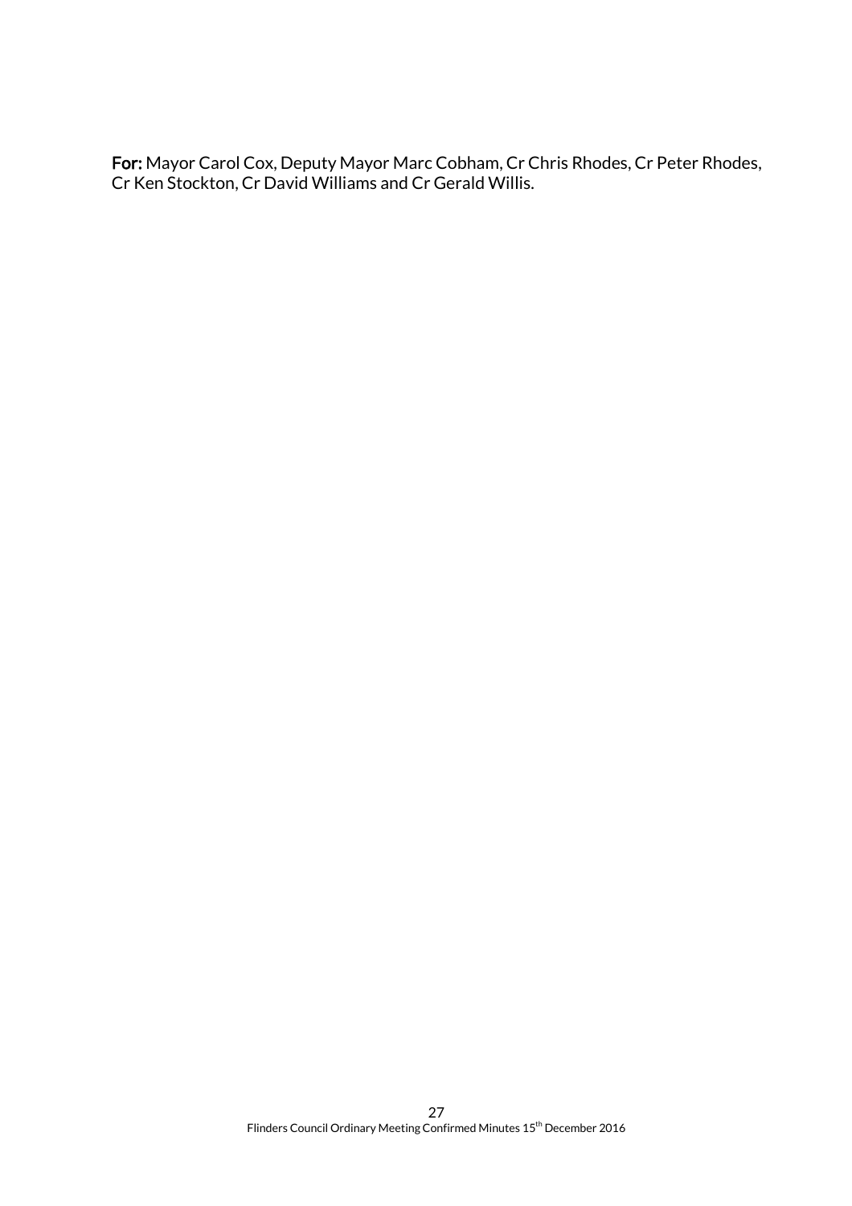**For:** Mayor Carol Cox, Deputy Mayor Marc Cobham, Cr Chris Rhodes, Cr Peter Rhodes, Cr Ken Stockton, Cr David Williams and Cr Gerald Willis.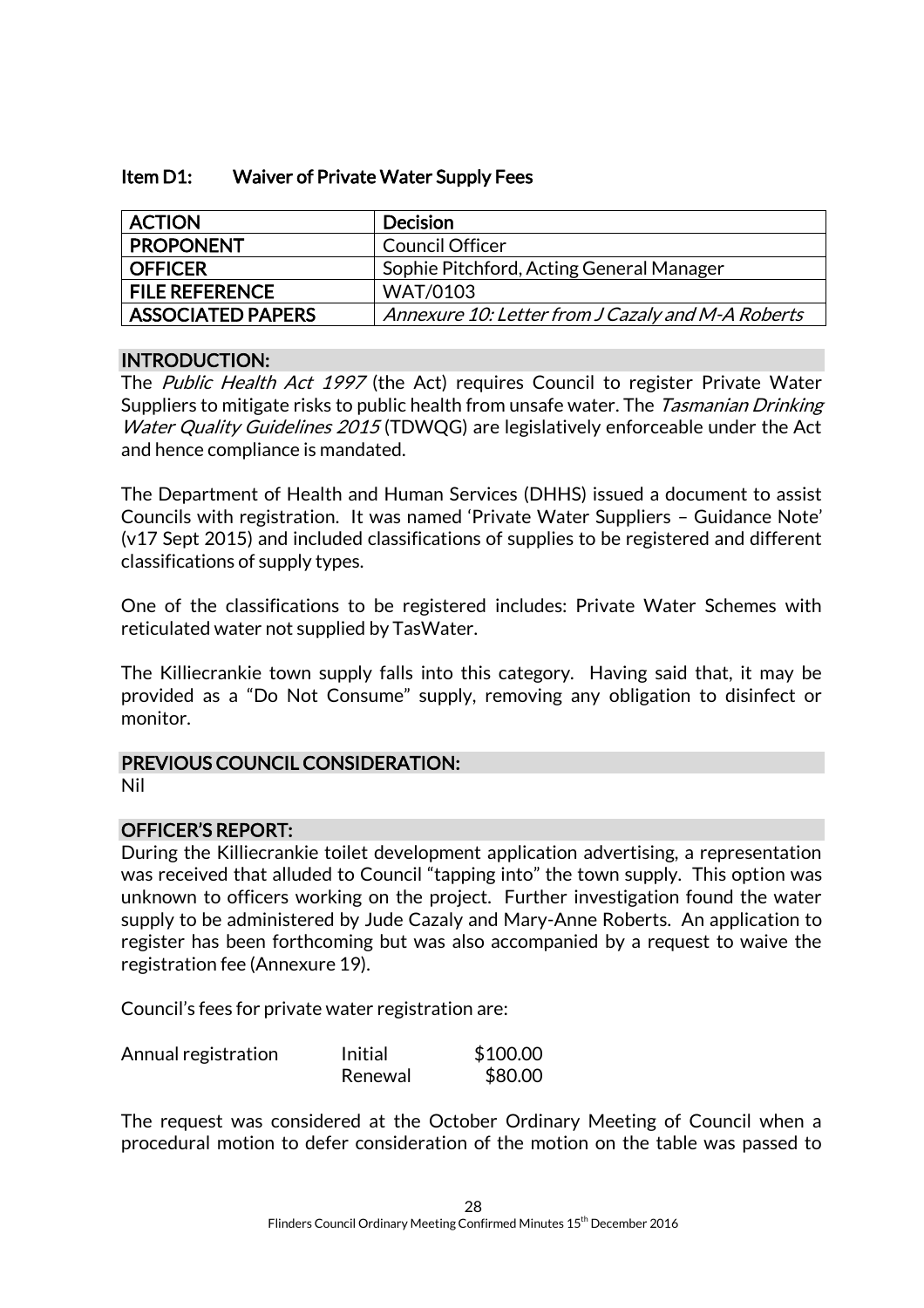### Item D1: Waiver of Private Water Supply Fees

| ACTION | Decision |
|---|---|
| PROPONENT | Council Officer |
| OFFICER | Sophie Pitchford, Acting General Manager |
| FILE REFERENCE | WAT/0103 |
| ASSOCIATED PAPERS | *Annexure 10: Letter from J Cazaly and M-A Roberts* |

#### INTRODUCTION:

The *Public Health Act 1997* (the Act) requires Council to register Private Water Suppliers to mitigate risks to public health from unsafe water. The *Tasmanian Drinking Water Quality Guidelines 2015* (TDWQG) are legislatively enforceable under the Act and hence compliance is mandated.

The Department of Health and Human Services (DHHS) issued a document to assist Councils with registration. It was named 'Private Water Suppliers – Guidance Note' (v17 Sept 2015) and included classifications of supplies to be registered and different classifications of supply types.

One of the classifications to be registered includes: Private Water Schemes with reticulated water not supplied by TasWater.

The Killiecrankie town supply falls into this category. Having said that, it may be provided as a "Do Not Consume" supply, removing any obligation to disinfect or monitor.

#### PREVIOUS COUNCIL CONSIDERATION:

Nil

#### OFFICER'S REPORT:

During the Killiecrankie toilet development application advertising, a representation was received that alluded to Council "tapping into" the town supply. This option was unknown to officers working on the project. Further investigation found the water supply to be administered by Jude Cazaly and Mary-Anne Roberts. An application to register has been forthcoming but was also accompanied by a request to waive the registration fee (Annexure 19).

Council's fees for private water registration are:

| | | |
|---|---|---|
| Annual registration | Initial | \$100.00 |
| | Renewal | \$80.00 |

The request was considered at the October Ordinary Meeting of Council when a procedural motion to defer consideration of the motion on the table was passed to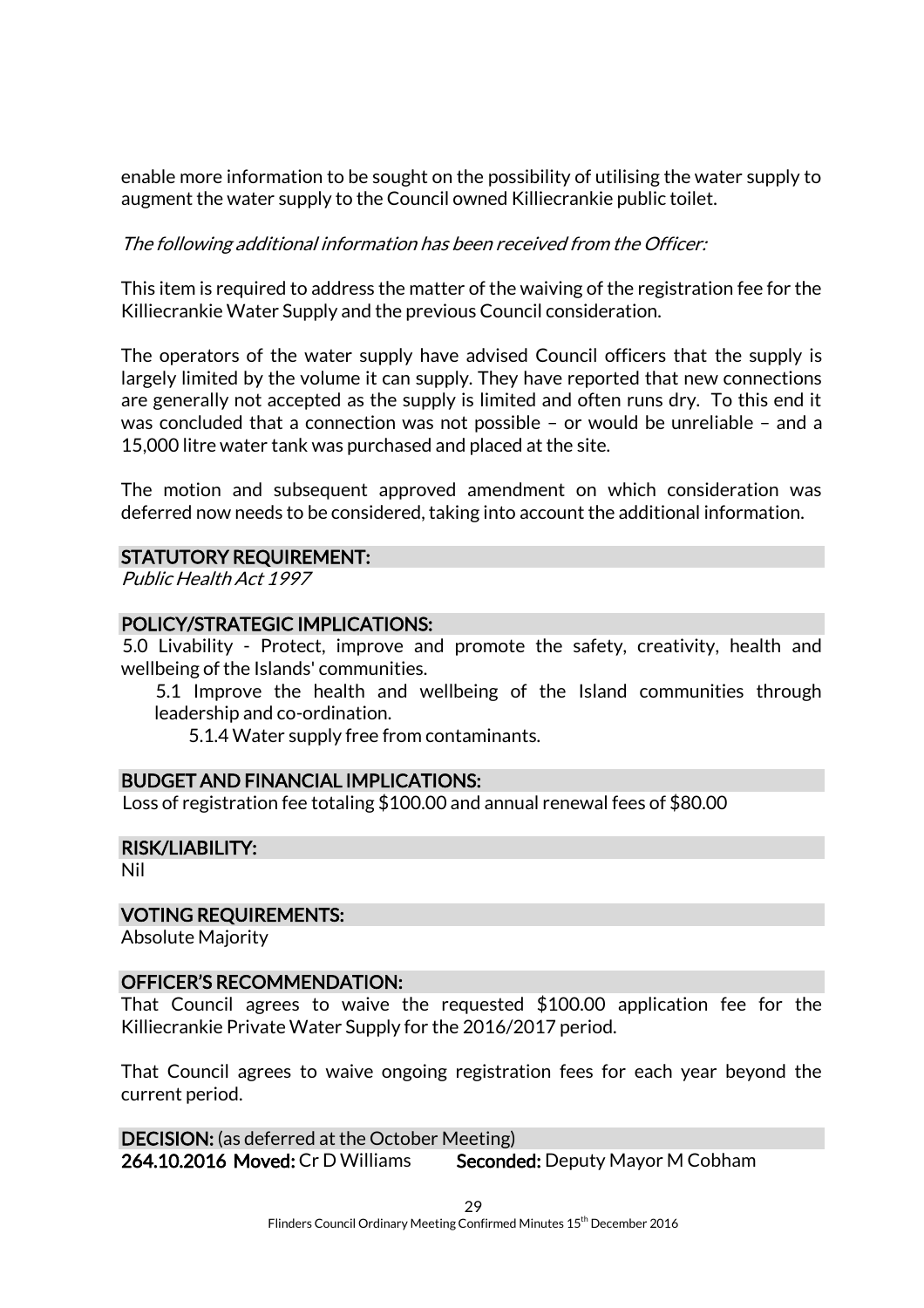enable more information to be sought on the possibility of utilising the water supply to augment the water supply to the Council owned Killiecrankie public toilet.

*The following additional information has been received from the Officer:*

This item is required to address the matter of the waiving of the registration fee for the Killiecrankie Water Supply and the previous Council consideration.

The operators of the water supply have advised Council officers that the supply is largely limited by the volume it can supply. They have reported that new connections are generally not accepted as the supply is limited and often runs dry. To this end it was concluded that a connection was not possible – or would be unreliable – and a 15,000 litre water tank was purchased and placed at the site.

The motion and subsequent approved amendment on which consideration was deferred now needs to be considered, taking into account the additional information.

## STATUTORY REQUIREMENT:

*Public Health Act 1997*

## POLICY/STRATEGIC IMPLICATIONS:

5.0 Livability - Protect, improve and promote the safety, creativity, health and wellbeing of the Islands' communities.

- 5.1 Improve the health and wellbeing of the Island communities through leadership and co-ordination.
  - 5.1.4 Water supply free from contaminants.

## BUDGET AND FINANCIAL IMPLICATIONS:

Loss of registration fee totaling $100.00 and annual renewal fees of $80.00

## RISK/LIABILITY:

Nil

## VOTING REQUIREMENTS:

Absolute Majority

## OFFICER'S RECOMMENDATION:

That Council agrees to waive the requested $100.00 application fee for the Killiecrankie Private Water Supply for the 2016/2017 period.

That Council agrees to waive ongoing registration fees for each year beyond the current period.

## DECISION: (as deferred at the October Meeting)

**264.10.2016 Moved:** Cr D Williams **Seconded:** Deputy Mayor M Cobham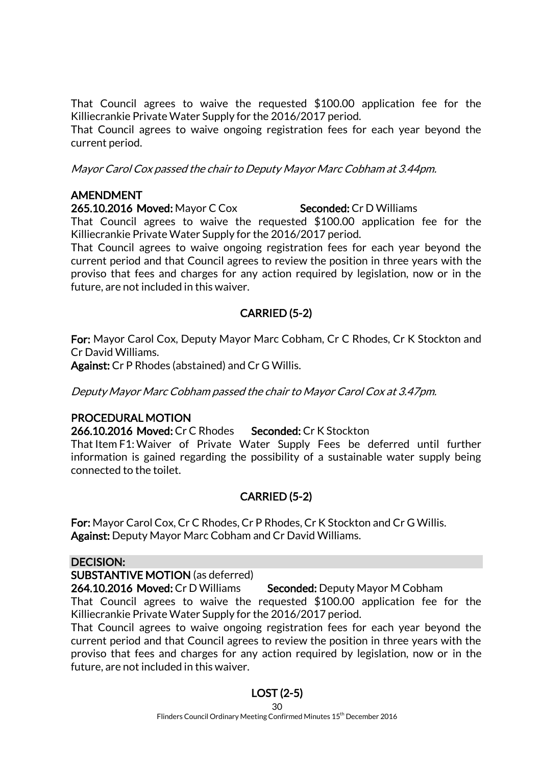That Council agrees to waive the requested $100.00 application fee for the Killiecrankie Private Water Supply for the 2016/2017 period.

That Council agrees to waive ongoing registration fees for each year beyond the current period.

*Mayor Carol Cox passed the chair to Deputy Mayor Marc Cobham at 3.44pm.*

**AMENDMENT**

**265.10.2016 Moved:** Mayor C Cox **Seconded:** Cr D Williams

That Council agrees to waive the requested $100.00 application fee for the Killiecrankie Private Water Supply for the 2016/2017 period.

That Council agrees to waive ongoing registration fees for each year beyond the current period and that Council agrees to review the position in three years with the proviso that fees and charges for any action required by legislation, now or in the future, are not included in this waiver.

**CARRIED (5-2)**

**For:** Mayor Carol Cox, Deputy Mayor Marc Cobham, Cr C Rhodes, Cr K Stockton and Cr David Williams.

**Against:** Cr P Rhodes (abstained) and Cr G Willis.

*Deputy Mayor Marc Cobham passed the chair to Mayor Carol Cox at 3.47pm.*

**PROCEDURAL MOTION**

**266.10.2016 Moved:** Cr C Rhodes **Seconded:** Cr K Stockton

That Item F1: Waiver of Private Water Supply Fees be deferred until further information is gained regarding the possibility of a sustainable water supply being connected to the toilet.

**CARRIED (5-2)**

**For:** Mayor Carol Cox, Cr C Rhodes, Cr P Rhodes, Cr K Stockton and Cr G Willis.

**Against:** Deputy Mayor Marc Cobham and Cr David Williams.

**DECISION:**

**SUBSTANTIVE MOTION** (as deferred)

**264.10.2016 Moved:** Cr D Williams **Seconded:** Deputy Mayor M Cobham

That Council agrees to waive the requested $100.00 application fee for the Killiecrankie Private Water Supply for the 2016/2017 period.

That Council agrees to waive ongoing registration fees for each year beyond the current period and that Council agrees to review the position in three years with the proviso that fees and charges for any action required by legislation, now or in the future, are not included in this waiver.

**LOST (2-5)**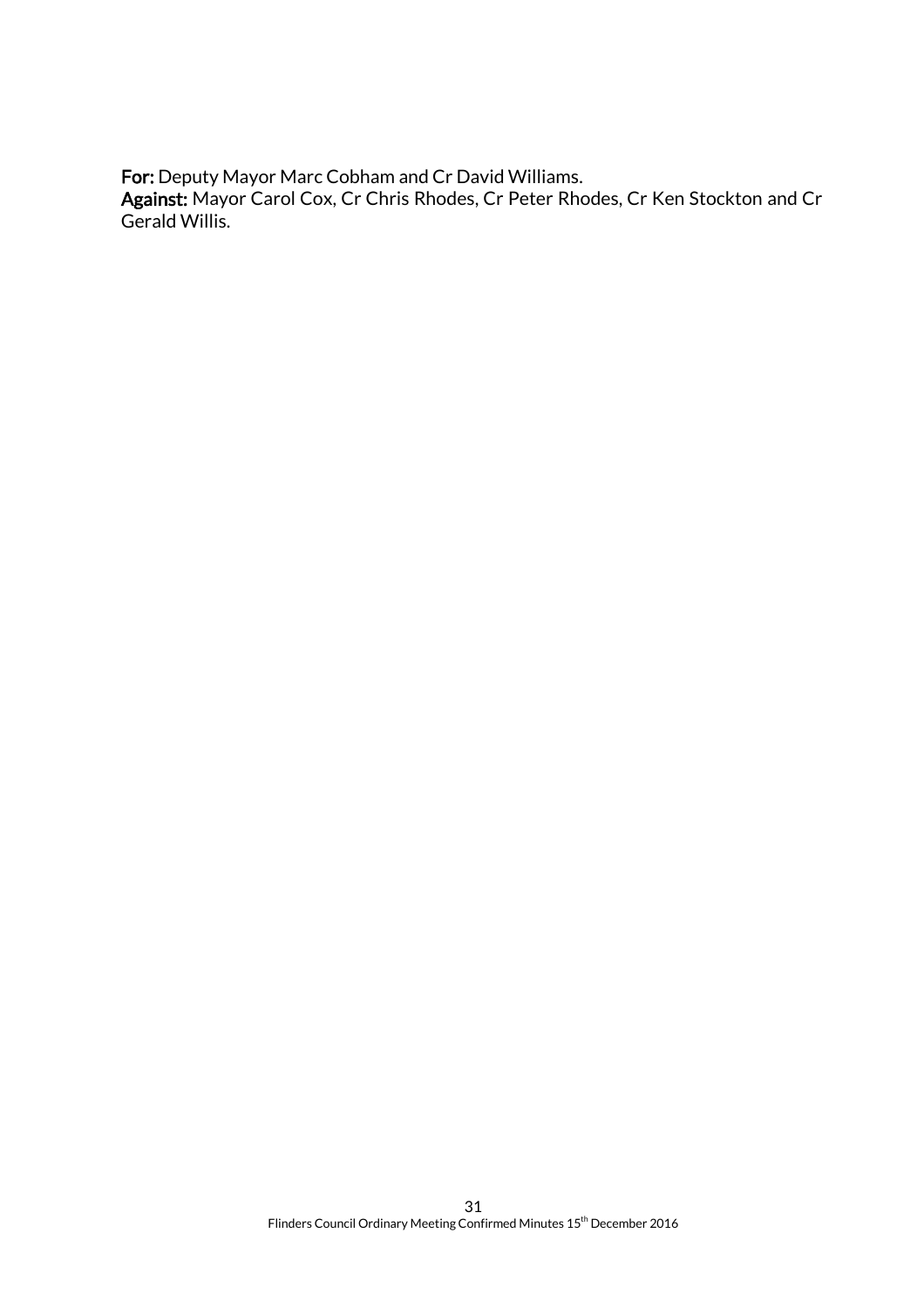**For:** Deputy Mayor Marc Cobham and Cr David Williams.
**Against:** Mayor Carol Cox, Cr Chris Rhodes, Cr Peter Rhodes, Cr Ken Stockton and Cr Gerald Willis.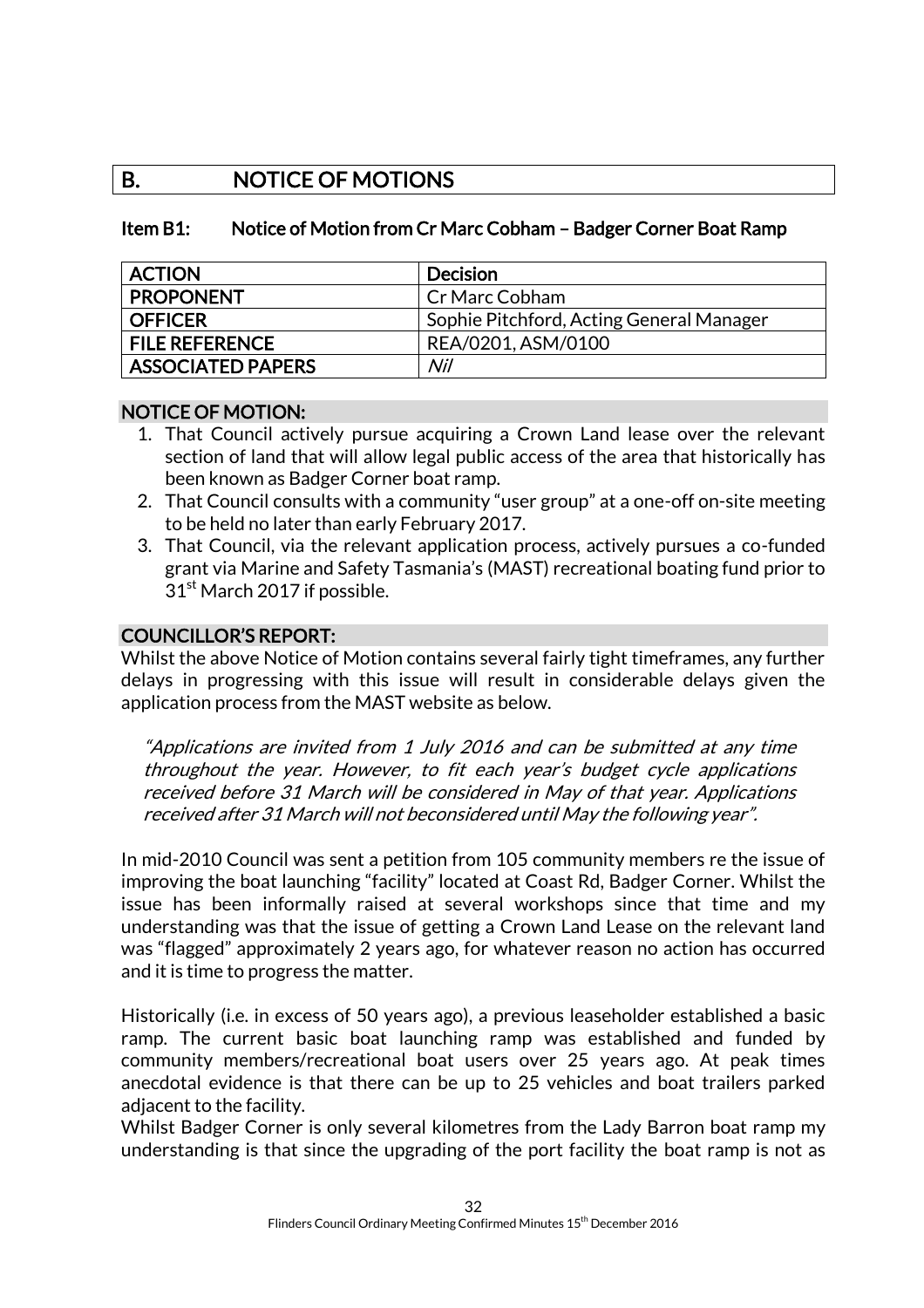# B. NOTICE OF MOTIONS

## Item B1: Notice of Motion from Cr Marc Cobham – Badger Corner Boat Ramp

| ACTION | Decision |
|---|---|
| PROPONENT | Cr Marc Cobham |
| OFFICER | Sophie Pitchford, Acting General Manager |
| FILE REFERENCE | REA/0201, ASM/0100 |
| ASSOCIATED PAPERS | *Nil* |

### NOTICE OF MOTION:

1. That Council actively pursue acquiring a Crown Land lease over the relevant section of land that will allow legal public access of the area that historically has been known as Badger Corner boat ramp.
2. That Council consults with a community "user group" at a one-off on-site meeting to be held no later than early February 2017.
3. That Council, via the relevant application process, actively pursues a co-funded grant via Marine and Safety Tasmania's (MAST) recreational boating fund prior to 31st March 2017 if possible.

### COUNCILLOR'S REPORT:

Whilst the above Notice of Motion contains several fairly tight timeframes, any further delays in progressing with this issue will result in considerable delays given the application process from the MAST website as below.

*"Applications are invited from 1 July 2016 and can be submitted at any time throughout the year. However, to fit each year's budget cycle applications received before 31 March will be considered in May of that year. Applications received after 31 March will not beconsidered until May the following year".*

In mid-2010 Council was sent a petition from 105 community members re the issue of improving the boat launching "facility" located at Coast Rd, Badger Corner. Whilst the issue has been informally raised at several workshops since that time and my understanding was that the issue of getting a Crown Land Lease on the relevant land was "flagged" approximately 2 years ago, for whatever reason no action has occurred and it is time to progress the matter.

Historically (i.e. in excess of 50 years ago), a previous leaseholder established a basic ramp. The current basic boat launching ramp was established and funded by community members/recreational boat users over 25 years ago. At peak times anecdotal evidence is that there can be up to 25 vehicles and boat trailers parked adjacent to the facility.

Whilst Badger Corner is only several kilometres from the Lady Barron boat ramp my understanding is that since the upgrading of the port facility the boat ramp is not as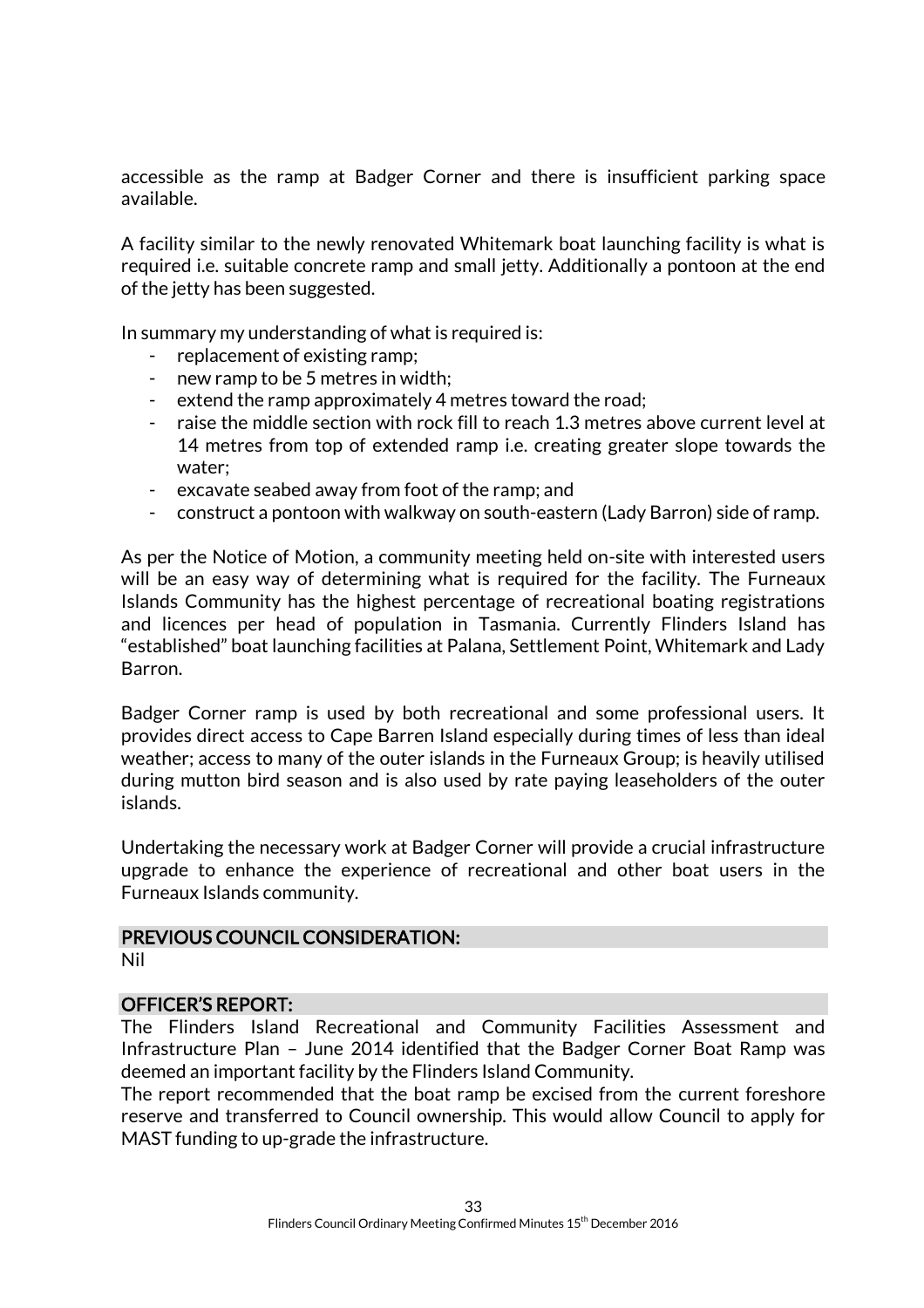accessible as the ramp at Badger Corner and there is insufficient parking space available.

A facility similar to the newly renovated Whitemark boat launching facility is what is required i.e. suitable concrete ramp and small jetty. Additionally a pontoon at the end of the jetty has been suggested.

In summary my understanding of what is required is:

- replacement of existing ramp;
- new ramp to be 5 metres in width;
- extend the ramp approximately 4 metres toward the road;
- raise the middle section with rock fill to reach 1.3 metres above current level at 14 metres from top of extended ramp i.e. creating greater slope towards the water;
- excavate seabed away from foot of the ramp; and
- construct a pontoon with walkway on south-eastern (Lady Barron) side of ramp.

As per the Notice of Motion, a community meeting held on-site with interested users will be an easy way of determining what is required for the facility. The Furneaux Islands Community has the highest percentage of recreational boating registrations and licences per head of population in Tasmania. Currently Flinders Island has "established" boat launching facilities at Palana, Settlement Point, Whitemark and Lady Barron.

Badger Corner ramp is used by both recreational and some professional users. It provides direct access to Cape Barren Island especially during times of less than ideal weather; access to many of the outer islands in the Furneaux Group; is heavily utilised during mutton bird season and is also used by rate paying leaseholders of the outer islands.

Undertaking the necessary work at Badger Corner will provide a crucial infrastructure upgrade to enhance the experience of recreational and other boat users in the Furneaux Islands community.

## PREVIOUS COUNCIL CONSIDERATION:

Nil

## OFFICER'S REPORT:

The Flinders Island Recreational and Community Facilities Assessment and Infrastructure Plan – June 2014 identified that the Badger Corner Boat Ramp was deemed an important facility by the Flinders Island Community.

The report recommended that the boat ramp be excised from the current foreshore reserve and transferred to Council ownership. This would allow Council to apply for MAST funding to up-grade the infrastructure.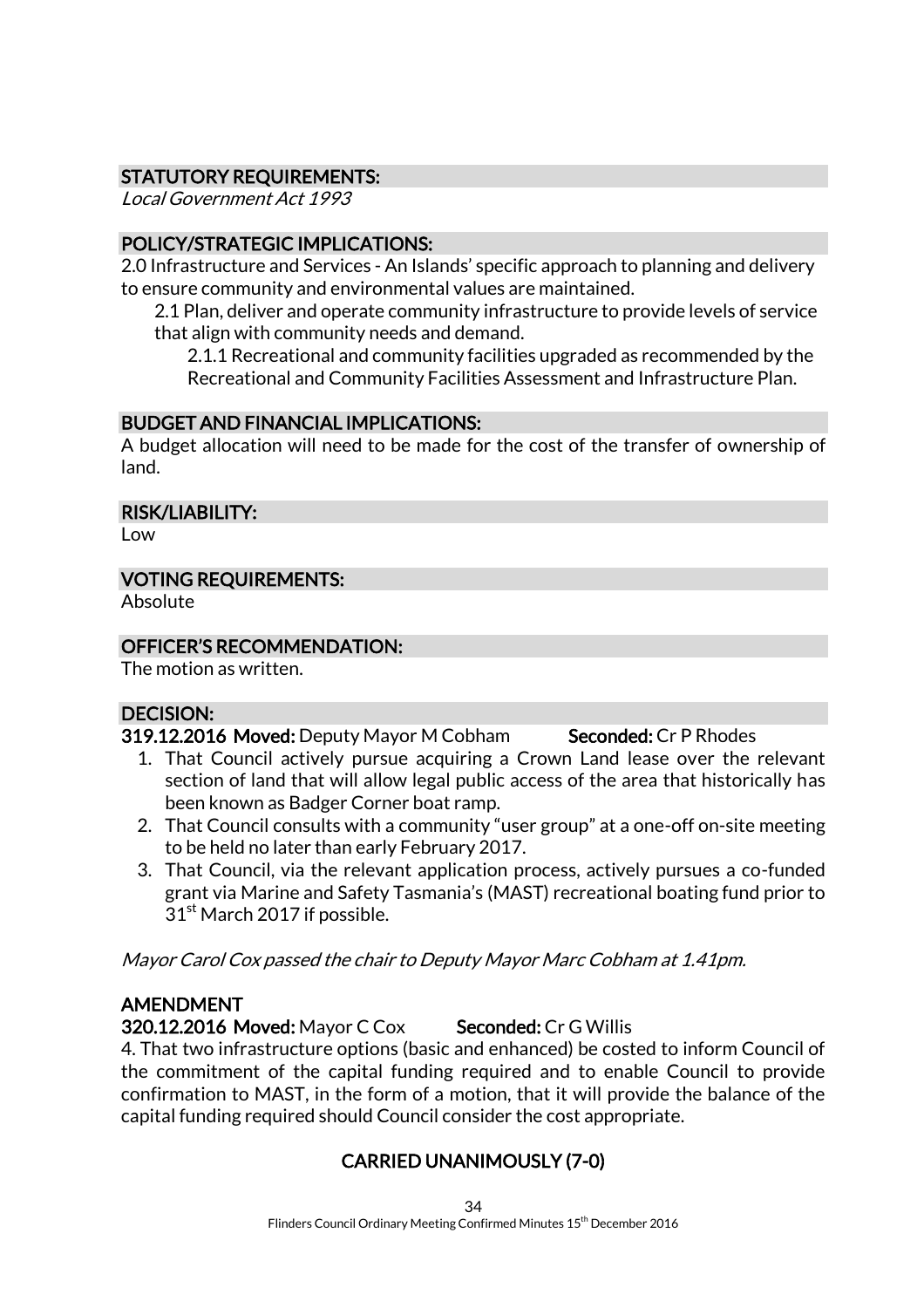## STATUTORY REQUIREMENTS:

*Local Government Act 1993*

## POLICY/STRATEGIC IMPLICATIONS:

2.0 Infrastructure and Services - An Islands' specific approach to planning and delivery to ensure community and environmental values are maintained.

2.1 Plan, deliver and operate community infrastructure to provide levels of service that align with community needs and demand.

2.1.1 Recreational and community facilities upgraded as recommended by the Recreational and Community Facilities Assessment and Infrastructure Plan.

## BUDGET AND FINANCIAL IMPLICATIONS:

A budget allocation will need to be made for the cost of the transfer of ownership of land.

## RISK/LIABILITY:

Low

## VOTING REQUIREMENTS:

Absolute

## OFFICER'S RECOMMENDATION:

The motion as written.

## DECISION:

**319.12.2016 Moved:** Deputy Mayor M Cobham **Seconded:** Cr P Rhodes

1. That Council actively pursue acquiring a Crown Land lease over the relevant section of land that will allow legal public access of the area that historically has been known as Badger Corner boat ramp.
2. That Council consults with a community "user group" at a one-off on-site meeting to be held no later than early February 2017.
3. That Council, via the relevant application process, actively pursues a co-funded grant via Marine and Safety Tasmania's (MAST) recreational boating fund prior to 31st March 2017 if possible.

*Mayor Carol Cox passed the chair to Deputy Mayor Marc Cobham at 1.41pm.*

## AMENDMENT

**320.12.2016 Moved:** Mayor C Cox **Seconded:** Cr G Willis

4. That two infrastructure options (basic and enhanced) be costed to inform Council of the commitment of the capital funding required and to enable Council to provide confirmation to MAST, in the form of a motion, that it will provide the balance of the capital funding required should Council consider the cost appropriate.

**CARRIED UNANIMOUSLY (7-0)**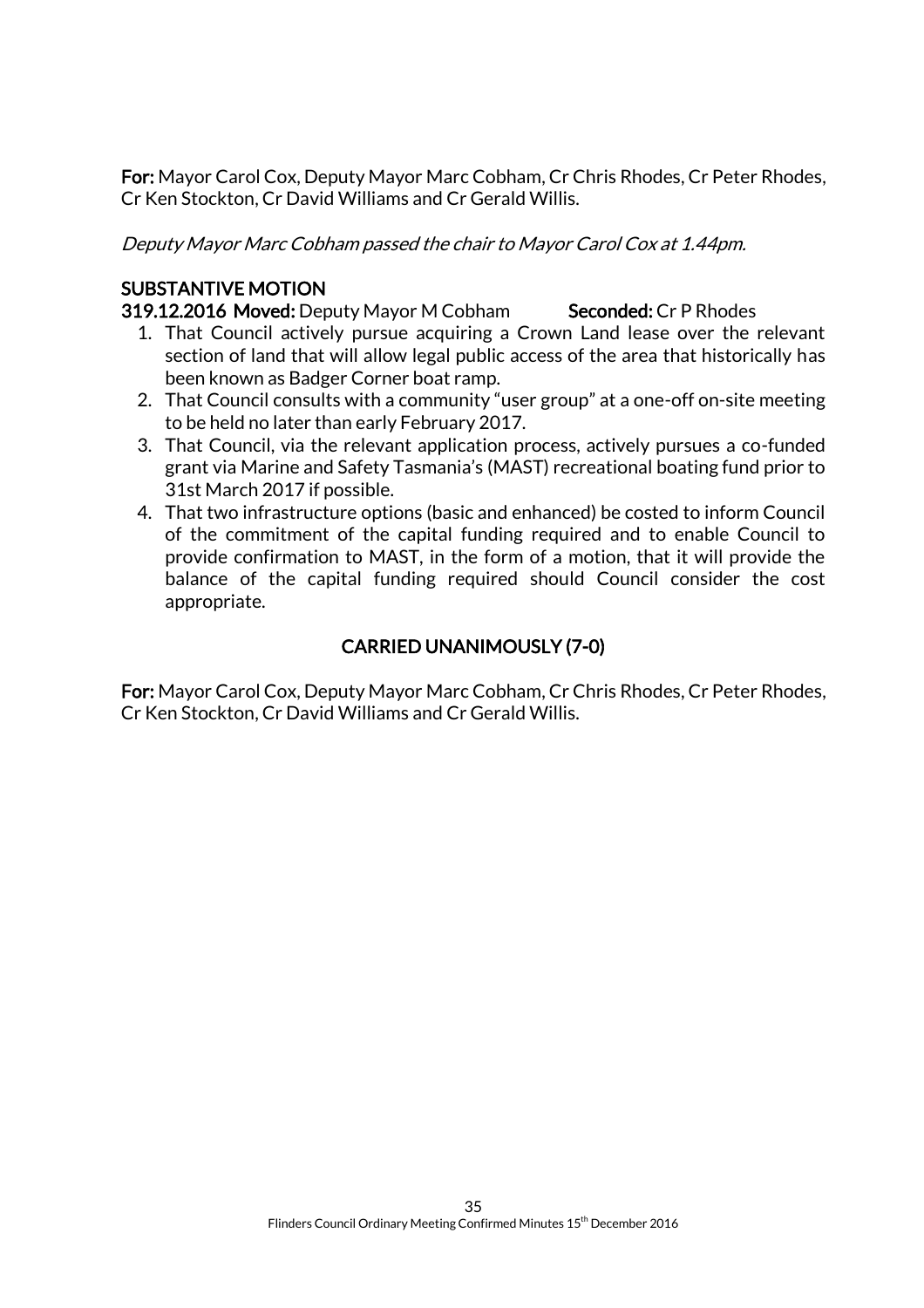**For:** Mayor Carol Cox, Deputy Mayor Marc Cobham, Cr Chris Rhodes, Cr Peter Rhodes, Cr Ken Stockton, Cr David Williams and Cr Gerald Willis.

*Deputy Mayor Marc Cobham passed the chair to Mayor Carol Cox at 1.44pm.*

**SUBSTANTIVE MOTION**

**319.12.2016 Moved:** Deputy Mayor M Cobham **Seconded:** Cr P Rhodes

1. That Council actively pursue acquiring a Crown Land lease over the relevant section of land that will allow legal public access of the area that historically has been known as Badger Corner boat ramp.
2. That Council consults with a community "user group" at a one-off on-site meeting to be held no later than early February 2017.
3. That Council, via the relevant application process, actively pursues a co-funded grant via Marine and Safety Tasmania's (MAST) recreational boating fund prior to 31st March 2017 if possible.
4. That two infrastructure options (basic and enhanced) be costed to inform Council of the commitment of the capital funding required and to enable Council to provide confirmation to MAST, in the form of a motion, that it will provide the balance of the capital funding required should Council consider the cost appropriate.

**CARRIED UNANIMOUSLY (7-0)**

**For:** Mayor Carol Cox, Deputy Mayor Marc Cobham, Cr Chris Rhodes, Cr Peter Rhodes, Cr Ken Stockton, Cr David Williams and Cr Gerald Willis.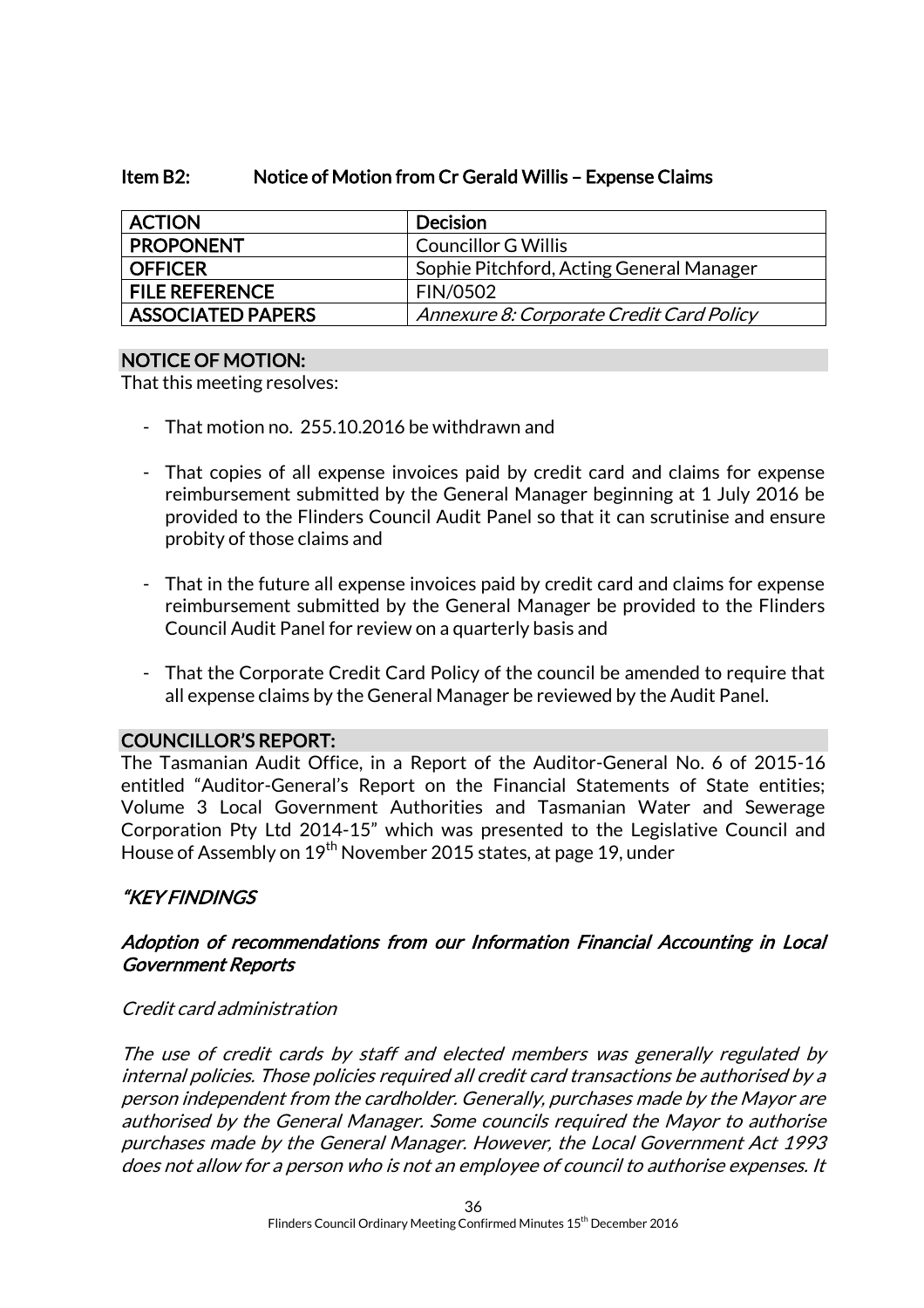### Item B2: Notice of Motion from Cr Gerald Willis – Expense Claims

| ACTION | Decision |
|---|---|
| PROPONENT | Councillor G Willis |
| OFFICER | Sophie Pitchford, Acting General Manager |
| FILE REFERENCE | FIN/0502 |
| ASSOCIATED PAPERS | *Annexure 8: Corporate Credit Card Policy* |

#### NOTICE OF MOTION:

That this meeting resolves:

- That motion no. 255.10.2016 be withdrawn and
- That copies of all expense invoices paid by credit card and claims for expense reimbursement submitted by the General Manager beginning at 1 July 2016 be provided to the Flinders Council Audit Panel so that it can scrutinise and ensure probity of those claims and
- That in the future all expense invoices paid by credit card and claims for expense reimbursement submitted by the General Manager be provided to the Flinders Council Audit Panel for review on a quarterly basis and
- That the Corporate Credit Card Policy of the council be amended to require that all expense claims by the General Manager be reviewed by the Audit Panel.

#### COUNCILLOR'S REPORT:

The Tasmanian Audit Office, in a Report of the Auditor-General No. 6 of 2015-16 entitled "Auditor-General's Report on the Financial Statements of State entities; Volume 3 Local Government Authorities and Tasmanian Water and Sewerage Corporation Pty Ltd 2014-15" which was presented to the Legislative Council and House of Assembly on 19th November 2015 states, at page 19, under

*"KEY FINDINGS*

*Adoption of recommendations from our Information Financial Accounting in Local Government Reports*

*Credit card administration*

*The use of credit cards by staff and elected members was generally regulated by internal policies. Those policies required all credit card transactions be authorised by a person independent from the cardholder. Generally, purchases made by the Mayor are authorised by the General Manager. Some councils required the Mayor to authorise purchases made by the General Manager. However, the Local Government Act 1993 does not allow for a person who is not an employee of council to authorise expenses. It*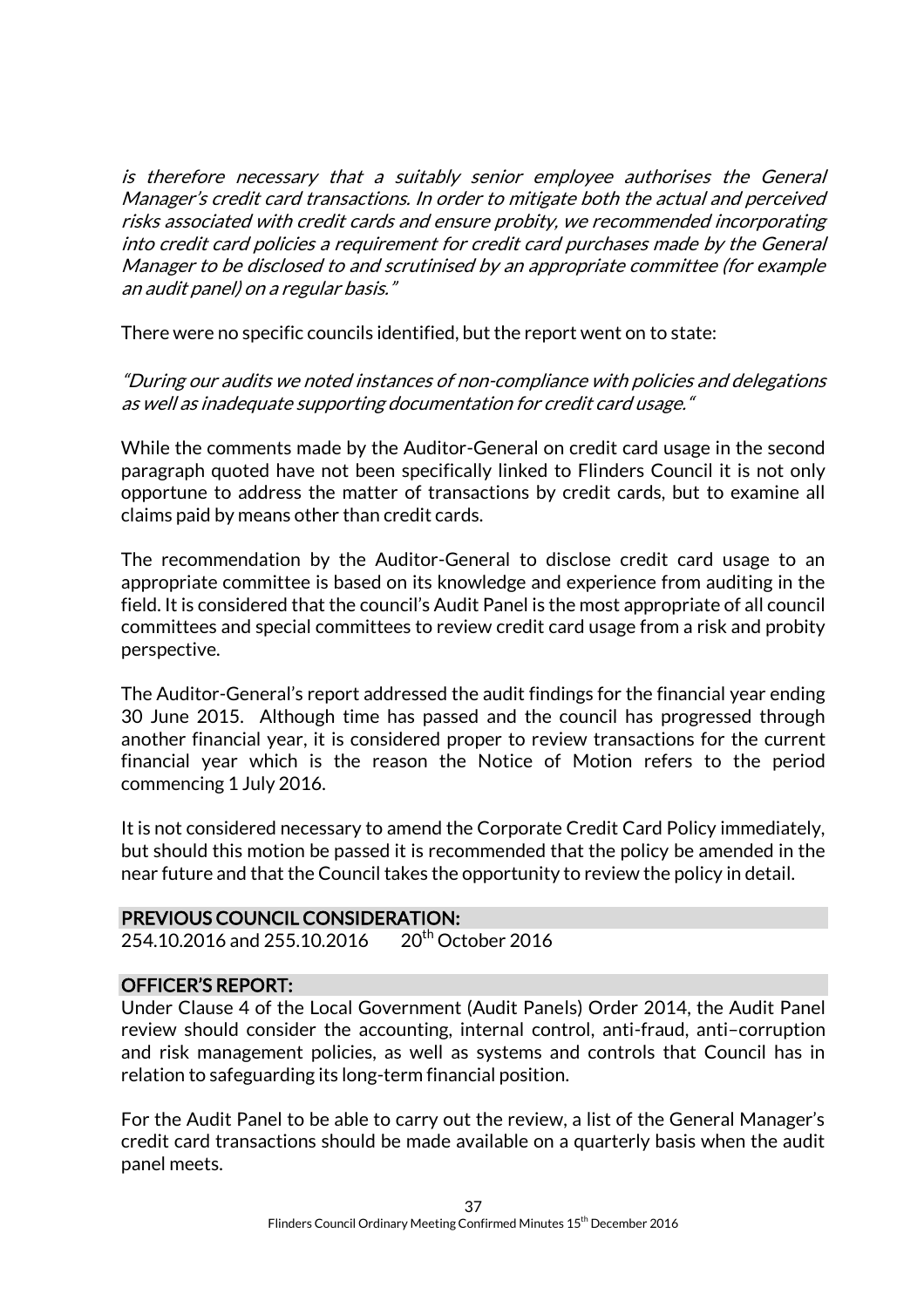*is therefore necessary that a suitably senior employee authorises the General Manager's credit card transactions. In order to mitigate both the actual and perceived risks associated with credit cards and ensure probity, we recommended incorporating into credit card policies a requirement for credit card purchases made by the General Manager to be disclosed to and scrutinised by an appropriate committee (for example an audit panel) on a regular basis."*

There were no specific councils identified, but the report went on to state:

*"During our audits we noted instances of non-compliance with policies and delegations as well as inadequate supporting documentation for credit card usage."*

While the comments made by the Auditor-General on credit card usage in the second paragraph quoted have not been specifically linked to Flinders Council it is not only opportune to address the matter of transactions by credit cards, but to examine all claims paid by means other than credit cards.

The recommendation by the Auditor-General to disclose credit card usage to an appropriate committee is based on its knowledge and experience from auditing in the field. It is considered that the council's Audit Panel is the most appropriate of all council committees and special committees to review credit card usage from a risk and probity perspective.

The Auditor-General's report addressed the audit findings for the financial year ending 30 June 2015. Although time has passed and the council has progressed through another financial year, it is considered proper to review transactions for the current financial year which is the reason the Notice of Motion refers to the period commencing 1 July 2016.

It is not considered necessary to amend the Corporate Credit Card Policy immediately, but should this motion be passed it is recommended that the policy be amended in the near future and that the Council takes the opportunity to review the policy in detail.

**PREVIOUS COUNCIL CONSIDERATION:**

254.10.2016 and 255.10.2016 20th October 2016

**OFFICER'S REPORT:**

Under Clause 4 of the Local Government (Audit Panels) Order 2014, the Audit Panel review should consider the accounting, internal control, anti-fraud, anti–corruption and risk management policies, as well as systems and controls that Council has in relation to safeguarding its long-term financial position.

For the Audit Panel to be able to carry out the review, a list of the General Manager's credit card transactions should be made available on a quarterly basis when the audit panel meets.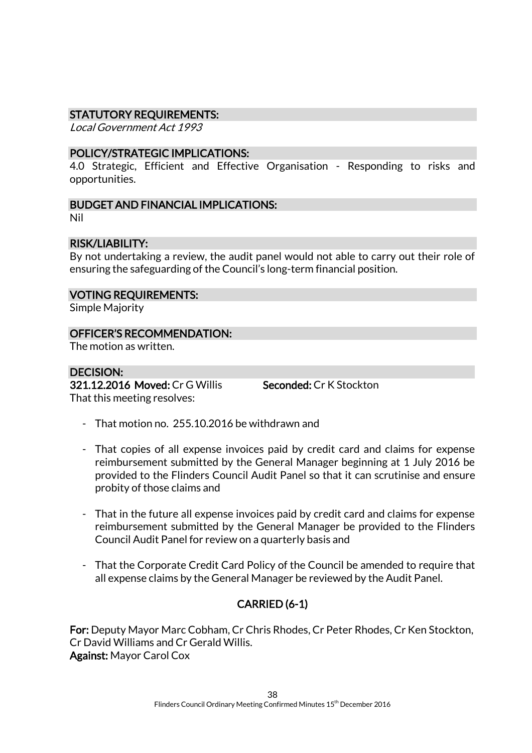## STATUTORY REQUIREMENTS:

*Local Government Act 1993*

## POLICY/STRATEGIC IMPLICATIONS:

4.0 Strategic, Efficient and Effective Organisation - Responding to risks and opportunities.

## BUDGET AND FINANCIAL IMPLICATIONS:

Nil

## RISK/LIABILITY:

By not undertaking a review, the audit panel would not able to carry out their role of ensuring the safeguarding of the Council's long-term financial position.

## VOTING REQUIREMENTS:

Simple Majority

## OFFICER'S RECOMMENDATION:

The motion as written.

## DECISION:

**321.12.2016 Moved:** Cr G Willis **Seconded:** Cr K Stockton

That this meeting resolves:

- That motion no. 255.10.2016 be withdrawn and
- That copies of all expense invoices paid by credit card and claims for expense reimbursement submitted by the General Manager beginning at 1 July 2016 be provided to the Flinders Council Audit Panel so that it can scrutinise and ensure probity of those claims and
- That in the future all expense invoices paid by credit card and claims for expense reimbursement submitted by the General Manager be provided to the Flinders Council Audit Panel for review on a quarterly basis and
- That the Corporate Credit Card Policy of the Council be amended to require that all expense claims by the General Manager be reviewed by the Audit Panel.

**CARRIED (6-1)**

**For:** Deputy Mayor Marc Cobham, Cr Chris Rhodes, Cr Peter Rhodes, Cr Ken Stockton, Cr David Williams and Cr Gerald Willis.
**Against:** Mayor Carol Cox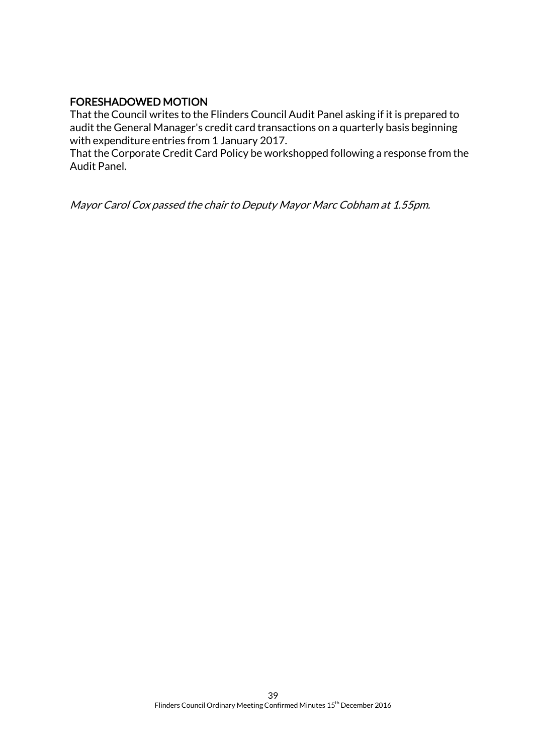## FORESHADOWED MOTION

That the Council writes to the Flinders Council Audit Panel asking if it is prepared to audit the General Manager's credit card transactions on a quarterly basis beginning with expenditure entries from 1 January 2017.

That the Corporate Credit Card Policy be workshopped following a response from the Audit Panel.

*Mayor Carol Cox passed the chair to Deputy Mayor Marc Cobham at 1.55pm.*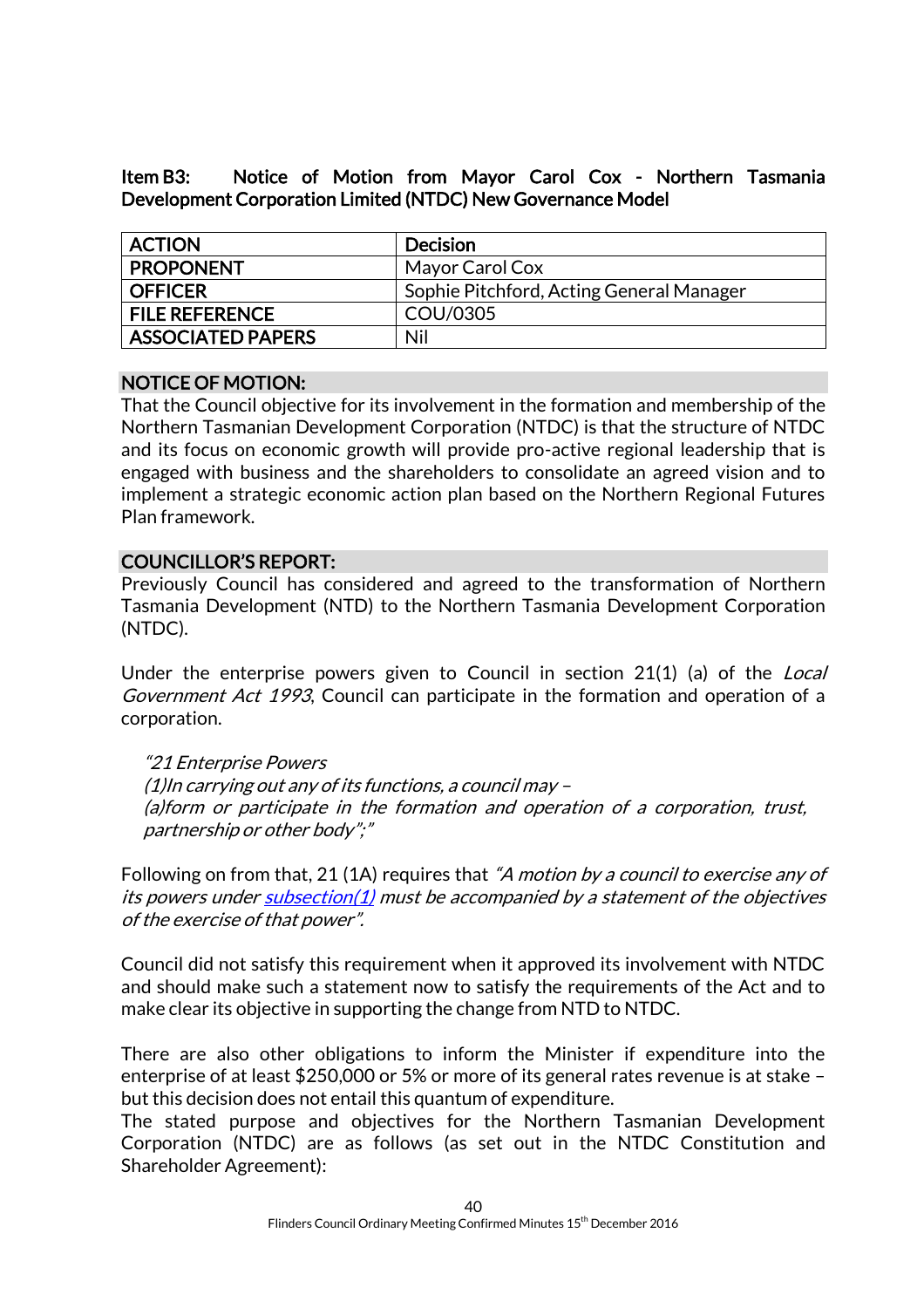**Item B3: Notice of Motion from Mayor Carol Cox - Northern Tasmania Development Corporation Limited (NTDC) New Governance Model**

| ACTION | Decision |
|---|---|
| PROPONENT | Mayor Carol Cox |
| OFFICER | Sophie Pitchford, Acting General Manager |
| FILE REFERENCE | COU/0305 |
| ASSOCIATED PAPERS | Nil |

**NOTICE OF MOTION:**

That the Council objective for its involvement in the formation and membership of the Northern Tasmanian Development Corporation (NTDC) is that the structure of NTDC and its focus on economic growth will provide pro-active regional leadership that is engaged with business and the shareholders to consolidate an agreed vision and to implement a strategic economic action plan based on the Northern Regional Futures Plan framework.

**COUNCILLOR'S REPORT:**

Previously Council has considered and agreed to the transformation of Northern Tasmania Development (NTD) to the Northern Tasmania Development Corporation (NTDC).

Under the enterprise powers given to Council in section 21(1) (a) of the *Local Government Act 1993*, Council can participate in the formation and operation of a corporation.

> *"21 Enterprise Powers*
> *(1)In carrying out any of its functions, a council may –*
> *(a)form or participate in the formation and operation of a corporation, trust, partnership or other body";"*

Following on from that, 21 (1A) requires that *"A motion by a council to exercise any of its powers under subsection(1) must be accompanied by a statement of the objectives of the exercise of that power".*

Council did not satisfy this requirement when it approved its involvement with NTDC and should make such a statement now to satisfy the requirements of the Act and to make clear its objective in supporting the change from NTD to NTDC.

There are also other obligations to inform the Minister if expenditure into the enterprise of at least $250,000 or 5% or more of its general rates revenue is at stake – but this decision does not entail this quantum of expenditure.
The stated purpose and objectives for the Northern Tasmanian Development Corporation (NTDC) are as follows (as set out in the NTDC Constitution and Shareholder Agreement):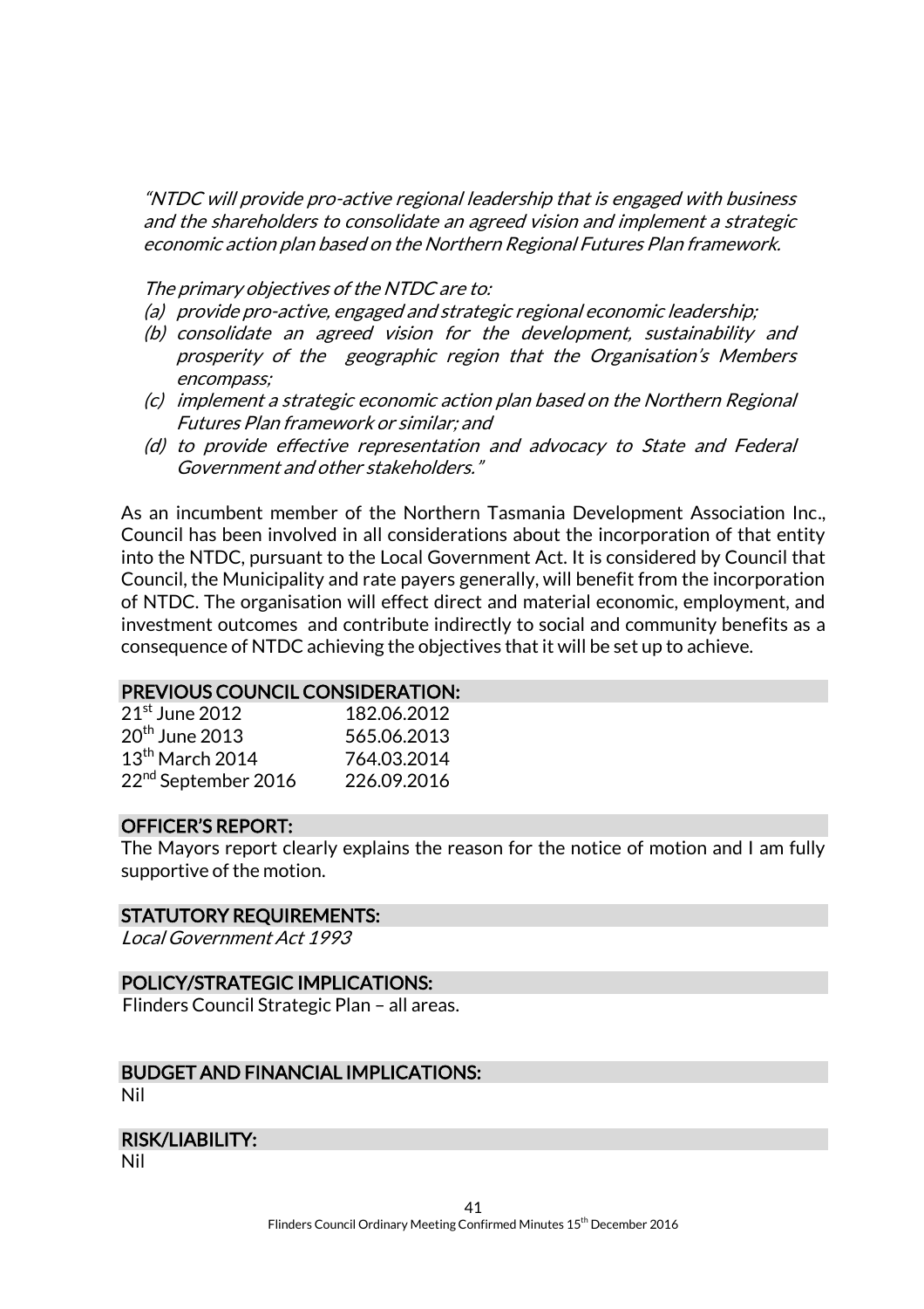*"NTDC will provide pro-active regional leadership that is engaged with business and the shareholders to consolidate an agreed vision and implement a strategic economic action plan based on the Northern Regional Futures Plan framework.*

*The primary objectives of the NTDC are to:*

*(a) provide pro-active, engaged and strategic regional economic leadership;*
*(b) consolidate an agreed vision for the development, sustainability and prosperity of the geographic region that the Organisation's Members encompass;*
*(c) implement a strategic economic action plan based on the Northern Regional Futures Plan framework or similar; and*
*(d) to provide effective representation and advocacy to State and Federal Government and other stakeholders."*

As an incumbent member of the Northern Tasmania Development Association Inc., Council has been involved in all considerations about the incorporation of that entity into the NTDC, pursuant to the Local Government Act. It is considered by Council that Council, the Municipality and rate payers generally, will benefit from the incorporation of NTDC. The organisation will effect direct and material economic, employment, and investment outcomes and contribute indirectly to social and community benefits as a consequence of NTDC achieving the objectives that it will be set up to achieve.

## PREVIOUS COUNCIL CONSIDERATION:

| | |
|---|---|
| 21st June 2012 | 182.06.2012 |
| 20th June 2013 | 565.06.2013 |
| 13th March 2014 | 764.03.2014 |
| 22nd September 2016 | 226.09.2016 |

## OFFICER'S REPORT:

The Mayors report clearly explains the reason for the notice of motion and I am fully supportive of the motion.

## STATUTORY REQUIREMENTS:

*Local Government Act 1993*

## POLICY/STRATEGIC IMPLICATIONS:

Flinders Council Strategic Plan – all areas.

## BUDGET AND FINANCIAL IMPLICATIONS:

Nil

## RISK/LIABILITY:

Nil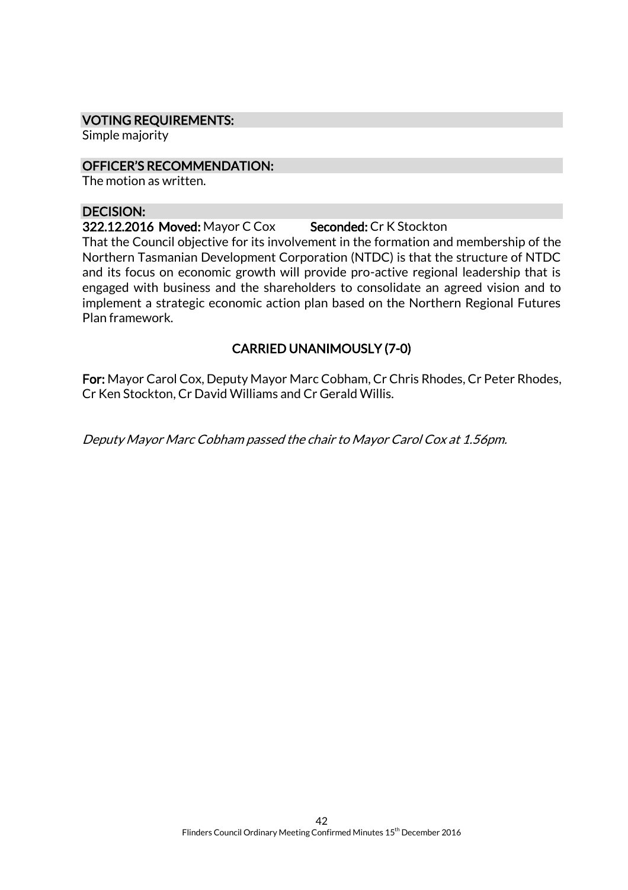### VOTING REQUIREMENTS:

Simple majority

### OFFICER'S RECOMMENDATION:

The motion as written.

### DECISION:

**322.12.2016 Moved:** Mayor C Cox **Seconded:** Cr K Stockton

That the Council objective for its involvement in the formation and membership of the Northern Tasmanian Development Corporation (NTDC) is that the structure of NTDC and its focus on economic growth will provide pro-active regional leadership that is engaged with business and the shareholders to consolidate an agreed vision and to implement a strategic economic action plan based on the Northern Regional Futures Plan framework.

**CARRIED UNANIMOUSLY (7-0)**

**For:** Mayor Carol Cox, Deputy Mayor Marc Cobham, Cr Chris Rhodes, Cr Peter Rhodes, Cr Ken Stockton, Cr David Williams and Cr Gerald Willis.

*Deputy Mayor Marc Cobham passed the chair to Mayor Carol Cox at 1.56pm.*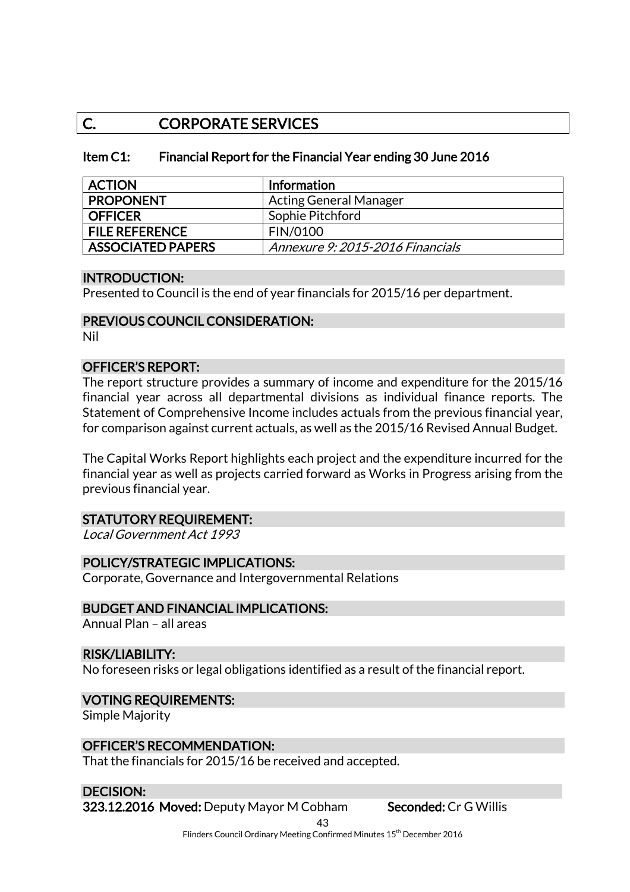## C. CORPORATE SERVICES

### Item C1: Financial Report for the Financial Year ending 30 June 2016

| ACTION | Information |
|---|---|
| PROPONENT | Acting General Manager |
| OFFICER | Sophie Pitchford |
| FILE REFERENCE | FIN/0100 |
| ASSOCIATED PAPERS | *Annexure 9: 2015-2016 Financials* |

**INTRODUCTION:**

Presented to Council is the end of year financials for 2015/16 per department.

**PREVIOUS COUNCIL CONSIDERATION:**

Nil

**OFFICER'S REPORT:**

The report structure provides a summary of income and expenditure for the 2015/16 financial year across all departmental divisions as individual finance reports. The Statement of Comprehensive Income includes actuals from the previous financial year, for comparison against current actuals, as well as the 2015/16 Revised Annual Budget.

The Capital Works Report highlights each project and the expenditure incurred for the financial year as well as projects carried forward as Works in Progress arising from the previous financial year.

**STATUTORY REQUIREMENT:**

*Local Government Act 1993*

**POLICY/STRATEGIC IMPLICATIONS:**

Corporate, Governance and Intergovernmental Relations

**BUDGET AND FINANCIAL IMPLICATIONS:**

Annual Plan – all areas

**RISK/LIABILITY:**

No foreseen risks or legal obligations identified as a result of the financial report.

**VOTING REQUIREMENTS:**

Simple Majority

**OFFICER'S RECOMMENDATION:**

That the financials for 2015/16 be received and accepted.

**DECISION:**

**323.12.2016 Moved:** Deputy Mayor M Cobham **Seconded:** Cr G Willis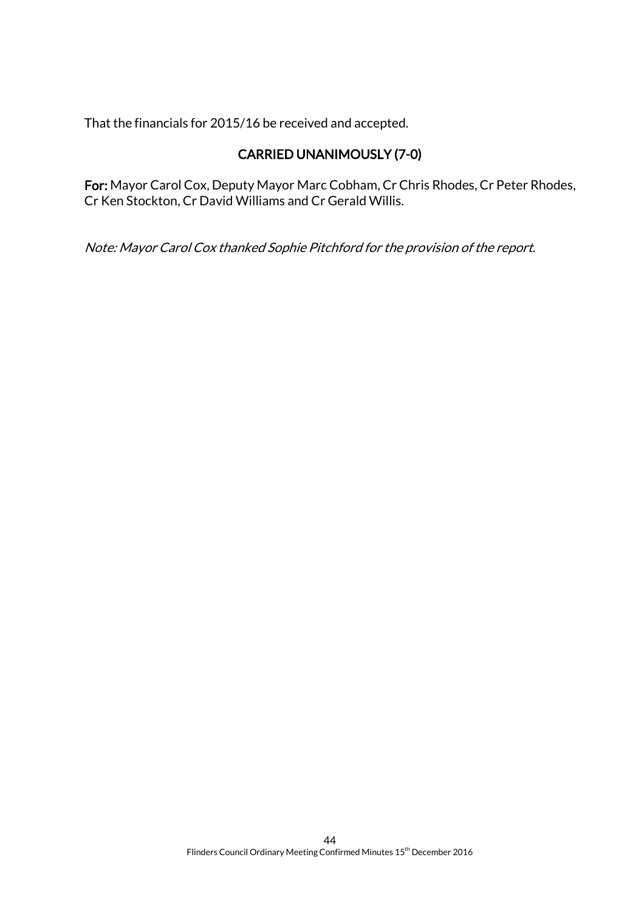That the financials for 2015/16 be received and accepted.

**CARRIED UNANIMOUSLY (7-0)**

**For:** Mayor Carol Cox, Deputy Mayor Marc Cobham, Cr Chris Rhodes, Cr Peter Rhodes, Cr Ken Stockton, Cr David Williams and Cr Gerald Willis.

*Note: Mayor Carol Cox thanked Sophie Pitchford for the provision of the report.*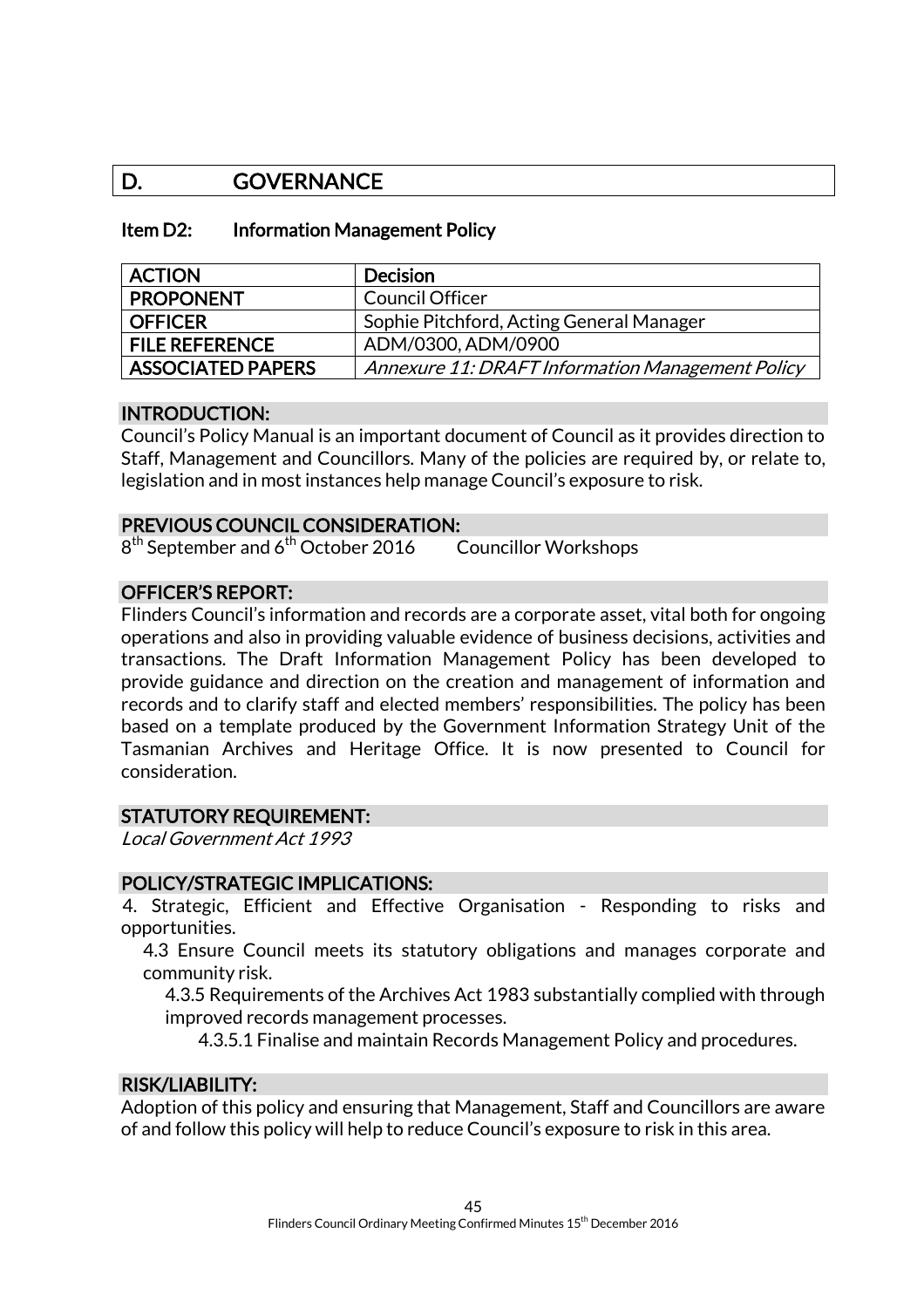# D. GOVERNANCE

## Item D2: Information Management Policy

| ACTION | Decision |
|---|---|
| PROPONENT | Council Officer |
| OFFICER | Sophie Pitchford, Acting General Manager |
| FILE REFERENCE | ADM/0300, ADM/0900 |
| ASSOCIATED PAPERS | *Annexure 11: DRAFT Information Management Policy* |

### INTRODUCTION:

Council's Policy Manual is an important document of Council as it provides direction to Staff, Management and Councillors. Many of the policies are required by, or relate to, legislation and in most instances help manage Council's exposure to risk.

### PREVIOUS COUNCIL CONSIDERATION:

8th September and 6th October 2016 Councillor Workshops

### OFFICER'S REPORT:

Flinders Council's information and records are a corporate asset, vital both for ongoing operations and also in providing valuable evidence of business decisions, activities and transactions. The Draft Information Management Policy has been developed to provide guidance and direction on the creation and management of information and records and to clarify staff and elected members' responsibilities. The policy has been based on a template produced by the Government Information Strategy Unit of the Tasmanian Archives and Heritage Office. It is now presented to Council for consideration.

### STATUTORY REQUIREMENT:

*Local Government Act 1993*

### POLICY/STRATEGIC IMPLICATIONS:

4. Strategic, Efficient and Effective Organisation - Responding to risks and opportunities.
   - 4.3 Ensure Council meets its statutory obligations and manages corporate and community risk.
     - 4.3.5 Requirements of the Archives Act 1983 substantially complied with through improved records management processes.
       - 4.3.5.1 Finalise and maintain Records Management Policy and procedures.

### RISK/LIABILITY:

Adoption of this policy and ensuring that Management, Staff and Councillors are aware of and follow this policy will help to reduce Council's exposure to risk in this area.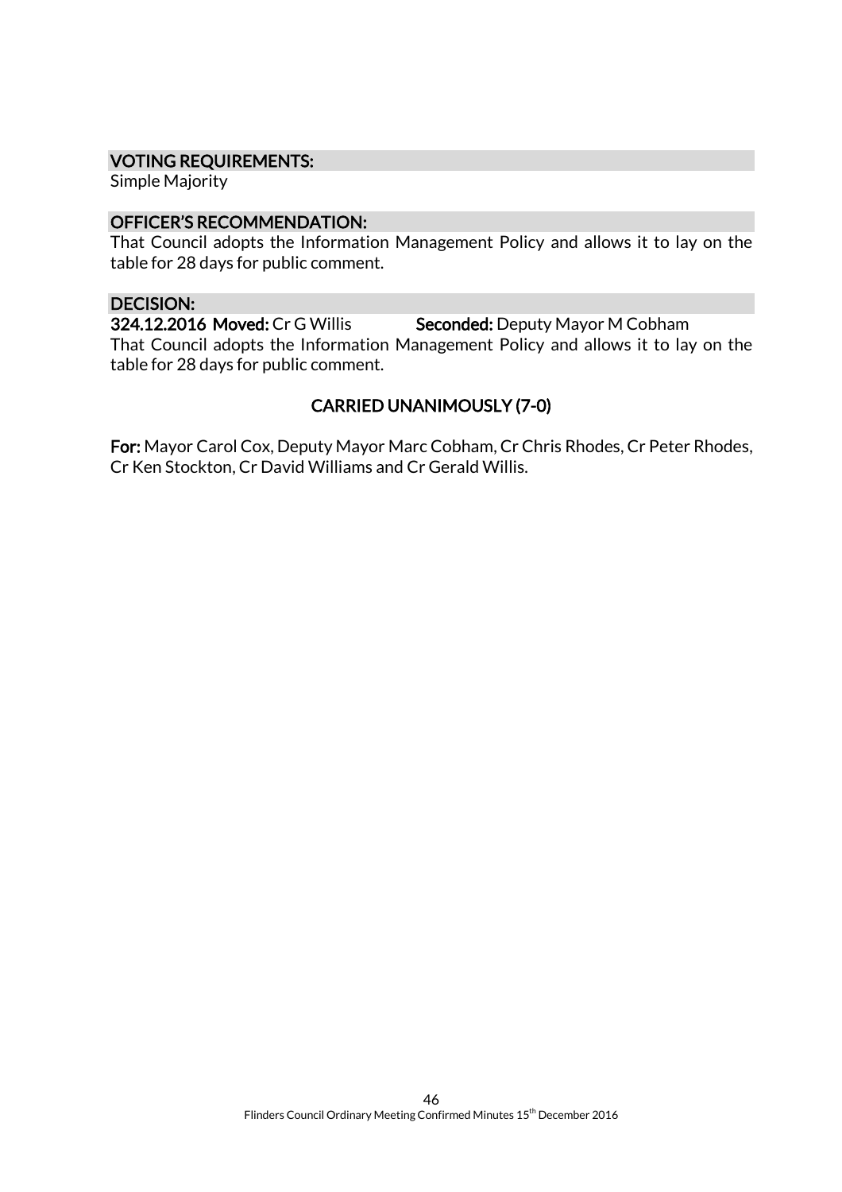**VOTING REQUIREMENTS:**

Simple Majority

**OFFICER'S RECOMMENDATION:**

That Council adopts the Information Management Policy and allows it to lay on the table for 28 days for public comment.

**DECISION:**

**324.12.2016 Moved:** Cr G Willis **Seconded:** Deputy Mayor M Cobham

That Council adopts the Information Management Policy and allows it to lay on the table for 28 days for public comment.

**CARRIED UNANIMOUSLY (7-0)**

**For:** Mayor Carol Cox, Deputy Mayor Marc Cobham, Cr Chris Rhodes, Cr Peter Rhodes, Cr Ken Stockton, Cr David Williams and Cr Gerald Willis.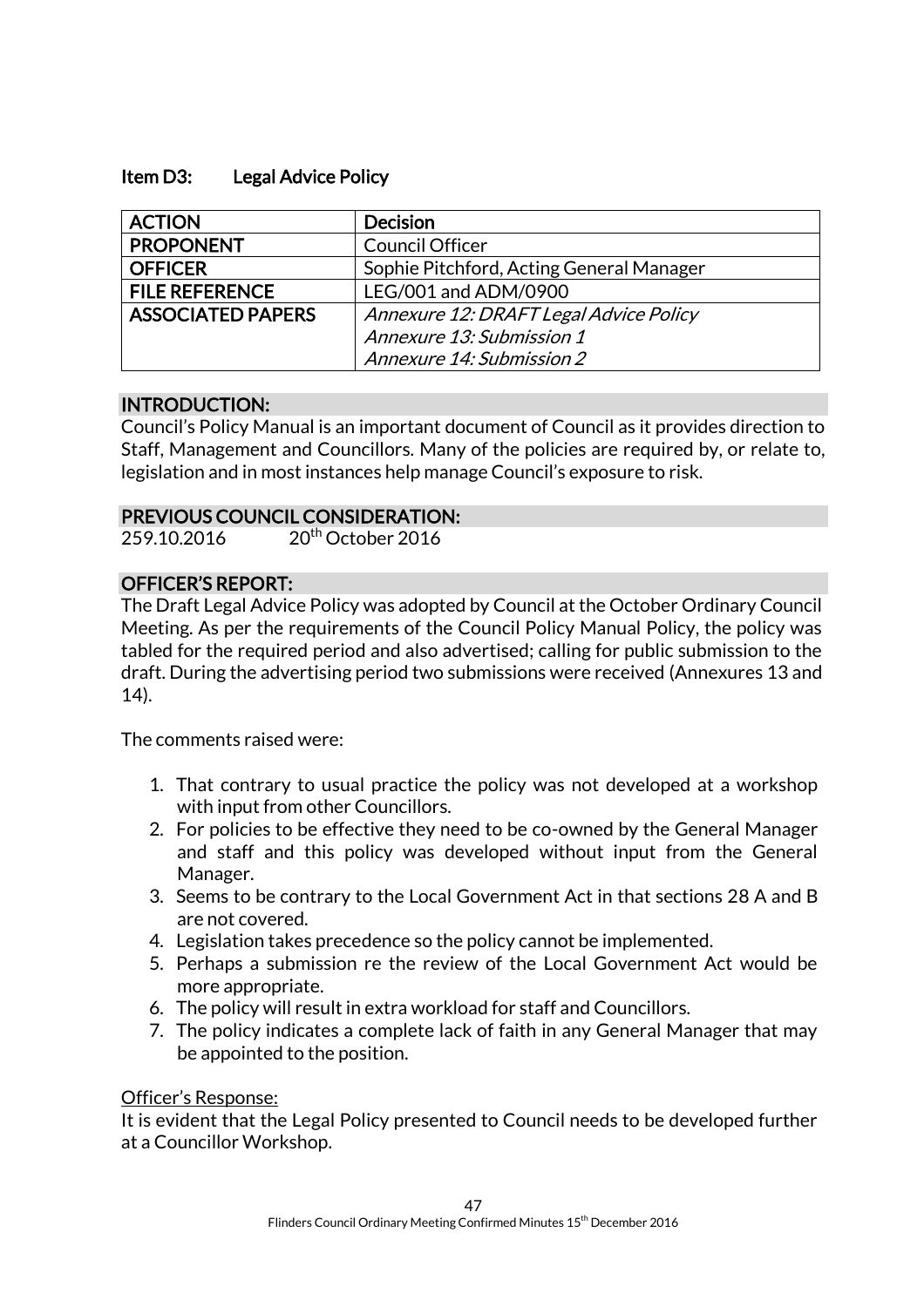### Item D3: Legal Advice Policy

| ACTION | Decision |
|---|---|
| PROPONENT | Council Officer |
| OFFICER | Sophie Pitchford, Acting General Manager |
| FILE REFERENCE | LEG/001 and ADM/0900 |
| ASSOCIATED PAPERS | *Annexure 12: DRAFT Legal Advice Policy*<br>*Annexure 13: Submission 1*<br>*Annexure 14: Submission 2* |

#### INTRODUCTION:

Council's Policy Manual is an important document of Council as it provides direction to Staff, Management and Councillors. Many of the policies are required by, or relate to, legislation and in most instances help manage Council's exposure to risk.

#### PREVIOUS COUNCIL CONSIDERATION:

259.10.2016 20th October 2016

#### OFFICER'S REPORT:

The Draft Legal Advice Policy was adopted by Council at the October Ordinary Council Meeting. As per the requirements of the Council Policy Manual Policy, the policy was tabled for the required period and also advertised; calling for public submission to the draft. During the advertising period two submissions were received (Annexures 13 and 14).

The comments raised were:

1. That contrary to usual practice the policy was not developed at a workshop with input from other Councillors.
2. For policies to be effective they need to be co-owned by the General Manager and staff and this policy was developed without input from the General Manager.
3. Seems to be contrary to the Local Government Act in that sections 28 A and B are not covered.
4. Legislation takes precedence so the policy cannot be implemented.
5. Perhaps a submission re the review of the Local Government Act would be more appropriate.
6. The policy will result in extra workload for staff and Councillors.
7. The policy indicates a complete lack of faith in any General Manager that may be appointed to the position.

Officer's Response:

It is evident that the Legal Policy presented to Council needs to be developed further at a Councillor Workshop.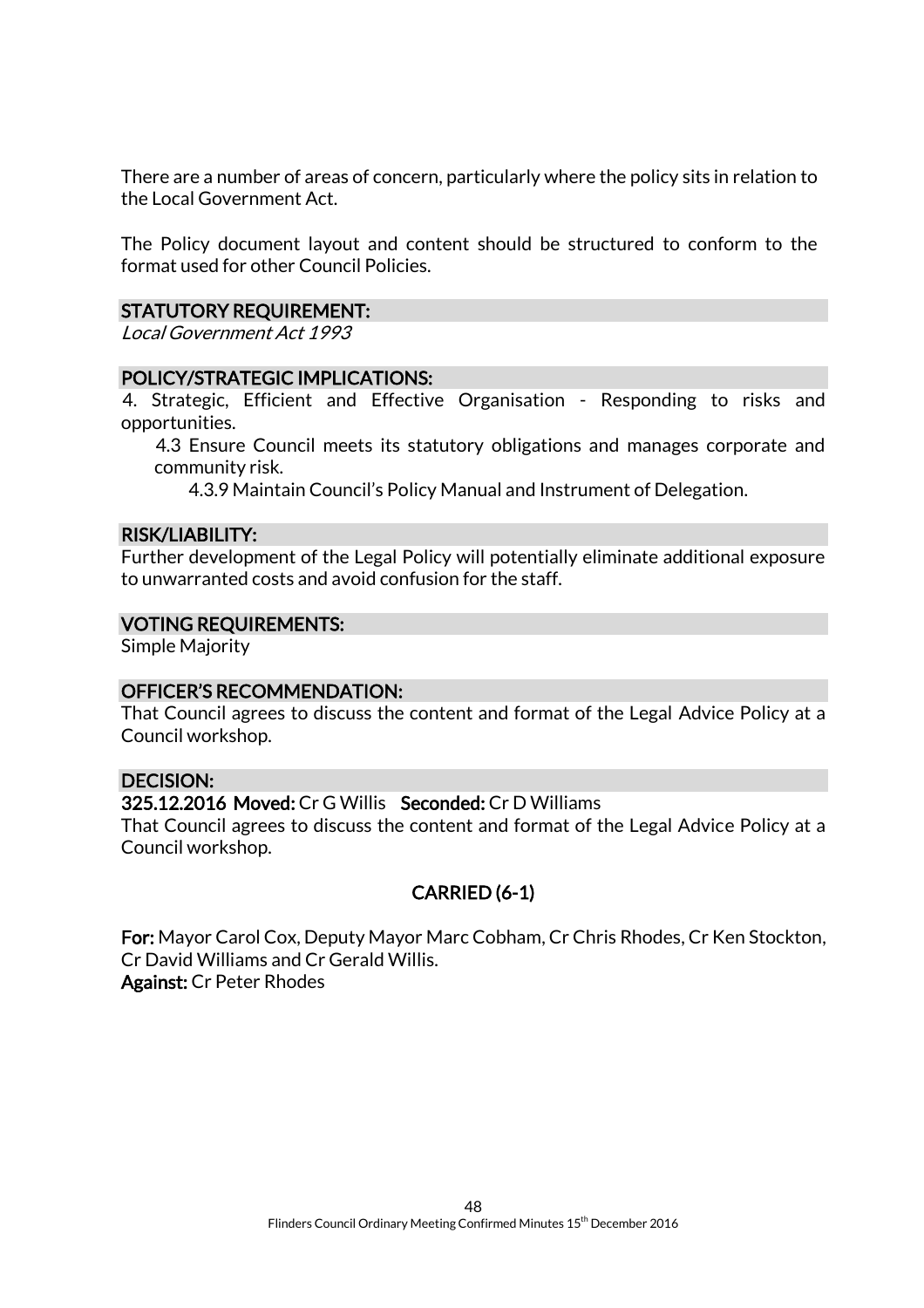There are a number of areas of concern, particularly where the policy sits in relation to the Local Government Act.

The Policy document layout and content should be structured to conform to the format used for other Council Policies.

### STATUTORY REQUIREMENT:

*Local Government Act 1993*

### POLICY/STRATEGIC IMPLICATIONS:

4. Strategic, Efficient and Effective Organisation - Responding to risks and opportunities.

  4.3 Ensure Council meets its statutory obligations and manages corporate and community risk.

    4.3.9 Maintain Council's Policy Manual and Instrument of Delegation.

### RISK/LIABILITY:

Further development of the Legal Policy will potentially eliminate additional exposure to unwarranted costs and avoid confusion for the staff.

### VOTING REQUIREMENTS:

Simple Majority

### OFFICER'S RECOMMENDATION:

That Council agrees to discuss the content and format of the Legal Advice Policy at a Council workshop.

### DECISION:

**325.12.2016 Moved:** Cr G Willis **Seconded:** Cr D Williams

That Council agrees to discuss the content and format of the Legal Advice Policy at a Council workshop.

**CARRIED (6-1)**

**For:** Mayor Carol Cox, Deputy Mayor Marc Cobham, Cr Chris Rhodes, Cr Ken Stockton, Cr David Williams and Cr Gerald Willis.

**Against:** Cr Peter Rhodes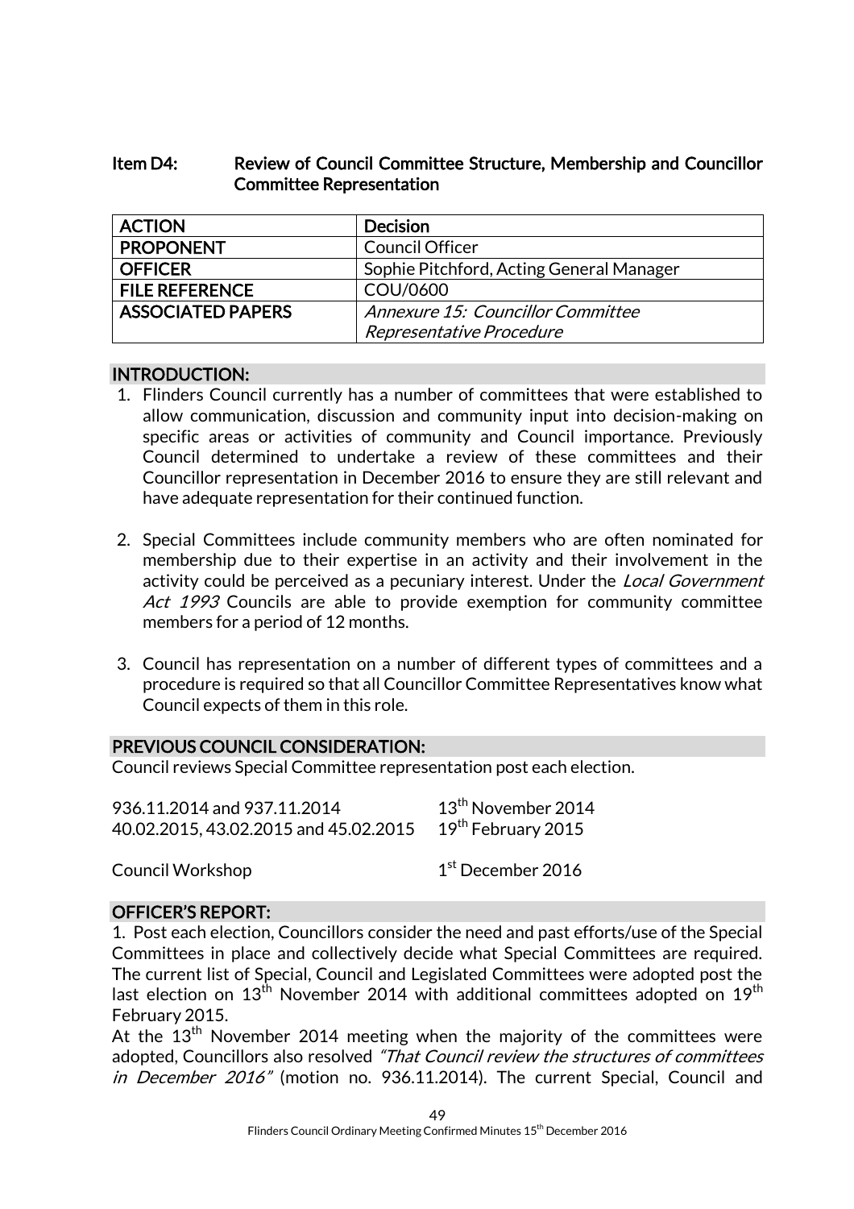## Item D4: Review of Council Committee Structure, Membership and Councillor Committee Representation

| ACTION | Decision |
| --- | --- |
| PROPONENT | Council Officer |
| OFFICER | Sophie Pitchford, Acting General Manager |
| FILE REFERENCE | COU/0600 |
| ASSOCIATED PAPERS | *Annexure 15: Councillor Committee Representative Procedure* |

### INTRODUCTION:

1. Flinders Council currently has a number of committees that were established to allow communication, discussion and community input into decision-making on specific areas or activities of community and Council importance. Previously Council determined to undertake a review of these committees and their Councillor representation in December 2016 to ensure they are still relevant and have adequate representation for their continued function.

2. Special Committees include community members who are often nominated for membership due to their expertise in an activity and their involvement in the activity could be perceived as a pecuniary interest. Under the *Local Government Act 1993* Councils are able to provide exemption for community committee members for a period of 12 months.

3. Council has representation on a number of different types of committees and a procedure is required so that all Councillor Committee Representatives know what Council expects of them in this role.

### PREVIOUS COUNCIL CONSIDERATION:

Council reviews Special Committee representation post each election.

936.11.2014 and 937.11.2014 — 13th November 2014
40.02.2015, 43.02.2015 and 45.02.2015 — 19th February 2015

Council Workshop — 1st December 2016

### OFFICER'S REPORT:

1. Post each election, Councillors consider the need and past efforts/use of the Special Committees in place and collectively decide what Special Committees are required. The current list of Special, Council and Legislated Committees were adopted post the last election on 13th November 2014 with additional committees adopted on 19th February 2015.
At the 13th November 2014 meeting when the majority of the committees were adopted, Councillors also resolved *"That Council review the structures of committees in December 2016"* (motion no. 936.11.2014). The current Special, Council and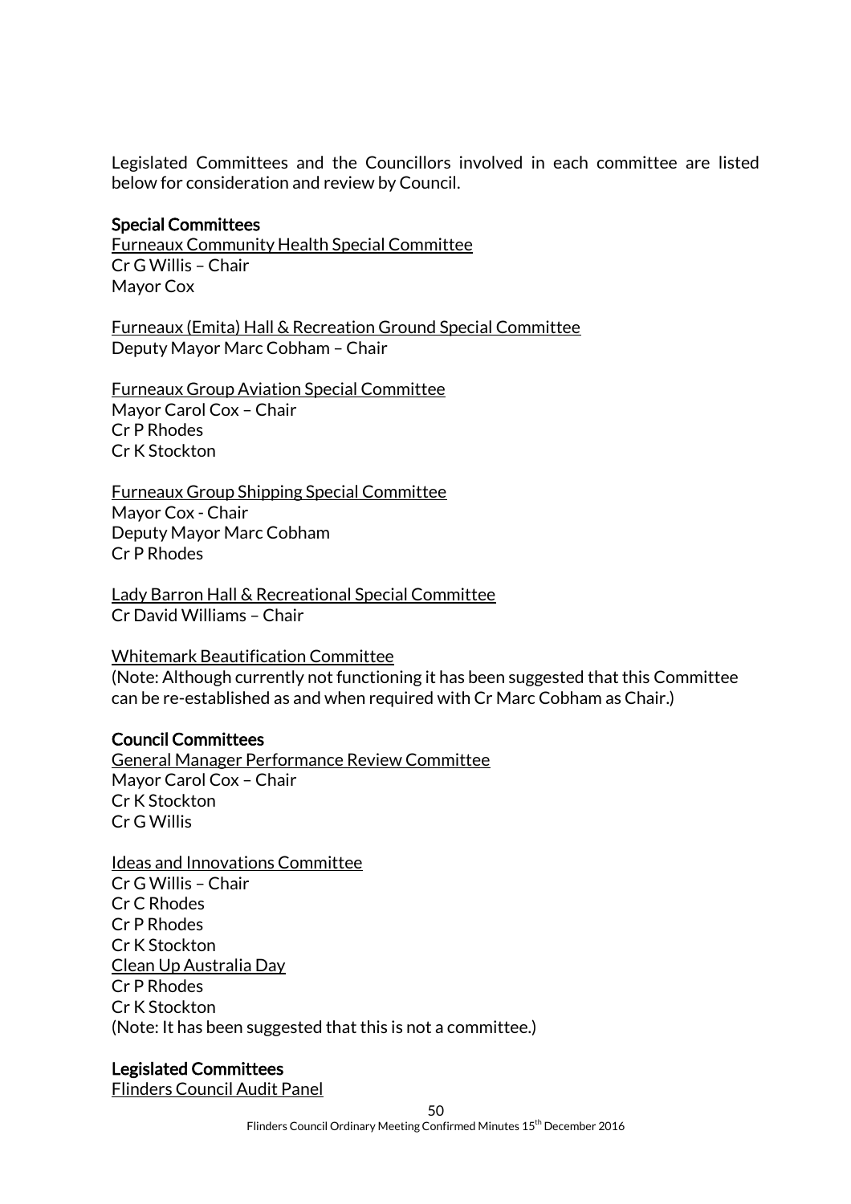Legislated Committees and the Councillors involved in each committee are listed below for consideration and review by Council.

**Special Committees**

<u>Furneaux Community Health Special Committee</u>
Cr G Willis – Chair
Mayor Cox

<u>Furneaux (Emita) Hall & Recreation Ground Special Committee</u>
Deputy Mayor Marc Cobham – Chair

<u>Furneaux Group Aviation Special Committee</u>
Mayor Carol Cox – Chair
Cr P Rhodes
Cr K Stockton

<u>Furneaux Group Shipping Special Committee</u>
Mayor Cox - Chair
Deputy Mayor Marc Cobham
Cr P Rhodes

<u>Lady Barron Hall & Recreational Special Committee</u>
Cr David Williams – Chair

<u>Whitemark Beautification Committee</u>
(Note: Although currently not functioning it has been suggested that this Committee can be re-established as and when required with Cr Marc Cobham as Chair.)

**Council Committees**

<u>General Manager Performance Review Committee</u>
Mayor Carol Cox – Chair
Cr K Stockton
Cr G Willis

<u>Ideas and Innovations Committee</u>
Cr G Willis – Chair
Cr C Rhodes
Cr P Rhodes
Cr K Stockton
<u>Clean Up Australia Day</u>
Cr P Rhodes
Cr K Stockton
(Note: It has been suggested that this is not a committee.)

**Legislated Committees**

<u>Flinders Council Audit Panel</u>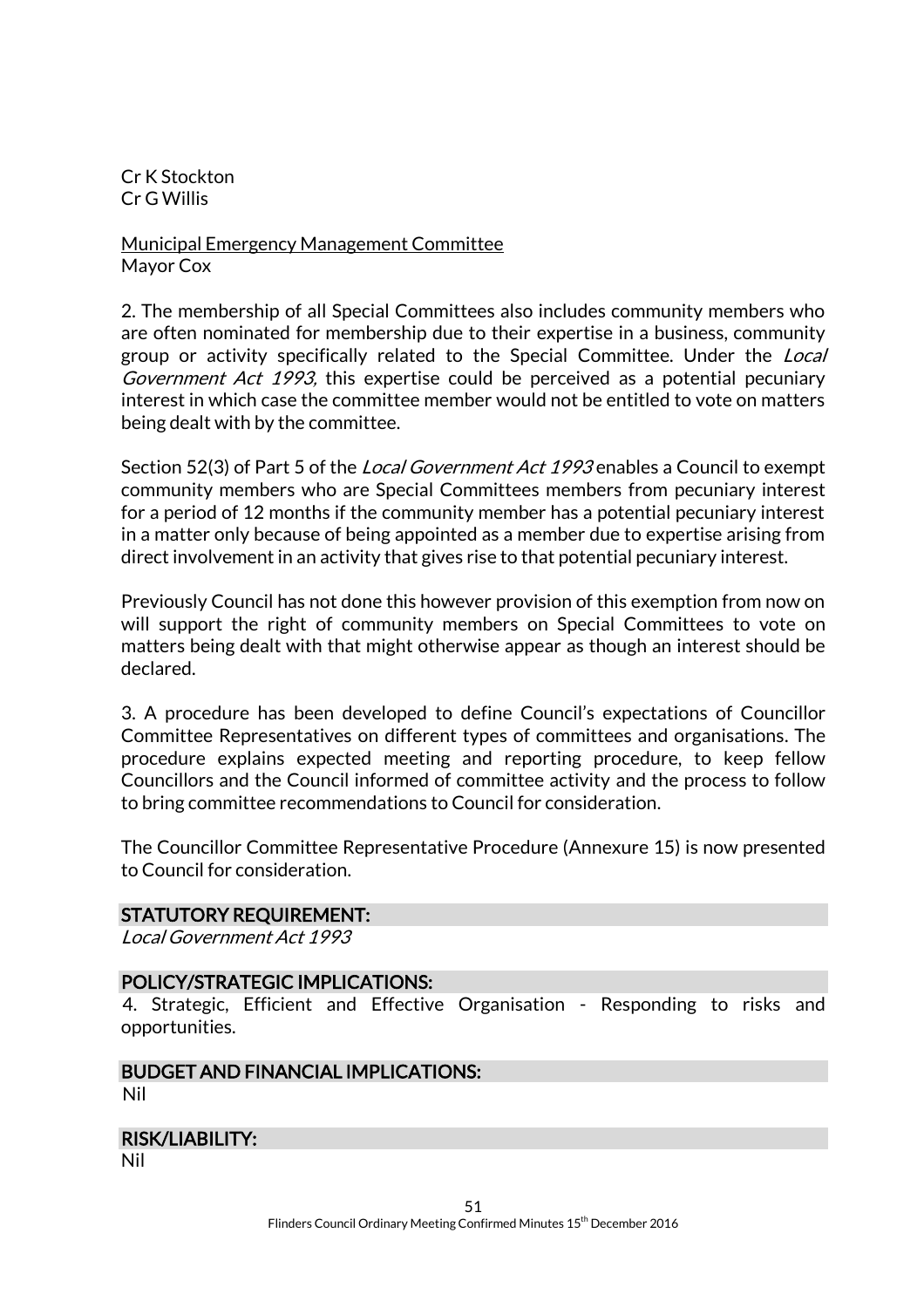Cr K Stockton
Cr G Willis

Municipal Emergency Management Committee
Mayor Cox

2. The membership of all Special Committees also includes community members who are often nominated for membership due to their expertise in a business, community group or activity specifically related to the Special Committee. Under the *Local Government Act 1993*, this expertise could be perceived as a potential pecuniary interest in which case the committee member would not be entitled to vote on matters being dealt with by the committee.

Section 52(3) of Part 5 of the *Local Government Act 1993* enables a Council to exempt community members who are Special Committees members from pecuniary interest for a period of 12 months if the community member has a potential pecuniary interest in a matter only because of being appointed as a member due to expertise arising from direct involvement in an activity that gives rise to that potential pecuniary interest.

Previously Council has not done this however provision of this exemption from now on will support the right of community members on Special Committees to vote on matters being dealt with that might otherwise appear as though an interest should be declared.

3. A procedure has been developed to define Council's expectations of Councillor Committee Representatives on different types of committees and organisations. The procedure explains expected meeting and reporting procedure, to keep fellow Councillors and the Council informed of committee activity and the process to follow to bring committee recommendations to Council for consideration.

The Councillor Committee Representative Procedure (Annexure 15) is now presented to Council for consideration.

## STATUTORY REQUIREMENT:

*Local Government Act 1993*

## POLICY/STRATEGIC IMPLICATIONS:

4. Strategic, Efficient and Effective Organisation - Responding to risks and opportunities.

## BUDGET AND FINANCIAL IMPLICATIONS:

Nil

## RISK/LIABILITY:

Nil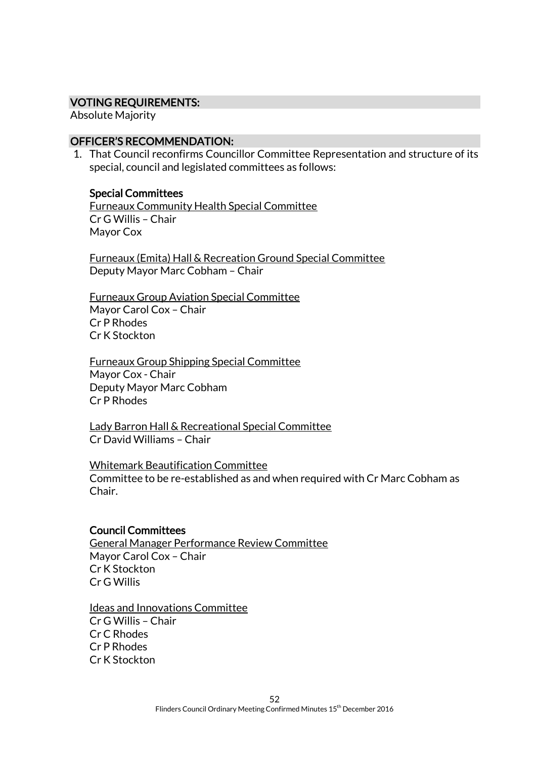## VOTING REQUIREMENTS:

Absolute Majority

## OFFICER'S RECOMMENDATION:

1. That Council reconfirms Councillor Committee Representation and structure of its special, council and legislated committees as follows:

   **Special Committees**

   Furneaux Community Health Special Committee
   Cr G Willis – Chair
   Mayor Cox

   Furneaux (Emita) Hall & Recreation Ground Special Committee
   Deputy Mayor Marc Cobham – Chair

   Furneaux Group Aviation Special Committee
   Mayor Carol Cox – Chair
   Cr P Rhodes
   Cr K Stockton

   Furneaux Group Shipping Special Committee
   Mayor Cox - Chair
   Deputy Mayor Marc Cobham
   Cr P Rhodes

   Lady Barron Hall & Recreational Special Committee
   Cr David Williams – Chair

   Whitemark Beautification Committee
   Committee to be re-established as and when required with Cr Marc Cobham as Chair.

   **Council Committees**

   General Manager Performance Review Committee
   Mayor Carol Cox – Chair
   Cr K Stockton
   Cr G Willis

   Ideas and Innovations Committee
   Cr G Willis – Chair
   Cr C Rhodes
   Cr P Rhodes
   Cr K Stockton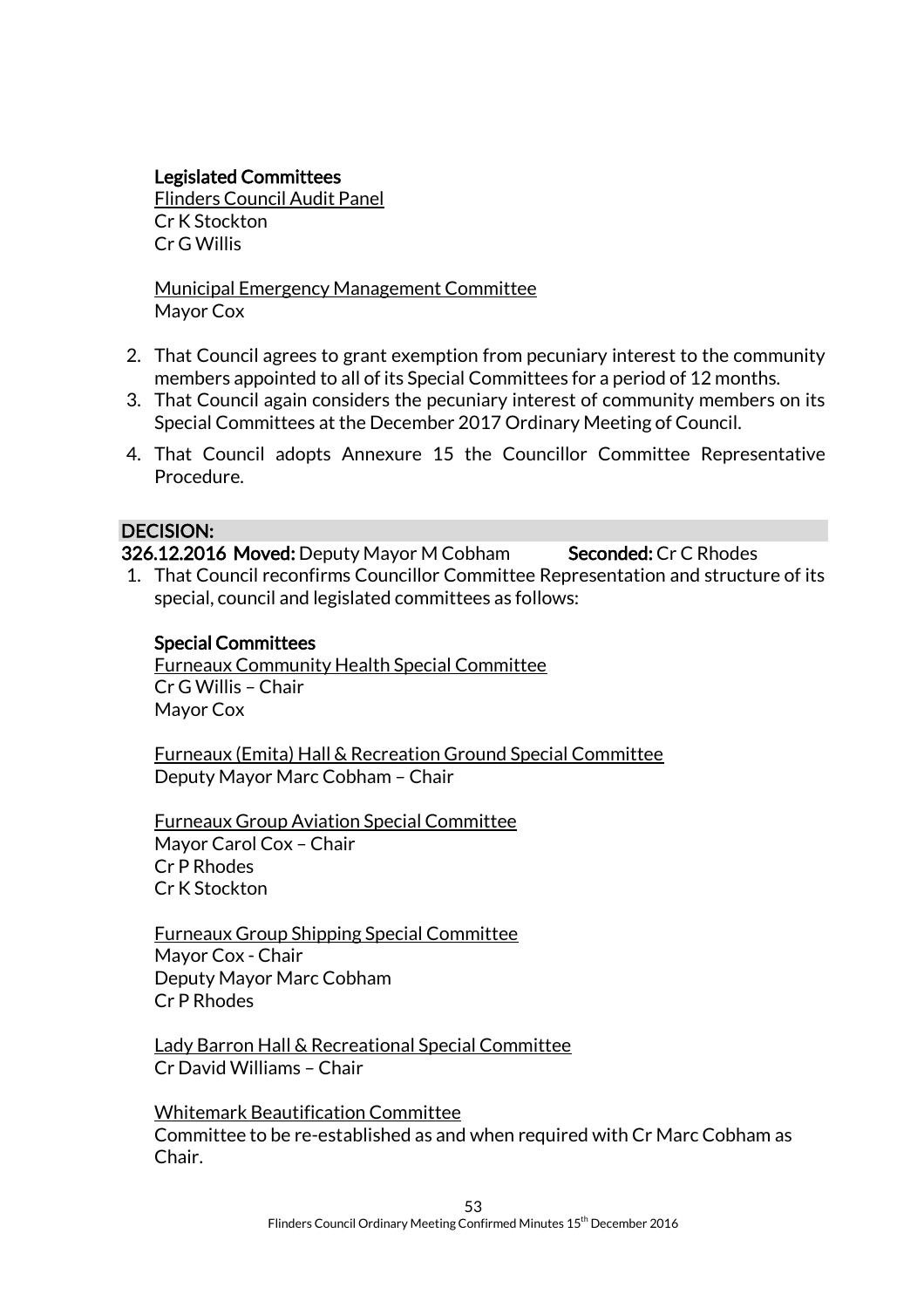**Legislated Committees**
Flinders Council Audit Panel
Cr K Stockton
Cr G Willis

Municipal Emergency Management Committee
Mayor Cox

2. That Council agrees to grant exemption from pecuniary interest to the community members appointed to all of its Special Committees for a period of 12 months.
3. That Council again considers the pecuniary interest of community members on its Special Committees at the December 2017 Ordinary Meeting of Council.
4. That Council adopts Annexure 15 the Councillor Committee Representative Procedure.

**DECISION:**

**326.12.2016 Moved:** Deputy Mayor M Cobham **Seconded:** Cr C Rhodes

1. That Council reconfirms Councillor Committee Representation and structure of its special, council and legislated committees as follows:

**Special Committees**
Furneaux Community Health Special Committee
Cr G Willis – Chair
Mayor Cox

Furneaux (Emita) Hall & Recreation Ground Special Committee
Deputy Mayor Marc Cobham – Chair

Furneaux Group Aviation Special Committee
Mayor Carol Cox – Chair
Cr P Rhodes
Cr K Stockton

Furneaux Group Shipping Special Committee
Mayor Cox - Chair
Deputy Mayor Marc Cobham
Cr P Rhodes

Lady Barron Hall & Recreational Special Committee
Cr David Williams – Chair

Whitemark Beautification Committee
Committee to be re-established as and when required with Cr Marc Cobham as Chair.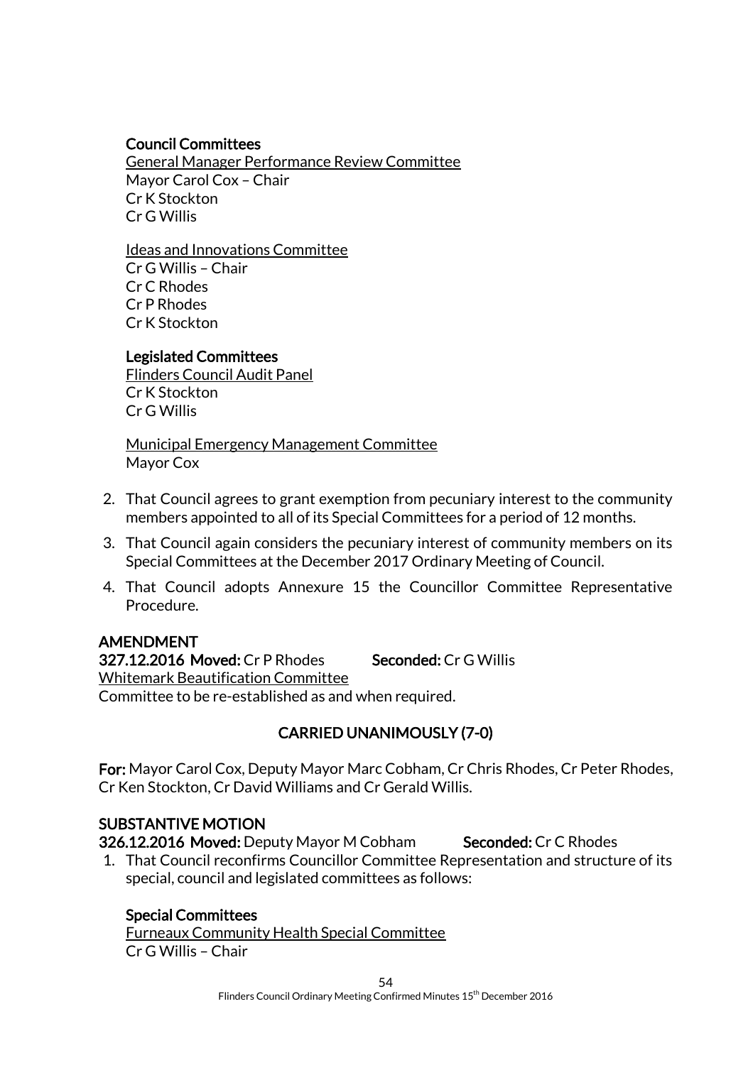**Council Committees**

General Manager Performance Review Committee
Mayor Carol Cox – Chair
Cr K Stockton
Cr G Willis

Ideas and Innovations Committee
Cr G Willis – Chair
Cr C Rhodes
Cr P Rhodes
Cr K Stockton

**Legislated Committees**

Flinders Council Audit Panel
Cr K Stockton
Cr G Willis

Municipal Emergency Management Committee
Mayor Cox

2. That Council agrees to grant exemption from pecuniary interest to the community members appointed to all of its Special Committees for a period of 12 months.
3. That Council again considers the pecuniary interest of community members on its Special Committees at the December 2017 Ordinary Meeting of Council.
4. That Council adopts Annexure 15 the Councillor Committee Representative Procedure.

**AMENDMENT**

**327.12.2016 Moved:** Cr P Rhodes **Seconded:** Cr G Willis

Whitemark Beautification Committee
Committee to be re-established as and when required.

**CARRIED UNANIMOUSLY (7-0)**

**For:** Mayor Carol Cox, Deputy Mayor Marc Cobham, Cr Chris Rhodes, Cr Peter Rhodes, Cr Ken Stockton, Cr David Williams and Cr Gerald Willis.

**SUBSTANTIVE MOTION**

**326.12.2016 Moved:** Deputy Mayor M Cobham **Seconded:** Cr C Rhodes

1. That Council reconfirms Councillor Committee Representation and structure of its special, council and legislated committees as follows:

**Special Committees**

Furneaux Community Health Special Committee
Cr G Willis – Chair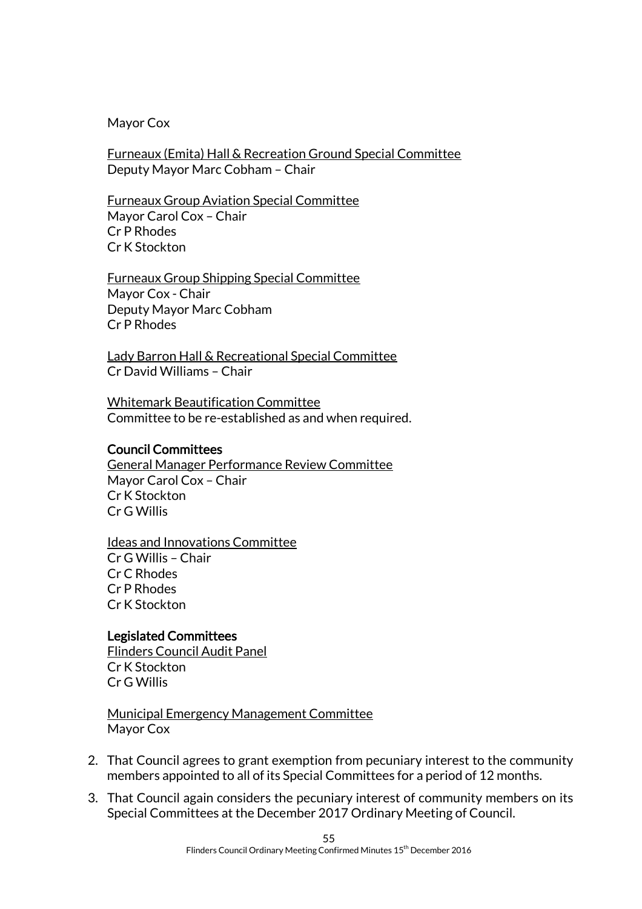Mayor Cox

<u>Furneaux (Emita) Hall & Recreation Ground Special Committee</u>
Deputy Mayor Marc Cobham – Chair

<u>Furneaux Group Aviation Special Committee</u>
Mayor Carol Cox – Chair
Cr P Rhodes
Cr K Stockton

<u>Furneaux Group Shipping Special Committee</u>
Mayor Cox - Chair
Deputy Mayor Marc Cobham
Cr P Rhodes

<u>Lady Barron Hall & Recreational Special Committee</u>
Cr David Williams – Chair

<u>Whitemark Beautification Committee</u>
Committee to be re-established as and when required.

**Council Committees**
<u>General Manager Performance Review Committee</u>
Mayor Carol Cox – Chair
Cr K Stockton
Cr G Willis

<u>Ideas and Innovations Committee</u>
Cr G Willis – Chair
Cr C Rhodes
Cr P Rhodes
Cr K Stockton

**Legislated Committees**
<u>Flinders Council Audit Panel</u>
Cr K Stockton
Cr G Willis

<u>Municipal Emergency Management Committee</u>
Mayor Cox

2. That Council agrees to grant exemption from pecuniary interest to the community members appointed to all of its Special Committees for a period of 12 months.
3. That Council again considers the pecuniary interest of community members on its Special Committees at the December 2017 Ordinary Meeting of Council.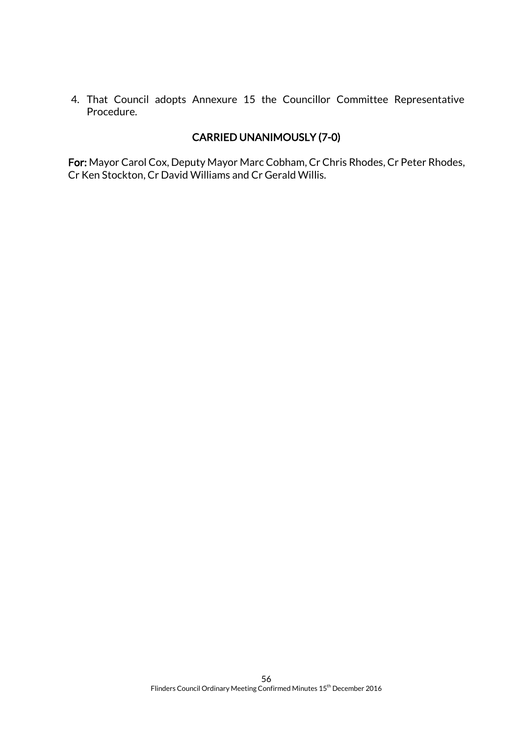4. That Council adopts Annexure 15 the Councillor Committee Representative Procedure.

**CARRIED UNANIMOUSLY (7-0)**

**For:** Mayor Carol Cox, Deputy Mayor Marc Cobham, Cr Chris Rhodes, Cr Peter Rhodes, Cr Ken Stockton, Cr David Williams and Cr Gerald Willis.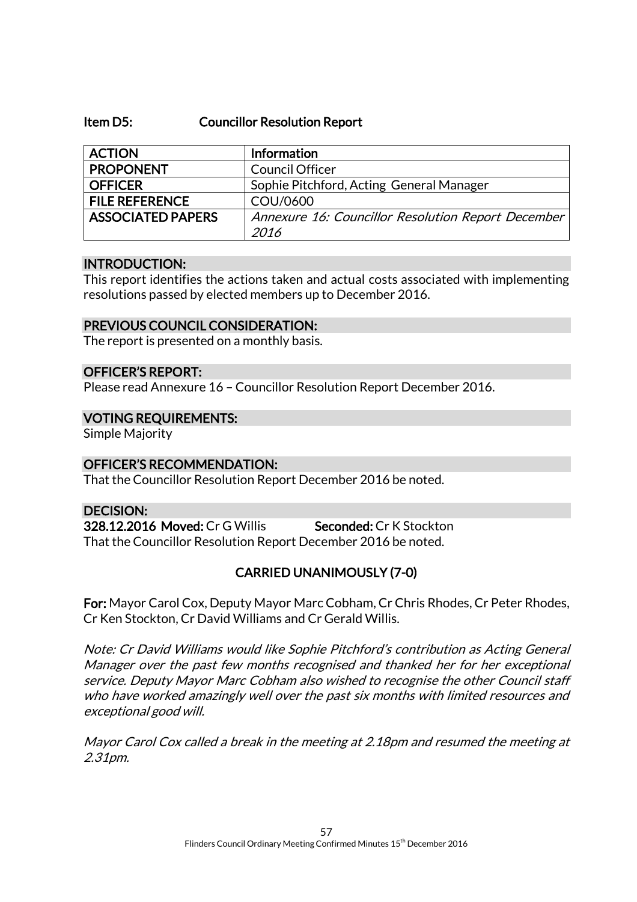## Item D5: Councillor Resolution Report

| ACTION | Information |
|---|---|
| PROPONENT | Council Officer |
| OFFICER | Sophie Pitchford, Acting General Manager |
| FILE REFERENCE | COU/0600 |
| ASSOCIATED PAPERS | *Annexure 16: Councillor Resolution Report December 2016* |

### INTRODUCTION:

This report identifies the actions taken and actual costs associated with implementing resolutions passed by elected members up to December 2016.

### PREVIOUS COUNCIL CONSIDERATION:

The report is presented on a monthly basis.

### OFFICER'S REPORT:

Please read Annexure 16 – Councillor Resolution Report December 2016.

### VOTING REQUIREMENTS:

Simple Majority

### OFFICER'S RECOMMENDATION:

That the Councillor Resolution Report December 2016 be noted.

### DECISION:

**328.12.2016 Moved:** Cr G Willis **Seconded:** Cr K Stockton

That the Councillor Resolution Report December 2016 be noted.

**CARRIED UNANIMOUSLY (7-0)**

**For:** Mayor Carol Cox, Deputy Mayor Marc Cobham, Cr Chris Rhodes, Cr Peter Rhodes, Cr Ken Stockton, Cr David Williams and Cr Gerald Willis.

*Note: Cr David Williams would like Sophie Pitchford's contribution as Acting General Manager over the past few months recognised and thanked her for her exceptional service. Deputy Mayor Marc Cobham also wished to recognise the other Council staff who have worked amazingly well over the past six months with limited resources and exceptional good will.*

*Mayor Carol Cox called a break in the meeting at 2.18pm and resumed the meeting at 2.31pm.*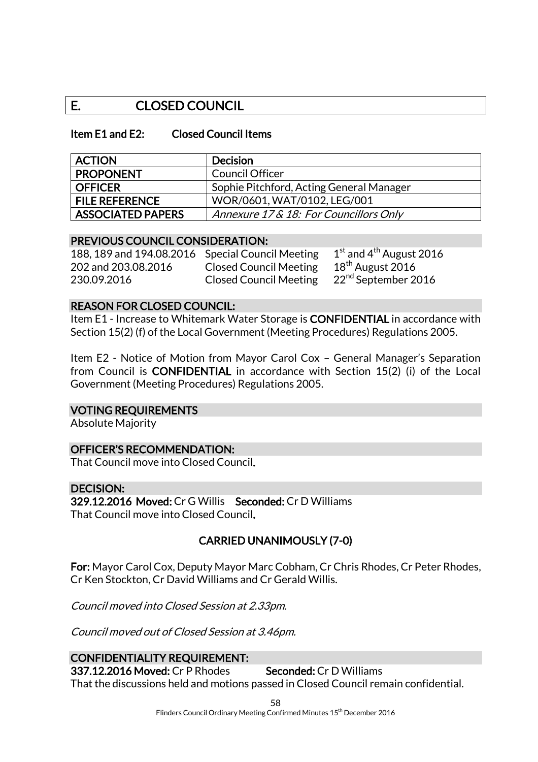# E. CLOSED COUNCIL

**Item E1 and E2: Closed Council Items**

| ACTION | Decision |
|---|---|
| PROPONENT | Council Officer |
| OFFICER | Sophie Pitchford, Acting General Manager |
| FILE REFERENCE | WOR/0601, WAT/0102, LEG/001 |
| ASSOCIATED PAPERS | *Annexure 17 & 18: For Councillors Only* |

**PREVIOUS COUNCIL CONSIDERATION:**

| | | |
|---|---|---|
| 188, 189 and 194.08.2016 | Special Council Meeting | 1st and 4th August 2016 |
| 202 and 203.08.2016 | Closed Council Meeting | 18th August 2016 |
| 230.09.2016 | Closed Council Meeting | 22nd September 2016 |

**REASON FOR CLOSED COUNCIL:**

Item E1 - Increase to Whitemark Water Storage is **CONFIDENTIAL** in accordance with Section 15(2) (f) of the Local Government (Meeting Procedures) Regulations 2005.

Item E2 - Notice of Motion from Mayor Carol Cox – General Manager's Separation from Council is **CONFIDENTIAL** in accordance with Section 15(2) (i) of the Local Government (Meeting Procedures) Regulations 2005.

**VOTING REQUIREMENTS**

Absolute Majority

**OFFICER'S RECOMMENDATION:**

That Council move into Closed Council.

**DECISION:**

**329.12.2016 Moved:** Cr G Willis **Seconded:** Cr D Williams

That Council move into Closed Council.

**CARRIED UNANIMOUSLY (7-0)**

**For:** Mayor Carol Cox, Deputy Mayor Marc Cobham, Cr Chris Rhodes, Cr Peter Rhodes, Cr Ken Stockton, Cr David Williams and Cr Gerald Willis.

*Council moved into Closed Session at 2.33pm.*

*Council moved out of Closed Session at 3.46pm.*

**CONFIDENTIALITY REQUIREMENT:**

**337.12.2016 Moved:** Cr P Rhodes **Seconded:** Cr D Williams

That the discussions held and motions passed in Closed Council remain confidential.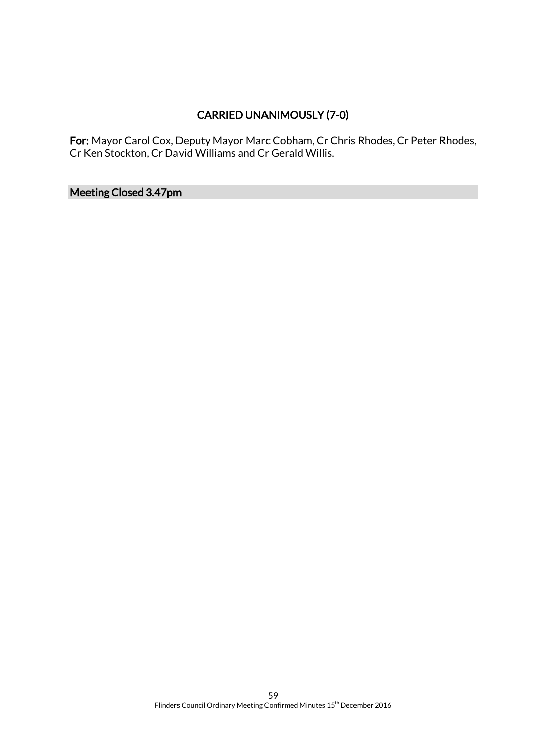**CARRIED UNANIMOUSLY (7-0)**

**For:** Mayor Carol Cox, Deputy Mayor Marc Cobham, Cr Chris Rhodes, Cr Peter Rhodes, Cr Ken Stockton, Cr David Williams and Cr Gerald Willis.

## Meeting Closed 3.47pm